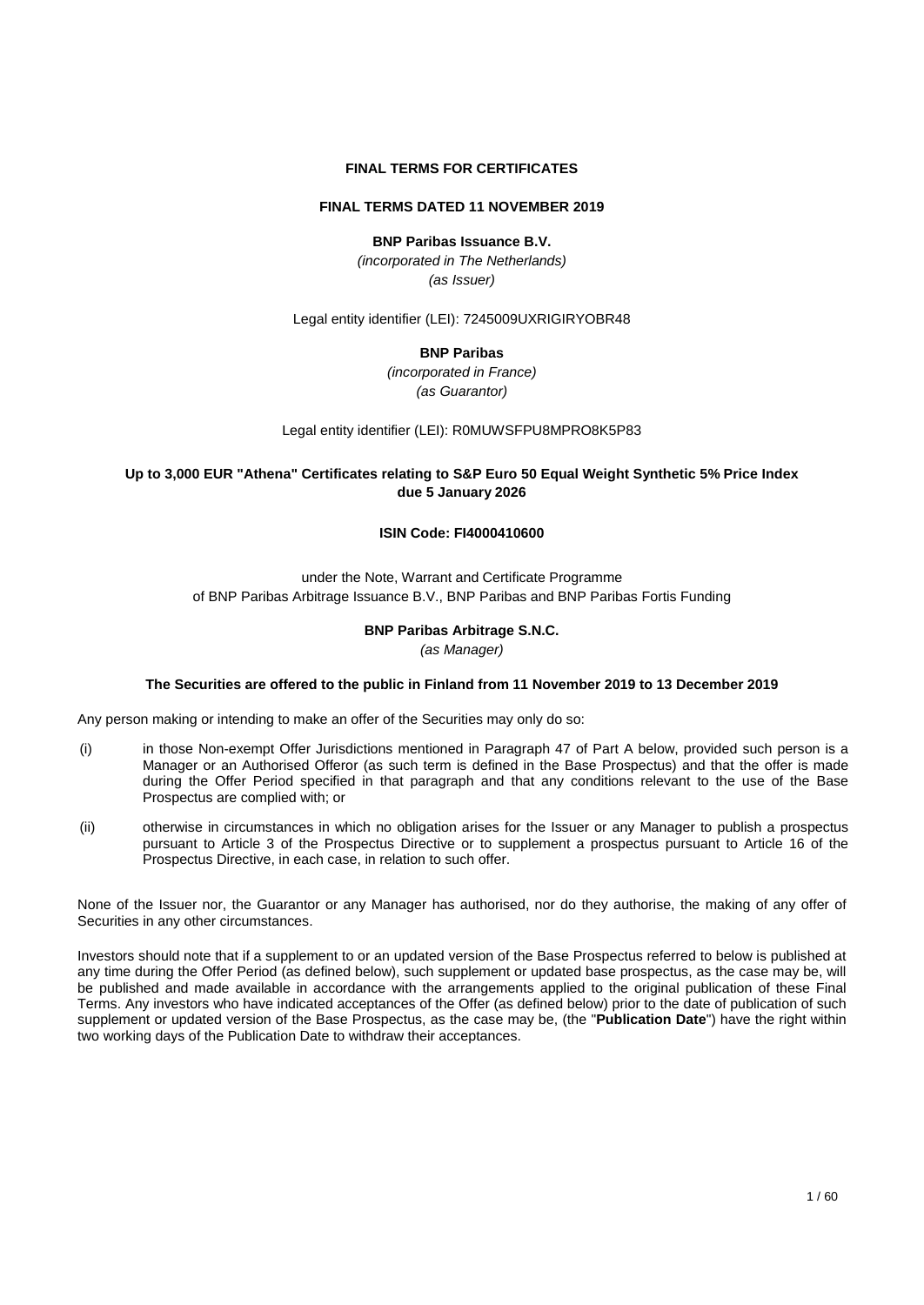**FINAL TERMS FOR CERTIFICATES**

**FINAL TERMS DATED 11 NOVEMBER 2019**

**BNP Paribas Issuance B.V.**

*(incorporated in The Netherlands)*

*(as Issuer)*

Legal entity identifier (LEI): 7245009UXRIGIRYOBR48

**BNP Paribas**

*(incorporated in France)*

*(as Guarantor)*

Legal entity identifier (LEI): R0MUWSFPU8MPRO8K5P83

**Up to 3,000 EUR "Athena" Certificates relating to S&P Euro 50 Equal Weight Synthetic 5% Price Index due 5 January 2026**

**ISIN Code: FI4000410600**

under the Note, Warrant and Certificate Programme
of BNP Paribas Arbitrage Issuance B.V., BNP Paribas and BNP Paribas Fortis Funding

**BNP Paribas Arbitrage S.N.C.**

*(as Manager)*

**The Securities are offered to the public in Finland from 11 November 2019 to 13 December 2019**

Any person making or intending to make an offer of the Securities may only do so:

(i) in those Non-exempt Offer Jurisdictions mentioned in Paragraph 47 of Part A below, provided such person is a Manager or an Authorised Offeror (as such term is defined in the Base Prospectus) and that the offer is made during the Offer Period specified in that paragraph and that any conditions relevant to the use of the Base Prospectus are complied with; or

(ii) otherwise in circumstances in which no obligation arises for the Issuer or any Manager to publish a prospectus pursuant to Article 3 of the Prospectus Directive or to supplement a prospectus pursuant to Article 16 of the Prospectus Directive, in each case, in relation to such offer.

None of the Issuer nor, the Guarantor or any Manager has authorised, nor do they authorise, the making of any offer of Securities in any other circumstances.

Investors should note that if a supplement to or an updated version of the Base Prospectus referred to below is published at any time during the Offer Period (as defined below), such supplement or updated base prospectus, as the case may be, will be published and made available in accordance with the arrangements applied to the original publication of these Final Terms. Any investors who have indicated acceptances of the Offer (as defined below) prior to the date of publication of such supplement or updated version of the Base Prospectus, as the case may be, (the "**Publication Date**") have the right within two working days of the Publication Date to withdraw their acceptances.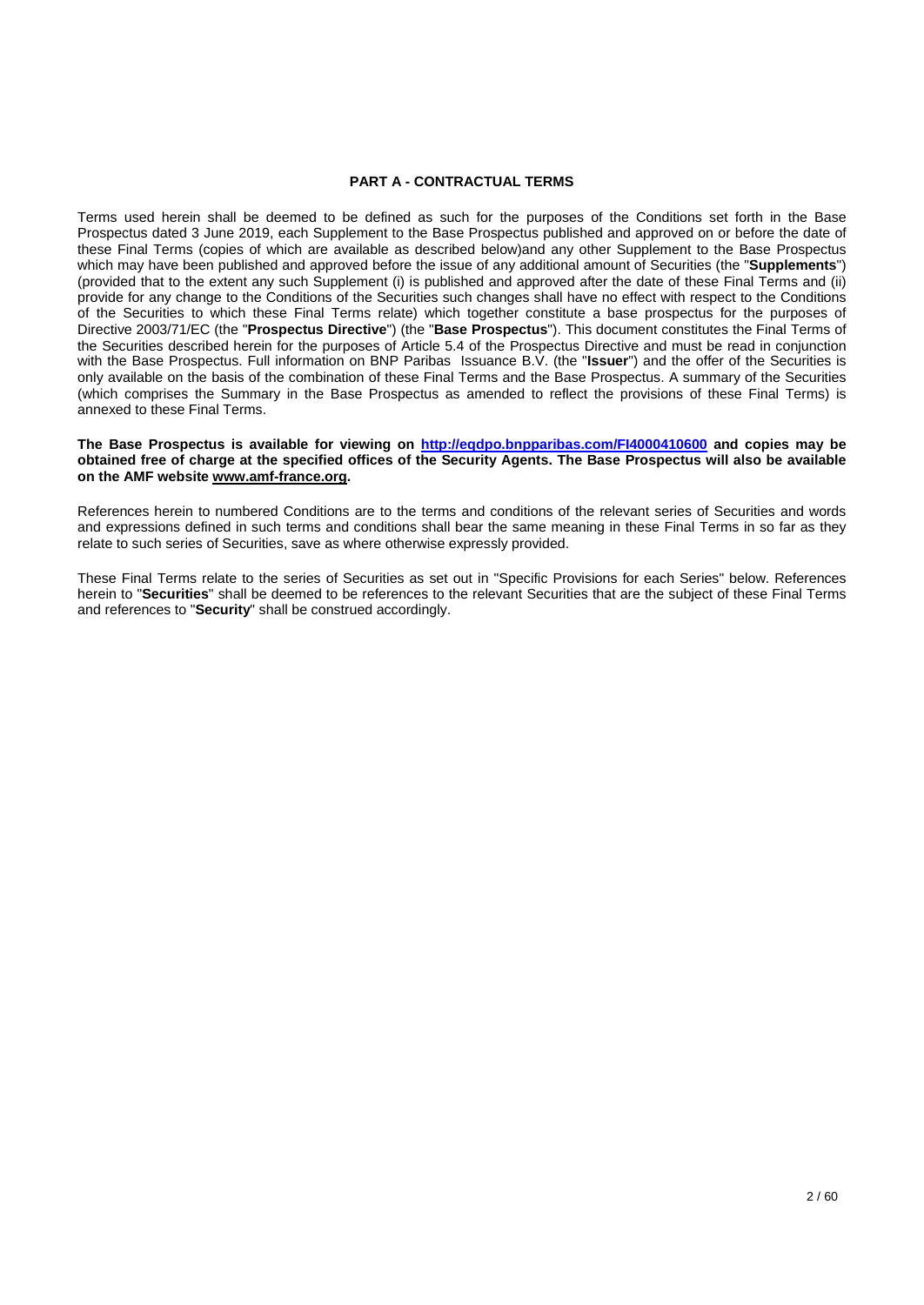## PART A - CONTRACTUAL TERMS

Terms used herein shall be deemed to be defined as such for the purposes of the Conditions set forth in the Base Prospectus dated 3 June 2019, each Supplement to the Base Prospectus published and approved on or before the date of these Final Terms (copies of which are available as described below)and any other Supplement to the Base Prospectus which may have been published and approved before the issue of any additional amount of Securities (the "**Supplements**") (provided that to the extent any such Supplement (i) is published and approved after the date of these Final Terms and (ii) provide for any change to the Conditions of the Securities such changes shall have no effect with respect to the Conditions of the Securities to which these Final Terms relate) which together constitute a base prospectus for the purposes of Directive 2003/71/EC (the "**Prospectus Directive**") (the "**Base Prospectus**"). This document constitutes the Final Terms of the Securities described herein for the purposes of Article 5.4 of the Prospectus Directive and must be read in conjunction with the Base Prospectus. Full information on BNP Paribas Issuance B.V. (the "**Issuer**") and the offer of the Securities is only available on the basis of the combination of these Final Terms and the Base Prospectus. A summary of the Securities (which comprises the Summary in the Base Prospectus as amended to reflect the provisions of these Final Terms) is annexed to these Final Terms.

**The Base Prospectus is available for viewing on http://eqdpo.bnpparibas.com/FI4000410600 and copies may be obtained free of charge at the specified offices of the Security Agents. The Base Prospectus will also be available on the AMF website www.amf-france.org.**

References herein to numbered Conditions are to the terms and conditions of the relevant series of Securities and words and expressions defined in such terms and conditions shall bear the same meaning in these Final Terms in so far as they relate to such series of Securities, save as where otherwise expressly provided.

These Final Terms relate to the series of Securities as set out in "Specific Provisions for each Series" below. References herein to "**Securities**" shall be deemed to be references to the relevant Securities that are the subject of these Final Terms and references to "**Security**" shall be construed accordingly.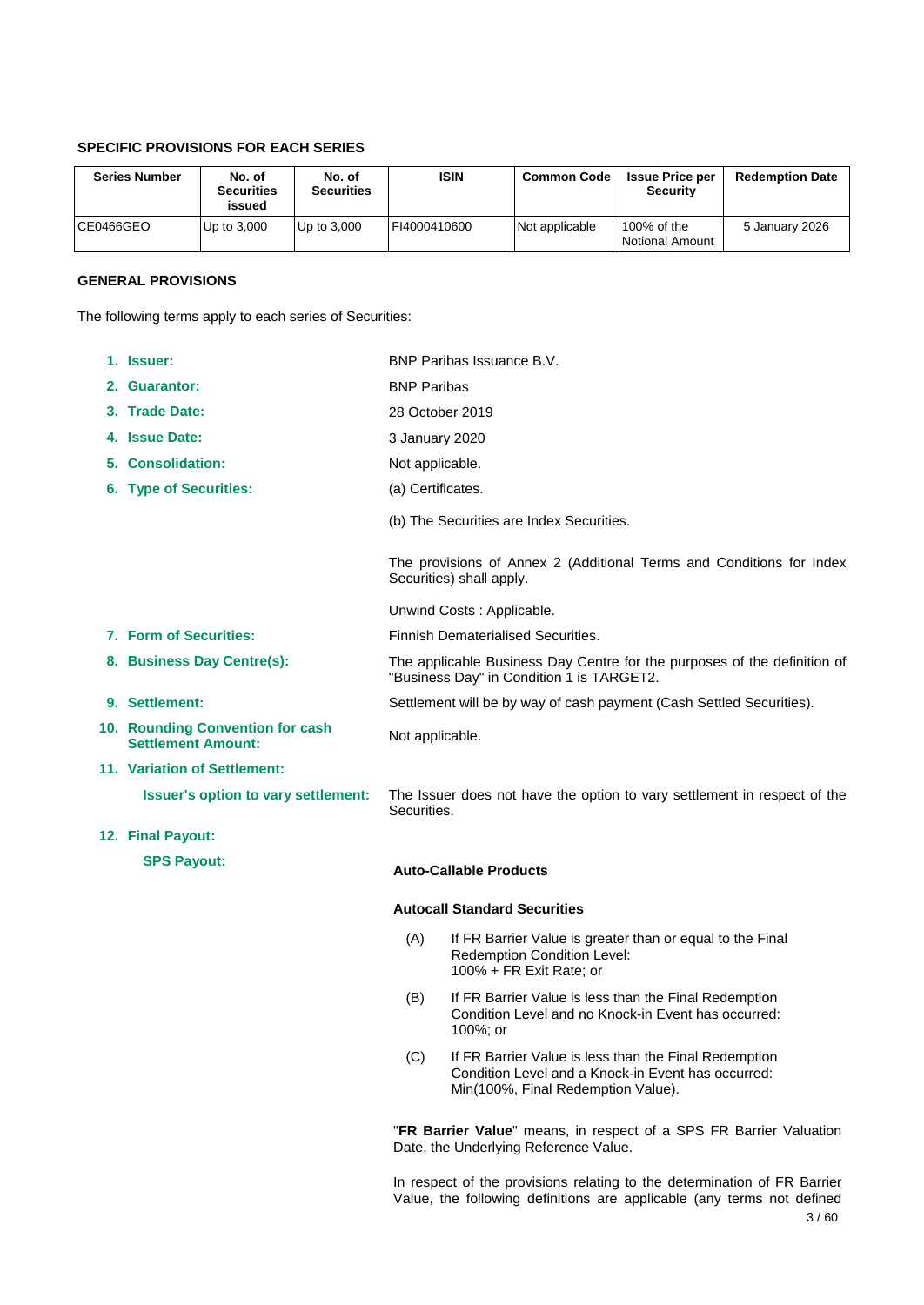### SPECIFIC PROVISIONS FOR EACH SERIES

| Series Number | No. of Securities issued | No. of Securities | ISIN | Common Code | Issue Price per Security | Redemption Date |
|---|---|---|---|---|---|---|
| CE0466GEO | Up to 3,000 | Up to 3,000 | FI4000410600 | Not applicable | 100% of the Notional Amount | 5 January 2026 |

### GENERAL PROVISIONS

The following terms apply to each series of Securities:

1. **Issuer:** BNP Paribas Issuance B.V.
2. **Guarantor:** BNP Paribas
3. **Trade Date:** 28 October 2019
4. **Issue Date:** 3 January 2020
5. **Consolidation:** Not applicable.
6. **Type of Securities:** (a) Certificates.

   (b) The Securities are Index Securities.

   The provisions of Annex 2 (Additional Terms and Conditions for Index Securities) shall apply.

   Unwind Costs : Applicable.
7. **Form of Securities:** Finnish Dematerialised Securities.
8. **Business Day Centre(s):** The applicable Business Day Centre for the purposes of the definition of "Business Day" in Condition 1 is TARGET2.
9. **Settlement:** Settlement will be by way of cash payment (Cash Settled Securities).
10. **Rounding Convention for cash Settlement Amount:** Not applicable.
11. **Variation of Settlement:**

    **Issuer's option to vary settlement:** The Issuer does not have the option to vary settlement in respect of the Securities.
12. **Final Payout:**

    **SPS Payout:**

    **Auto-Callable Products**

    **Autocall Standard Securities**

    (A) If FR Barrier Value is greater than or equal to the Final Redemption Condition Level:
    100% + FR Exit Rate; or

    (B) If FR Barrier Value is less than the Final Redemption Condition Level and no Knock-in Event has occurred:
    100%; or

    (C) If FR Barrier Value is less than the Final Redemption Condition Level and a Knock-in Event has occurred:
    Min(100%, Final Redemption Value).

    "**FR Barrier Value**" means, in respect of a SPS FR Barrier Valuation Date, the Underlying Reference Value.

    In respect of the provisions relating to the determination of FR Barrier Value, the following definitions are applicable (any terms not defined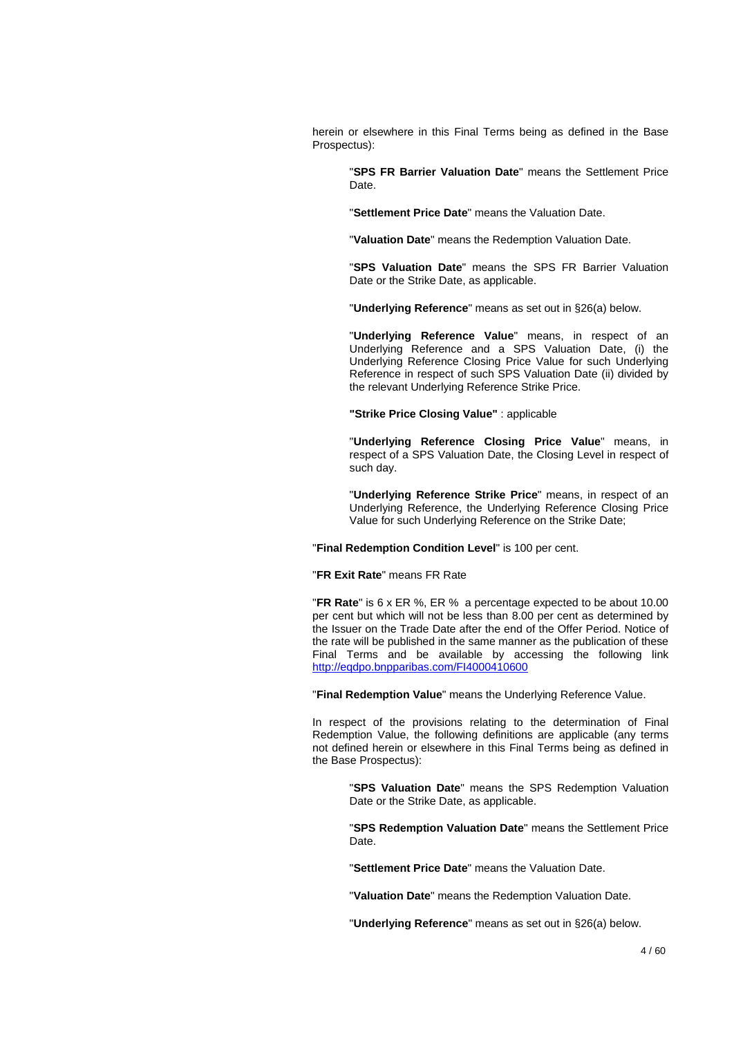herein or elsewhere in this Final Terms being as defined in the Base Prospectus):

> "**SPS FR Barrier Valuation Date**" means the Settlement Price Date.
>
> "**Settlement Price Date**" means the Valuation Date.
>
> "**Valuation Date**" means the Redemption Valuation Date.
>
> "**SPS Valuation Date**" means the SPS FR Barrier Valuation Date or the Strike Date, as applicable.
>
> "**Underlying Reference**" means as set out in §26(a) below.
>
> "**Underlying Reference Value**" means, in respect of an Underlying Reference and a SPS Valuation Date, (i) the Underlying Reference Closing Price Value for such Underlying Reference in respect of such SPS Valuation Date (ii) divided by the relevant Underlying Reference Strike Price.
>
> **"Strike Price Closing Value"** : applicable
>
> "**Underlying Reference Closing Price Value**" means, in respect of a SPS Valuation Date, the Closing Level in respect of such day.
>
> "**Underlying Reference Strike Price**" means, in respect of an Underlying Reference, the Underlying Reference Closing Price Value for such Underlying Reference on the Strike Date;

"**Final Redemption Condition Level**" is 100 per cent.

"**FR Exit Rate**" means FR Rate

"**FR Rate**" is 6 x ER %, ER % a percentage expected to be about 10.00 per cent but which will not be less than 8.00 per cent as determined by the Issuer on the Trade Date after the end of the Offer Period. Notice of the rate will be published in the same manner as the publication of these Final Terms and be available by accessing the following link http://eqdpo.bnpparibas.com/FI4000410600

"**Final Redemption Value**" means the Underlying Reference Value.

In respect of the provisions relating to the determination of Final Redemption Value, the following definitions are applicable (any terms not defined herein or elsewhere in this Final Terms being as defined in the Base Prospectus):

> "**SPS Valuation Date**" means the SPS Redemption Valuation Date or the Strike Date, as applicable.
>
> "**SPS Redemption Valuation Date**" means the Settlement Price Date.
>
> "**Settlement Price Date**" means the Valuation Date.
>
> "**Valuation Date**" means the Redemption Valuation Date.
>
> "**Underlying Reference**" means as set out in §26(a) below.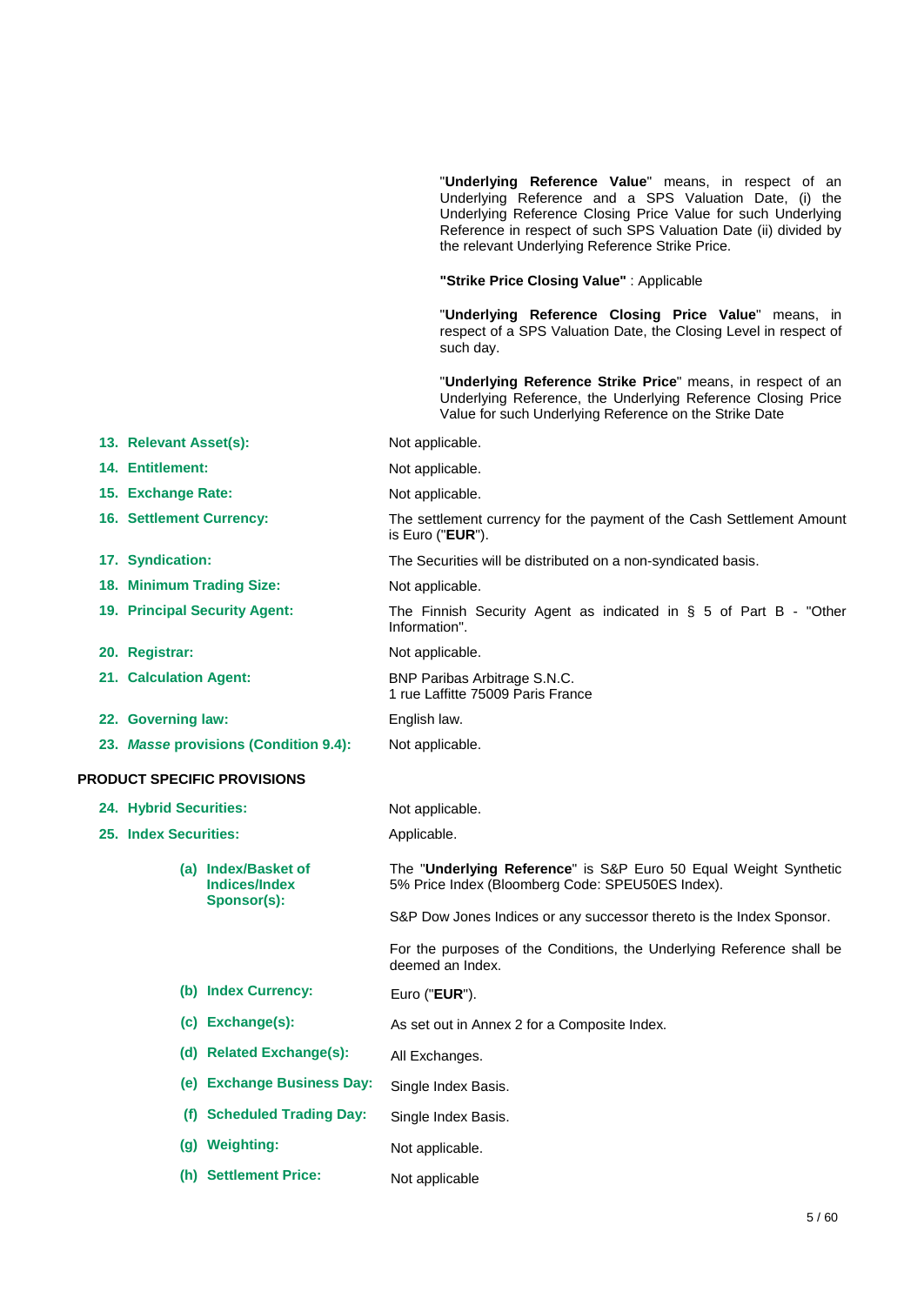"**Underlying Reference Value**" means, in respect of an Underlying Reference and a SPS Valuation Date, (i) the Underlying Reference Closing Price Value for such Underlying Reference in respect of such SPS Valuation Date (ii) divided by the relevant Underlying Reference Strike Price.

**"Strike Price Closing Value"** : Applicable

"**Underlying Reference Closing Price Value**" means, in respect of a SPS Valuation Date, the Closing Level in respect of such day.

"**Underlying Reference Strike Price**" means, in respect of an Underlying Reference, the Underlying Reference Closing Price Value for such Underlying Reference on the Strike Date

| | |
|---|---|
| **13. Relevant Asset(s):** | Not applicable. |
| **14. Entitlement:** | Not applicable. |
| **15. Exchange Rate:** | Not applicable. |
| **16. Settlement Currency:** | The settlement currency for the payment of the Cash Settlement Amount is Euro ("**EUR**"). |
| **17. Syndication:** | The Securities will be distributed on a non-syndicated basis. |
| **18. Minimum Trading Size:** | Not applicable. |
| **19. Principal Security Agent:** | The Finnish Security Agent as indicated in § 5 of Part B - "Other Information". |
| **20. Registrar:** | Not applicable. |
| **21. Calculation Agent:** | BNP Paribas Arbitrage S.N.C.<br>1 rue Laffitte 75009 Paris France |
| **22. Governing law:** | English law. |
| **23. *Masse* provisions (Condition 9.4):** | Not applicable. |

**PRODUCT SPECIFIC PROVISIONS**

| | |
|---|---|
| **24. Hybrid Securities:** | Not applicable. |
| **25. Index Securities:** | Applicable. |
| **(a) Index/Basket of Indices/Index Sponsor(s):** | The "**Underlying Reference**" is S&P Euro 50 Equal Weight Synthetic 5% Price Index (Bloomberg Code: SPEU50ES Index).<br><br>S&P Dow Jones Indices or any successor thereto is the Index Sponsor.<br><br>For the purposes of the Conditions, the Underlying Reference shall be deemed an Index. |
| **(b) Index Currency:** | Euro ("**EUR**"). |
| **(c) Exchange(s):** | As set out in Annex 2 for a Composite Index. |
| **(d) Related Exchange(s):** | All Exchanges. |
| **(e) Exchange Business Day:** | Single Index Basis. |
| **(f) Scheduled Trading Day:** | Single Index Basis. |
| **(g) Weighting:** | Not applicable. |
| **(h) Settlement Price:** | Not applicable |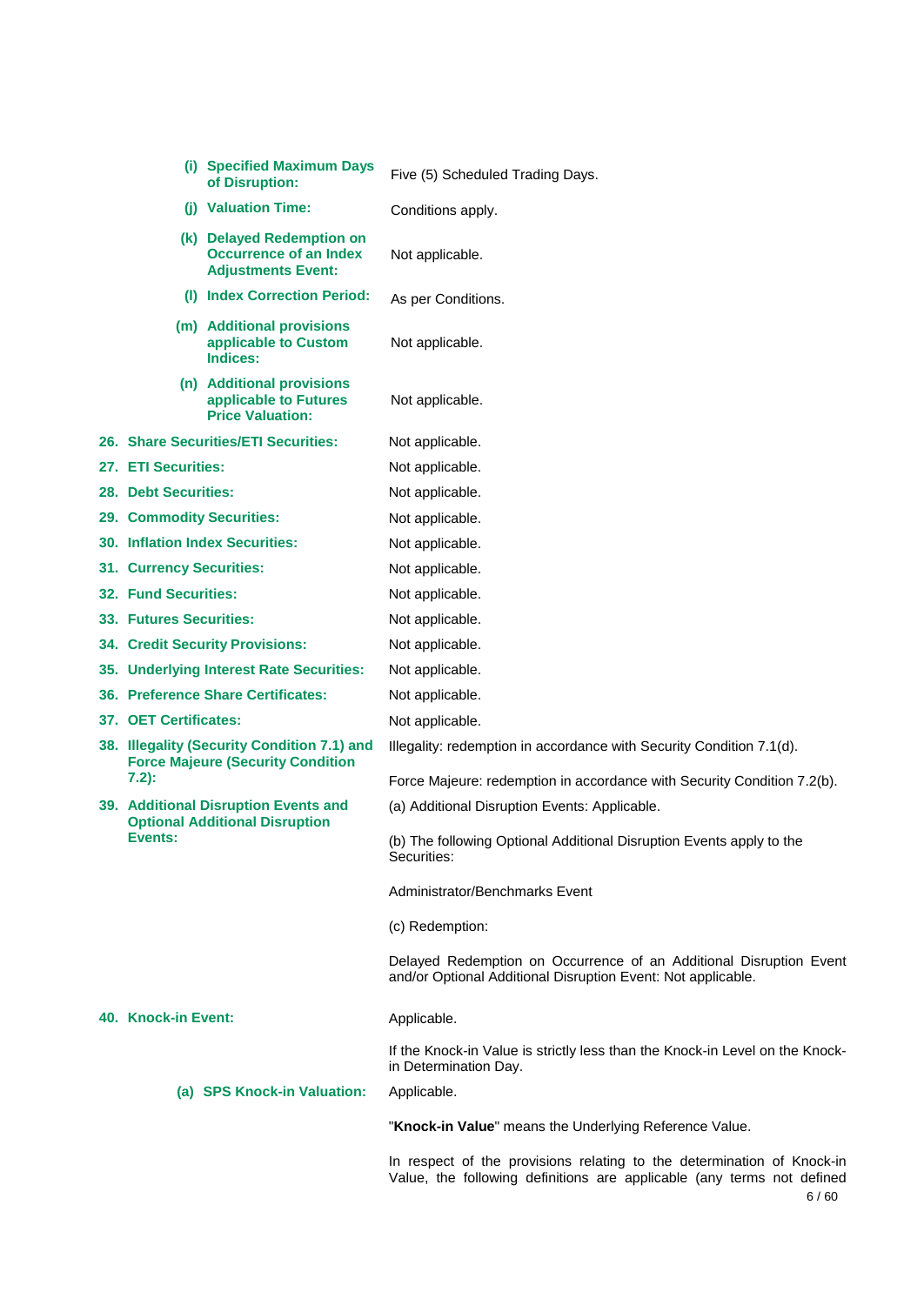| | |
|---|---|
| **(i) Specified Maximum Days of Disruption:** | Five (5) Scheduled Trading Days. |
| **(j) Valuation Time:** | Conditions apply. |
| **(k) Delayed Redemption on Occurrence of an Index Adjustments Event:** | Not applicable. |
| **(l) Index Correction Period:** | As per Conditions. |
| **(m) Additional provisions applicable to Custom Indices:** | Not applicable. |
| **(n) Additional provisions applicable to Futures Price Valuation:** | Not applicable. |
| **26. Share Securities/ETI Securities:** | Not applicable. |
| **27. ETI Securities:** | Not applicable. |
| **28. Debt Securities:** | Not applicable. |
| **29. Commodity Securities:** | Not applicable. |
| **30. Inflation Index Securities:** | Not applicable. |
| **31. Currency Securities:** | Not applicable. |
| **32. Fund Securities:** | Not applicable. |
| **33. Futures Securities:** | Not applicable. |
| **34. Credit Security Provisions:** | Not applicable. |
| **35. Underlying Interest Rate Securities:** | Not applicable. |
| **36. Preference Share Certificates:** | Not applicable. |
| **37. OET Certificates:** | Not applicable. |
| **38. Illegality (Security Condition 7.1) and Force Majeure (Security Condition 7.2):** | Illegality: redemption in accordance with Security Condition 7.1(d).<br><br>Force Majeure: redemption in accordance with Security Condition 7.2(b). |
| **39. Additional Disruption Events and Optional Additional Disruption Events:** | (a) Additional Disruption Events: Applicable.<br><br>(b) The following Optional Additional Disruption Events apply to the Securities:<br><br>Administrator/Benchmarks Event<br><br>(c) Redemption:<br><br>Delayed Redemption on Occurrence of an Additional Disruption Event and/or Optional Additional Disruption Event: Not applicable. |
| **40. Knock-in Event:** | Applicable.<br><br>If the Knock-in Value is strictly less than the Knock-in Level on the Knock-in Determination Day. |
| **(a) SPS Knock-in Valuation:** | Applicable.<br><br>"**Knock-in Value**" means the Underlying Reference Value.<br><br>In respect of the provisions relating to the determination of Knock-in Value, the following definitions are applicable (any terms not defined |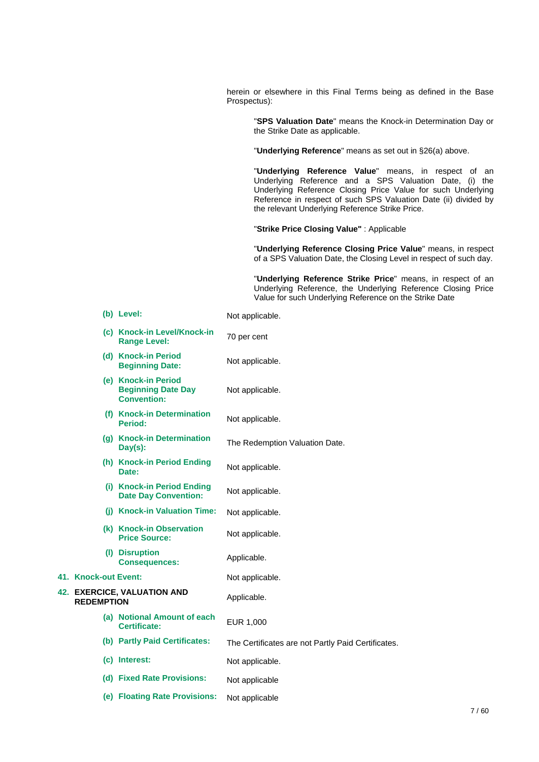herein or elsewhere in this Final Terms being as defined in the Base Prospectus):

> "**SPS Valuation Date**" means the Knock-in Determination Day or the Strike Date as applicable.
>
> "**Underlying Reference**" means as set out in §26(a) above.
>
> "**Underlying Reference Value**" means, in respect of an Underlying Reference and a SPS Valuation Date, (i) the Underlying Reference Closing Price Value for such Underlying Reference in respect of such SPS Valuation Date (ii) divided by the relevant Underlying Reference Strike Price.
>
> "**Strike Price Closing Value"** : Applicable
>
> "**Underlying Reference Closing Price Value**" means, in respect of a SPS Valuation Date, the Closing Level in respect of such day.
>
> "**Underlying Reference Strike Price**" means, in respect of an Underlying Reference, the Underlying Reference Closing Price Value for such Underlying Reference on the Strike Date

| | |
|---|---|
| **(b) Level:** | Not applicable. |
| **(c) Knock-in Level/Knock-in Range Level:** | 70 per cent |
| **(d) Knock-in Period Beginning Date:** | Not applicable. |
| **(e) Knock-in Period Beginning Date Day Convention:** | Not applicable. |
| **(f) Knock-in Determination Period:** | Not applicable. |
| **(g) Knock-in Determination Day(s):** | The Redemption Valuation Date. |
| **(h) Knock-in Period Ending Date:** | Not applicable. |
| **(i) Knock-in Period Ending Date Day Convention:** | Not applicable. |
| **(j) Knock-in Valuation Time:** | Not applicable. |
| **(k) Knock-in Observation Price Source:** | Not applicable. |
| **(l) Disruption Consequences:** | Applicable. |
| **41. Knock-out Event:** | Not applicable. |
| **42. EXERCICE, VALUATION AND REDEMPTION** | Applicable. |
| **(a) Notional Amount of each Certificate:** | EUR 1,000 |
| **(b) Partly Paid Certificates:** | The Certificates are not Partly Paid Certificates. |
| **(c) Interest:** | Not applicable. |
| **(d) Fixed Rate Provisions:** | Not applicable |
| **(e) Floating Rate Provisions:** | Not applicable |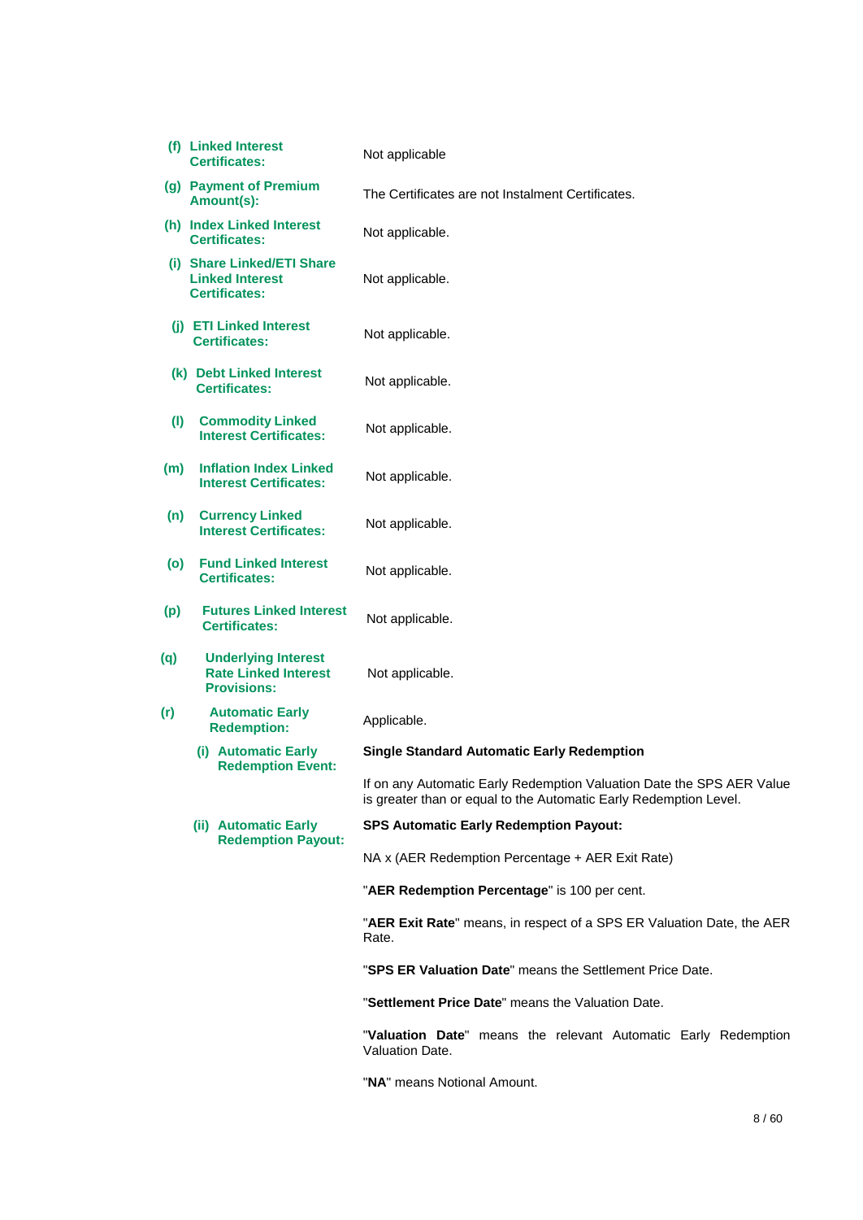| | |
|---|---|
| **(f) Linked Interest Certificates:** | Not applicable |
| **(g) Payment of Premium Amount(s):** | The Certificates are not Instalment Certificates. |
| **(h) Index Linked Interest Certificates:** | Not applicable. |
| **(i) Share Linked/ETI Share Linked Interest Certificates:** | Not applicable. |
| **(j) ETI Linked Interest Certificates:** | Not applicable. |
| **(k) Debt Linked Interest Certificates:** | Not applicable. |
| **(l) Commodity Linked Interest Certificates:** | Not applicable. |
| **(m) Inflation Index Linked Interest Certificates:** | Not applicable. |
| **(n) Currency Linked Interest Certificates:** | Not applicable. |
| **(o) Fund Linked Interest Certificates:** | Not applicable. |
| **(p) Futures Linked Interest Certificates:** | Not applicable. |
| **(q) Underlying Interest Rate Linked Interest Provisions:** | Not applicable. |
| **(r) Automatic Early Redemption:** | Applicable. |
| **(i) Automatic Early Redemption Event:** | **Single Standard Automatic Early Redemption**<br><br>If on any Automatic Early Redemption Valuation Date the SPS AER Value is greater than or equal to the Automatic Early Redemption Level. |
| **(ii) Automatic Early Redemption Payout:** | **SPS Automatic Early Redemption Payout:**<br><br>NA x (AER Redemption Percentage + AER Exit Rate)<br><br>"**AER Redemption Percentage**" is 100 per cent.<br><br>"**AER Exit Rate**" means, in respect of a SPS ER Valuation Date, the AER Rate.<br><br>"**SPS ER Valuation Date**" means the Settlement Price Date.<br><br>"**Settlement Price Date**" means the Valuation Date.<br><br>"**Valuation Date**" means the relevant Automatic Early Redemption Valuation Date.<br><br>"**NA**" means Notional Amount. |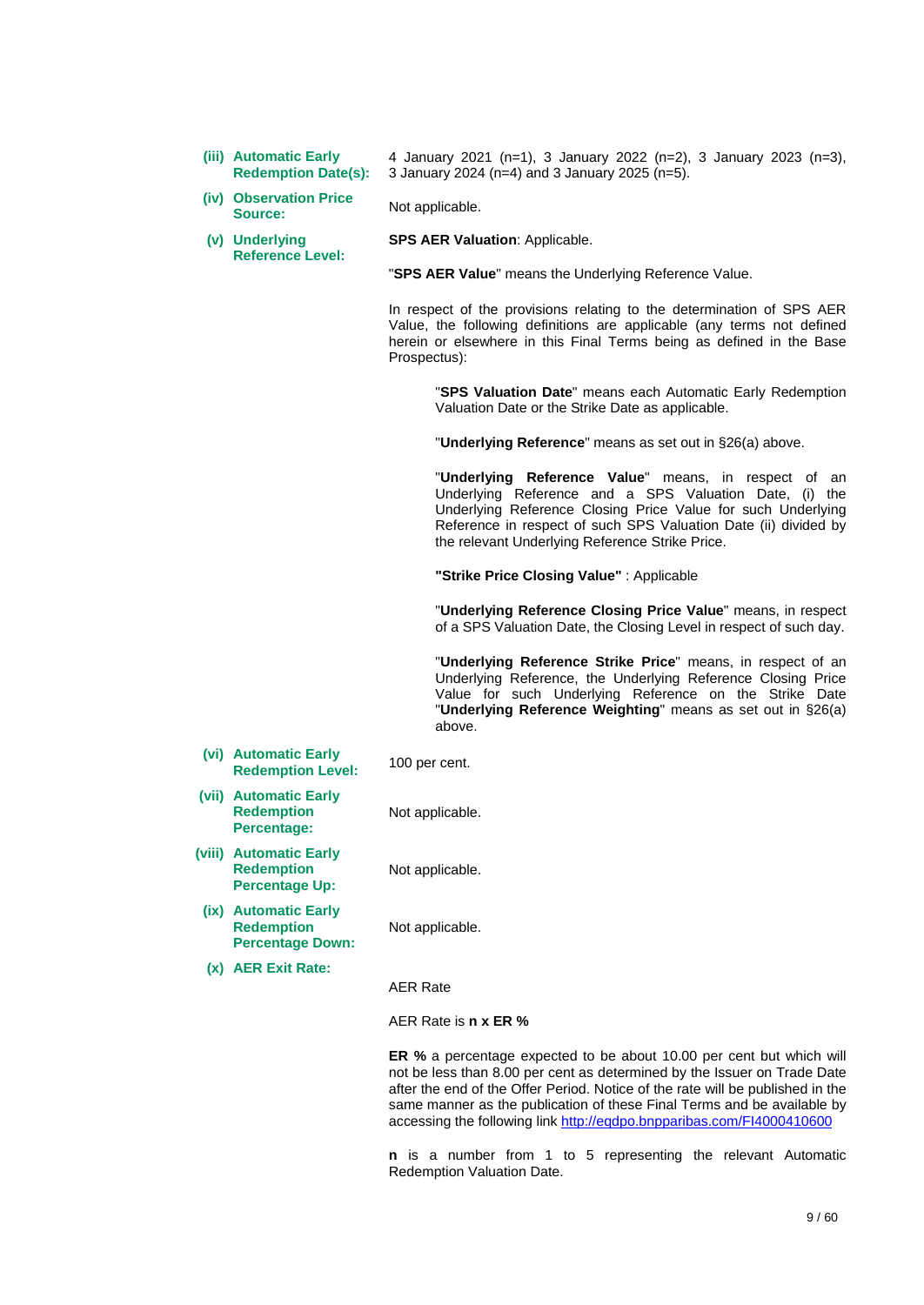**(iii) Automatic Early Redemption Date(s):** 4 January 2021 (n=1), 3 January 2022 (n=2), 3 January 2023 (n=3), 3 January 2024 (n=4) and 3 January 2025 (n=5).

**(iv) Observation Price Source:** Not applicable.

**(v) Underlying Reference Level:** **SPS AER Valuation**: Applicable.

"**SPS AER Value**" means the Underlying Reference Value.

In respect of the provisions relating to the determination of SPS AER Value, the following definitions are applicable (any terms not defined herein or elsewhere in this Final Terms being as defined in the Base Prospectus):

> "**SPS Valuation Date**" means each Automatic Early Redemption Valuation Date or the Strike Date as applicable.
>
> "**Underlying Reference**" means as set out in §26(a) above.
>
> "**Underlying Reference Value**" means, in respect of an Underlying Reference and a SPS Valuation Date, (i) the Underlying Reference Closing Price Value for such Underlying Reference in respect of such SPS Valuation Date (ii) divided by the relevant Underlying Reference Strike Price.
>
> **"Strike Price Closing Value"** : Applicable
>
> "**Underlying Reference Closing Price Value**" means, in respect of a SPS Valuation Date, the Closing Level in respect of such day.
>
> "**Underlying Reference Strike Price**" means, in respect of an Underlying Reference, the Underlying Reference Closing Price Value for such Underlying Reference on the Strike Date "**Underlying Reference Weighting**" means as set out in §26(a) above.

**(vi) Automatic Early Redemption Level:** 100 per cent.

**(vii) Automatic Early Redemption Percentage:** Not applicable.

**(viii) Automatic Early Redemption Percentage Up:** Not applicable.

**(ix) Automatic Early Redemption Percentage Down:** Not applicable.

**(x) AER Exit Rate:**

AER Rate

AER Rate is **n x ER %**

**ER %** a percentage expected to be about 10.00 per cent but which will not be less than 8.00 per cent as determined by the Issuer on Trade Date after the end of the Offer Period. Notice of the rate will be published in the same manner as the publication of these Final Terms and be available by accessing the following link http://eqdpo.bnpparibas.com/FI4000410600

**n** is a number from 1 to 5 representing the relevant Automatic Redemption Valuation Date.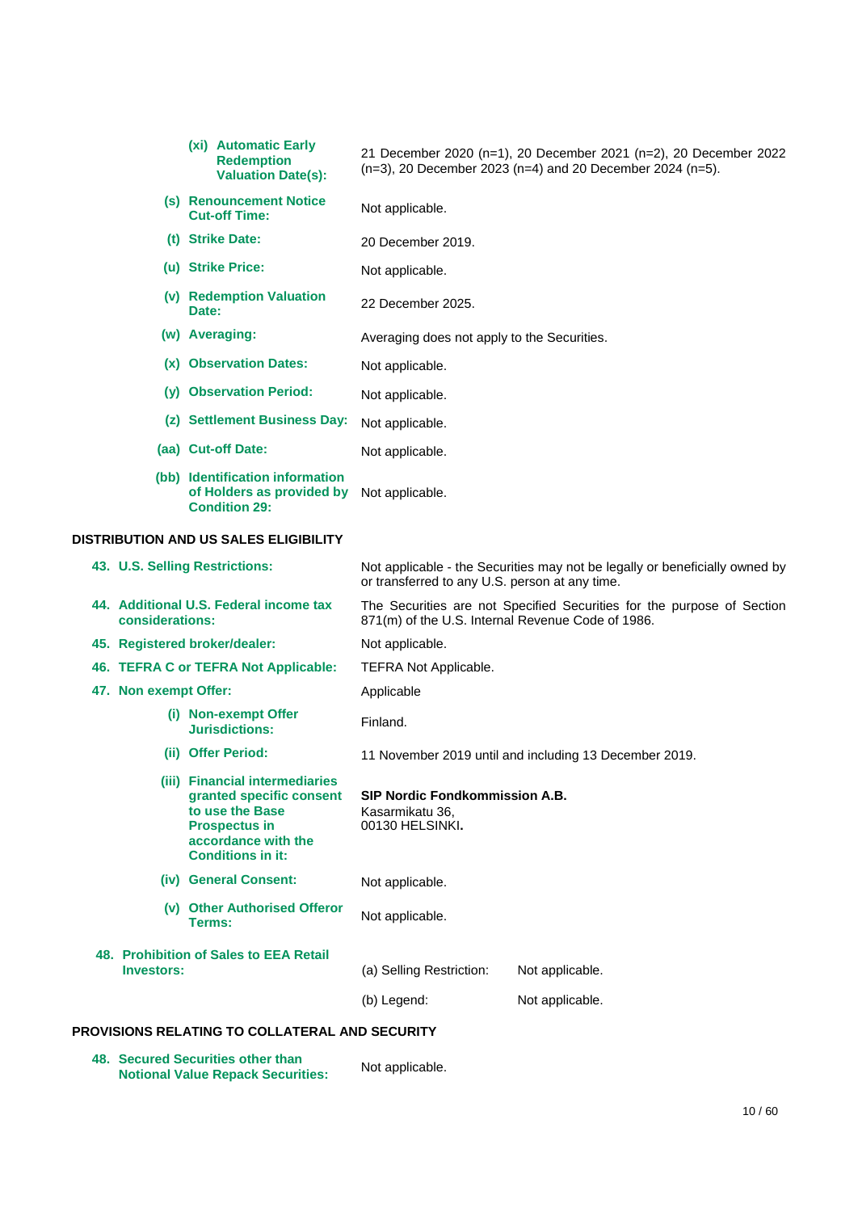| | |
|---|---|
| **(xi) Automatic Early Redemption Valuation Date(s):** | 21 December 2020 (n=1), 20 December 2021 (n=2), 20 December 2022 (n=3), 20 December 2023 (n=4) and 20 December 2024 (n=5). |
| **(s) Renouncement Notice Cut-off Time:** | Not applicable. |
| **(t) Strike Date:** | 20 December 2019. |
| **(u) Strike Price:** | Not applicable. |
| **(v) Redemption Valuation Date:** | 22 December 2025. |
| **(w) Averaging:** | Averaging does not apply to the Securities. |
| **(x) Observation Dates:** | Not applicable. |
| **(y) Observation Period:** | Not applicable. |
| **(z) Settlement Business Day:** | Not applicable. |
| **(aa) Cut-off Date:** | Not applicable. |
| **(bb) Identification information of Holders as provided by Condition 29:** | Not applicable. |

**DISTRIBUTION AND US SALES ELIGIBILITY**

| | |
|---|---|
| **43. U.S. Selling Restrictions:** | Not applicable - the Securities may not be legally or beneficially owned by or transferred to any U.S. person at any time. |
| **44. Additional U.S. Federal income tax considerations:** | The Securities are not Specified Securities for the purpose of Section 871(m) of the U.S. Internal Revenue Code of 1986. |
| **45. Registered broker/dealer:** | Not applicable. |
| **46. TEFRA C or TEFRA Not Applicable:** | TEFRA Not Applicable. |
| **47. Non exempt Offer:** | Applicable |
| **(i) Non-exempt Offer Jurisdictions:** | Finland. |
| **(ii) Offer Period:** | 11 November 2019 until and including 13 December 2019. |
| **(iii) Financial intermediaries granted specific consent to use the Base Prospectus in accordance with the Conditions in it:** | **SIP Nordic Fondkommission A.B.**<br>Kasarmikatu 36,<br>00130 HELSINKI**.** |
| **(iv) General Consent:** | Not applicable. |
| **(v) Other Authorised Offeror Terms:** | Not applicable. |
| **48. Prohibition of Sales to EEA Retail Investors:** | (a) Selling Restriction: Not applicable.<br>(b) Legend: Not applicable. |

**PROVISIONS RELATING TO COLLATERAL AND SECURITY**

| | |
|---|---|
| **48. Secured Securities other than Notional Value Repack Securities:** | Not applicable. |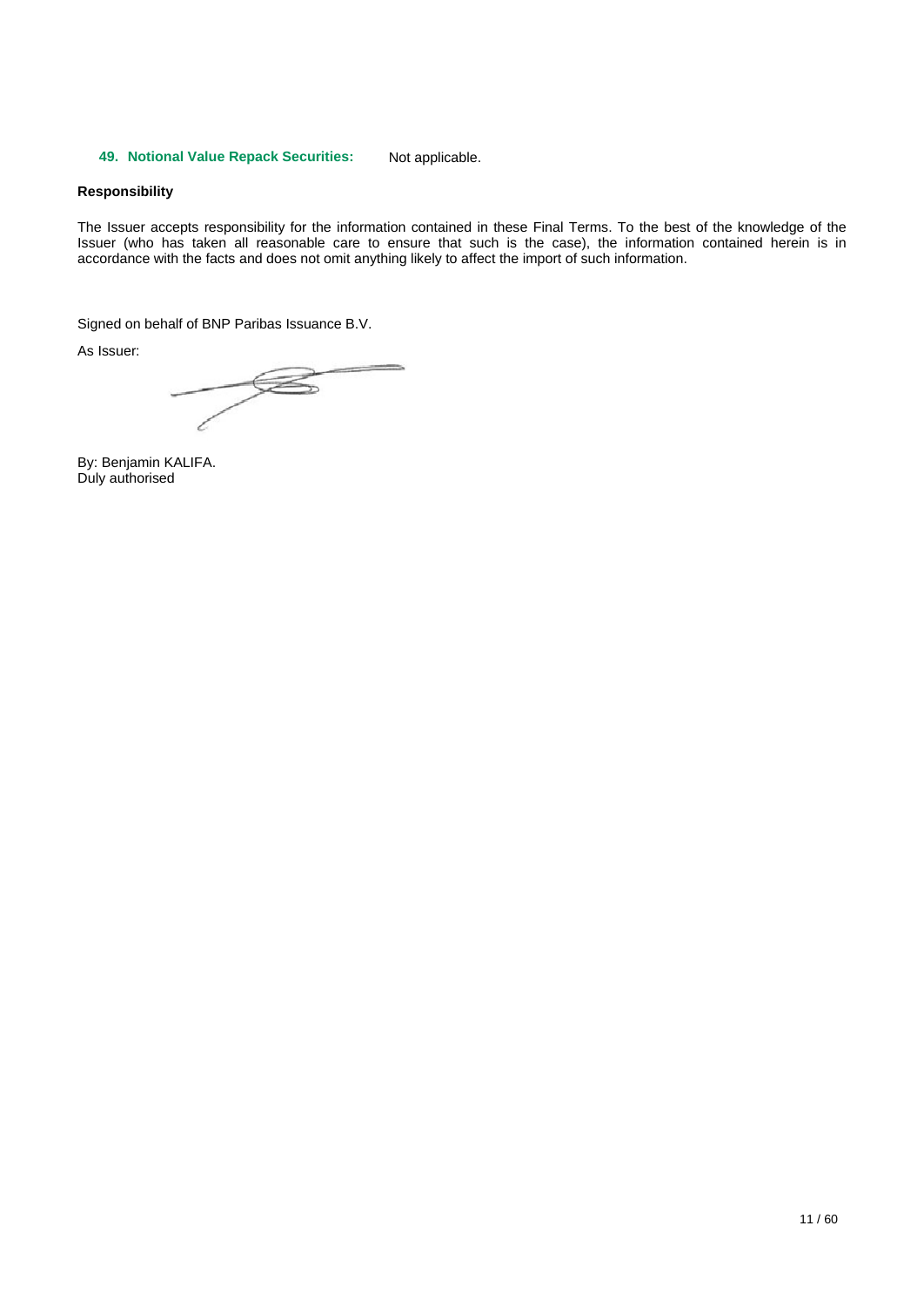**49. Notional Value Repack Securities:** Not applicable.

**Responsibility**

The Issuer accepts responsibility for the information contained in these Final Terms. To the best of the knowledge of the Issuer (who has taken all reasonable care to ensure that such is the case), the information contained herein is in accordance with the facts and does not omit anything likely to affect the import of such information.

Signed on behalf of BNP Paribas Issuance B.V.

As Issuer:

By: Benjamin KALIFA.
Duly authorised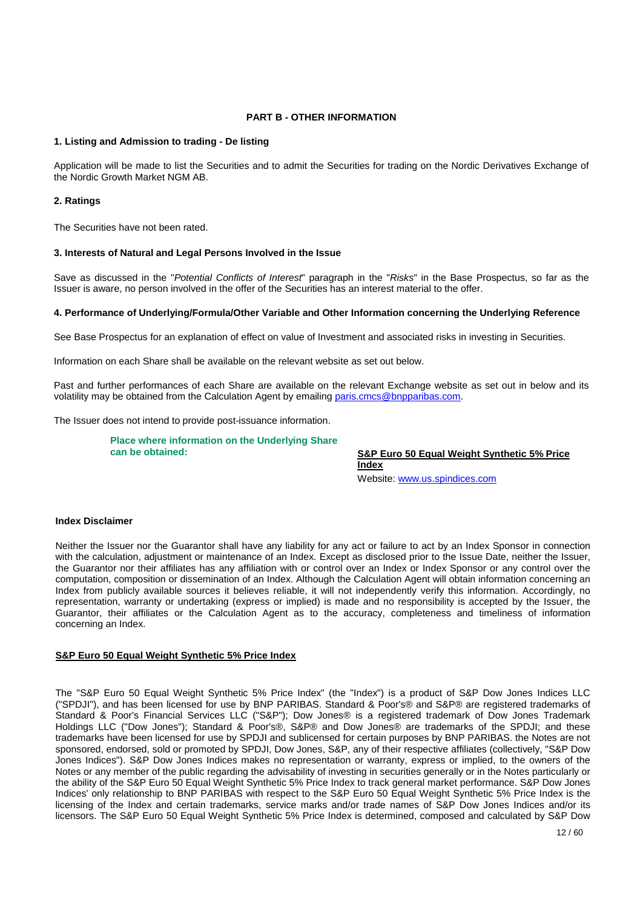## PART B - OTHER INFORMATION

### 1. Listing and Admission to trading - De listing

Application will be made to list the Securities and to admit the Securities for trading on the Nordic Derivatives Exchange of the Nordic Growth Market NGM AB.

### 2. Ratings

The Securities have not been rated.

### 3. Interests of Natural and Legal Persons Involved in the Issue

Save as discussed in the "*Potential Conflicts of Interest*" paragraph in the "*Risks*" in the Base Prospectus, so far as the Issuer is aware, no person involved in the offer of the Securities has an interest material to the offer.

### 4. Performance of Underlying/Formula/Other Variable and Other Information concerning the Underlying Reference

See Base Prospectus for an explanation of effect on value of Investment and associated risks in investing in Securities.

Information on each Share shall be available on the relevant website as set out below.

Past and further performances of each Share are available on the relevant Exchange website as set out in below and its volatility may be obtained from the Calculation Agent by emailing paris.cmcs@bnpparibas.com.

The Issuer does not intend to provide post-issuance information.

| Place where information on the Underlying Share can be obtained: | **S&P Euro 50 Equal Weight Synthetic 5% Price Index**<br>Website: www.us.spindices.com |
|---|---|

**Index Disclaimer**

Neither the Issuer nor the Guarantor shall have any liability for any act or failure to act by an Index Sponsor in connection with the calculation, adjustment or maintenance of an Index. Except as disclosed prior to the Issue Date, neither the Issuer, the Guarantor nor their affiliates has any affiliation with or control over an Index or Index Sponsor or any control over the computation, composition or dissemination of an Index. Although the Calculation Agent will obtain information concerning an Index from publicly available sources it believes reliable, it will not independently verify this information. Accordingly, no representation, warranty or undertaking (express or implied) is made and no responsibility is accepted by the Issuer, the Guarantor, their affiliates or the Calculation Agent as to the accuracy, completeness and timeliness of information concerning an Index.

**S&P Euro 50 Equal Weight Synthetic 5% Price Index**

The "S&P Euro 50 Equal Weight Synthetic 5% Price Index" (the "Index") is a product of S&P Dow Jones Indices LLC ("SPDJI"), and has been licensed for use by BNP PARIBAS. Standard & Poor's® and S&P® are registered trademarks of Standard & Poor's Financial Services LLC ("S&P"); Dow Jones® is a registered trademark of Dow Jones Trademark Holdings LLC ("Dow Jones"); Standard & Poor's®, S&P® and Dow Jones® are trademarks of the SPDJI; and these trademarks have been licensed for use by SPDJI and sublicensed for certain purposes by BNP PARIBAS. the Notes are not sponsored, endorsed, sold or promoted by SPDJI, Dow Jones, S&P, any of their respective affiliates (collectively, "S&P Dow Jones Indices"). S&P Dow Jones Indices makes no representation or warranty, express or implied, to the owners of the Notes or any member of the public regarding the advisability of investing in securities generally or in the Notes particularly or the ability of the S&P Euro 50 Equal Weight Synthetic 5% Price Index to track general market performance. S&P Dow Jones Indices' only relationship to BNP PARIBAS with respect to the S&P Euro 50 Equal Weight Synthetic 5% Price Index is the licensing of the Index and certain trademarks, service marks and/or trade names of S&P Dow Jones Indices and/or its licensors. The S&P Euro 50 Equal Weight Synthetic 5% Price Index is determined, composed and calculated by S&P Dow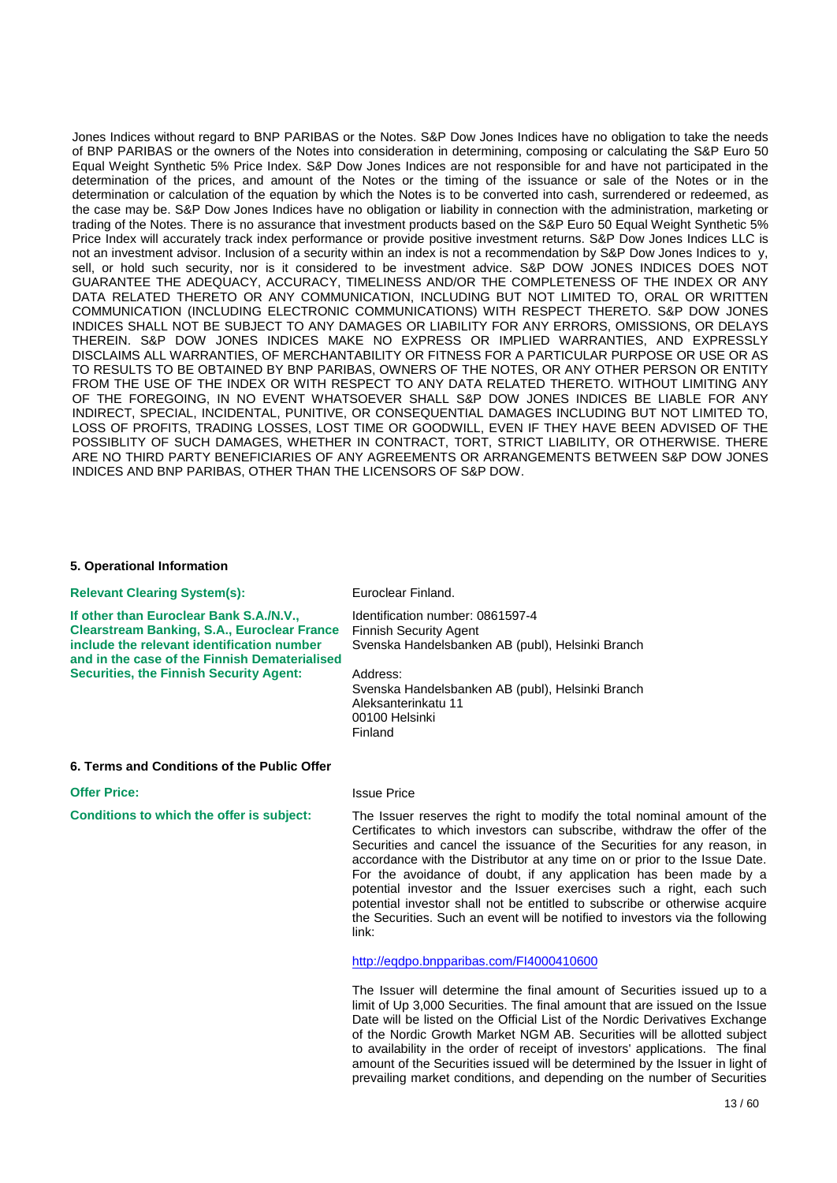Jones Indices without regard to BNP PARIBAS or the Notes. S&P Dow Jones Indices have no obligation to take the needs of BNP PARIBAS or the owners of the Notes into consideration in determining, composing or calculating the S&P Euro 50 Equal Weight Synthetic 5% Price Index. S&P Dow Jones Indices are not responsible for and have not participated in the determination of the prices, and amount of the Notes or the timing of the issuance or sale of the Notes or in the determination or calculation of the equation by which the Notes is to be converted into cash, surrendered or redeemed, as the case may be. S&P Dow Jones Indices have no obligation or liability in connection with the administration, marketing or trading of the Notes. There is no assurance that investment products based on the S&P Euro 50 Equal Weight Synthetic 5% Price Index will accurately track index performance or provide positive investment returns. S&P Dow Jones Indices LLC is not an investment advisor. Inclusion of a security within an index is not a recommendation by S&P Dow Jones Indices to y, sell, or hold such security, nor is it considered to be investment advice. S&P DOW JONES INDICES DOES NOT GUARANTEE THE ADEQUACY, ACCURACY, TIMELINESS AND/OR THE COMPLETENESS OF THE INDEX OR ANY DATA RELATED THERETO OR ANY COMMUNICATION, INCLUDING BUT NOT LIMITED TO, ORAL OR WRITTEN COMMUNICATION (INCLUDING ELECTRONIC COMMUNICATIONS) WITH RESPECT THERETO. S&P DOW JONES INDICES SHALL NOT BE SUBJECT TO ANY DAMAGES OR LIABILITY FOR ANY ERRORS, OMISSIONS, OR DELAYS THEREIN. S&P DOW JONES INDICES MAKE NO EXPRESS OR IMPLIED WARRANTIES, AND EXPRESSLY DISCLAIMS ALL WARRANTIES, OF MERCHANTABILITY OR FITNESS FOR A PARTICULAR PURPOSE OR USE OR AS TO RESULTS TO BE OBTAINED BY BNP PARIBAS, OWNERS OF THE NOTES, OR ANY OTHER PERSON OR ENTITY FROM THE USE OF THE INDEX OR WITH RESPECT TO ANY DATA RELATED THERETO. WITHOUT LIMITING ANY OF THE FOREGOING, IN NO EVENT WHATSOEVER SHALL S&P DOW JONES INDICES BE LIABLE FOR ANY INDIRECT, SPECIAL, INCIDENTAL, PUNITIVE, OR CONSEQUENTIAL DAMAGES INCLUDING BUT NOT LIMITED TO, LOSS OF PROFITS, TRADING LOSSES, LOST TIME OR GOODWILL, EVEN IF THEY HAVE BEEN ADVISED OF THE POSSIBLITY OF SUCH DAMAGES, WHETHER IN CONTRACT, TORT, STRICT LIABILITY, OR OTHERWISE. THERE ARE NO THIRD PARTY BENEFICIARIES OF ANY AGREEMENTS OR ARRANGEMENTS BETWEEN S&P DOW JONES INDICES AND BNP PARIBAS, OTHER THAN THE LICENSORS OF S&P DOW.

## 5. Operational Information

**Relevant Clearing System(s):** Euroclear Finland.

**If other than Euroclear Bank S.A./N.V., Clearstream Banking, S.A., Euroclear France include the relevant identification number and in the case of the Finnish Dematerialised Securities, the Finnish Security Agent:**

Identification number: 0861597-4
Finnish Security Agent
Svenska Handelsbanken AB (publ), Helsinki Branch

Address:
Svenska Handelsbanken AB (publ), Helsinki Branch
Aleksanterinkatu 11
00100 Helsinki
Finland

## 6. Terms and Conditions of the Public Offer

**Offer Price:** Issue Price

**Conditions to which the offer is subject:**

The Issuer reserves the right to modify the total nominal amount of the Certificates to which investors can subscribe, withdraw the offer of the Securities and cancel the issuance of the Securities for any reason, in accordance with the Distributor at any time on or prior to the Issue Date. For the avoidance of doubt, if any application has been made by a potential investor and the Issuer exercises such a right, each such potential investor shall not be entitled to subscribe or otherwise acquire the Securities. Such an event will be notified to investors via the following link:

http://eqdpo.bnpparibas.com/FI4000410600

The Issuer will determine the final amount of Securities issued up to a limit of Up 3,000 Securities. The final amount that are issued on the Issue Date will be listed on the Official List of the Nordic Derivatives Exchange of the Nordic Growth Market NGM AB. Securities will be allotted subject to availability in the order of receipt of investors' applications. The final amount of the Securities issued will be determined by the Issuer in light of prevailing market conditions, and depending on the number of Securities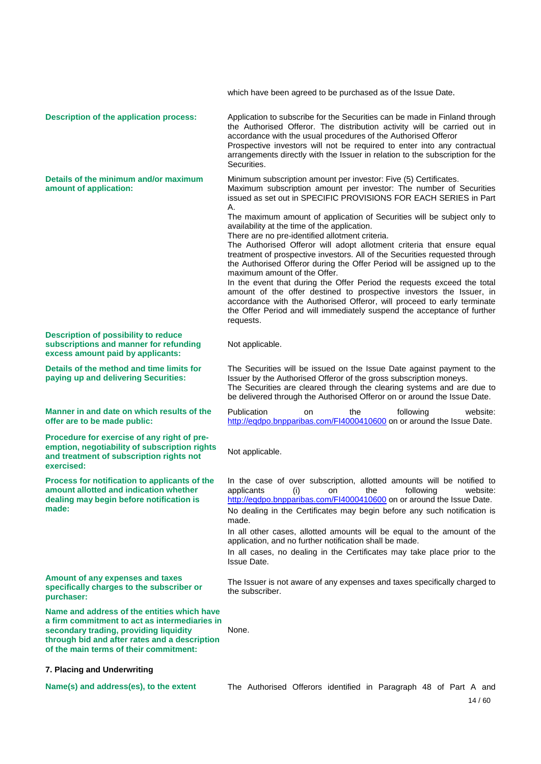which have been agreed to be purchased as of the Issue Date.

| | |
|---|---|
| **Description of the application process:** | Application to subscribe for the Securities can be made in Finland through the Authorised Offeror. The distribution activity will be carried out in accordance with the usual procedures of the Authorised Offeror<br>Prospective investors will not be required to enter into any contractual arrangements directly with the Issuer in relation to the subscription for the Securities. |
| **Details of the minimum and/or maximum amount of application:** | Minimum subscription amount per investor: Five (5) Certificates.<br>Maximum subscription amount per investor: The number of Securities issued as set out in SPECIFIC PROVISIONS FOR EACH SERIES in Part A.<br>The maximum amount of application of Securities will be subject only to availability at the time of the application.<br>There are no pre-identified allotment criteria.<br>The Authorised Offeror will adopt allotment criteria that ensure equal treatment of prospective investors. All of the Securities requested through the Authorised Offeror during the Offer Period will be assigned up to the maximum amount of the Offer.<br>In the event that during the Offer Period the requests exceed the total amount of the offer destined to prospective investors the Issuer, in accordance with the Authorised Offeror, will proceed to early terminate the Offer Period and will immediately suspend the acceptance of further requests. |
| **Description of possibility to reduce subscriptions and manner for refunding excess amount paid by applicants:** | Not applicable. |
| **Details of the method and time limits for paying up and delivering Securities:** | The Securities will be issued on the Issue Date against payment to the Issuer by the Authorised Offeror of the gross subscription moneys.<br>The Securities are cleared through the clearing systems and are due to be delivered through the Authorised Offeror on or around the Issue Date. |
| **Manner in and date on which results of the offer are to be made public:** | Publication on the following website: http://eqdpo.bnpparibas.com/FI4000410600 on or around the Issue Date. |
| **Procedure for exercise of any right of pre-emption, negotiability of subscription rights and treatment of subscription rights not exercised:** | Not applicable. |
| **Process for notification to applicants of the amount allotted and indication whether dealing may begin before notification is made:** | In the case of over subscription, allotted amounts will be notified to applicants (i) on the following website: http://eqdpo.bnpparibas.com/FI4000410600 on or around the Issue Date.<br>No dealing in the Certificates may begin before any such notification is made.<br>In all other cases, allotted amounts will be equal to the amount of the application, and no further notification shall be made.<br>In all cases, no dealing in the Certificates may take place prior to the Issue Date. |
| **Amount of any expenses and taxes specifically charges to the subscriber or purchaser:** | The Issuer is not aware of any expenses and taxes specifically charged to the subscriber. |
| **Name and address of the entities which have a firm commitment to act as intermediaries in secondary trading, providing liquidity through bid and after rates and a description of the main terms of their commitment:** | None. |

**7. Placing and Underwriting**

| | |
|---|---|
| **Name(s) and address(es), to the extent** | The Authorised Offerors identified in Paragraph 48 of Part A and |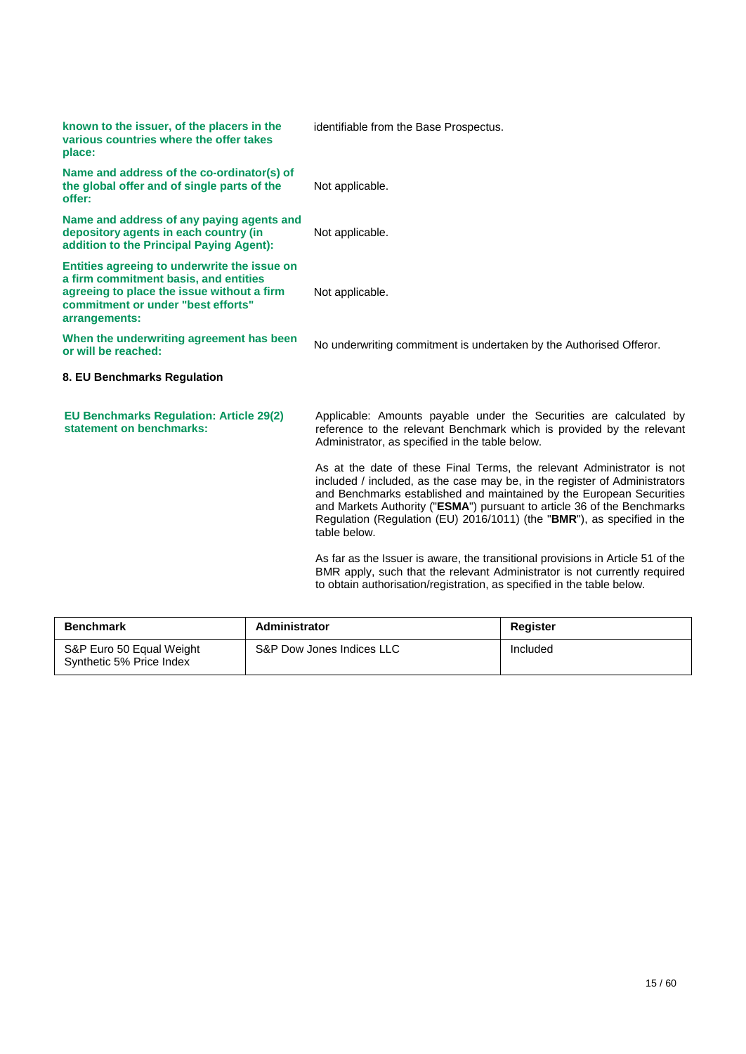| | |
|---|---|
| **known to the issuer, of the placers in the various countries where the offer takes place:** | identifiable from the Base Prospectus. |
| **Name and address of the co-ordinator(s) of the global offer and of single parts of the offer:** | Not applicable. |
| **Name and address of any paying agents and depository agents in each country (in addition to the Principal Paying Agent):** | Not applicable. |
| **Entities agreeing to underwrite the issue on a firm commitment basis, and entities agreeing to place the issue without a firm commitment or under "best efforts" arrangements:** | Not applicable. |
| **When the underwriting agreement has been or will be reached:** | No underwriting commitment is undertaken by the Authorised Offeror. |

**8. EU Benchmarks Regulation**

**EU Benchmarks Regulation: Article 29(2) statement on benchmarks:**

Applicable: Amounts payable under the Securities are calculated by reference to the relevant Benchmark which is provided by the relevant Administrator, as specified in the table below.

As at the date of these Final Terms, the relevant Administrator is not included / included, as the case may be, in the register of Administrators and Benchmarks established and maintained by the European Securities and Markets Authority ("**ESMA**") pursuant to article 36 of the Benchmarks Regulation (Regulation (EU) 2016/1011) (the "**BMR**"), as specified in the table below.

As far as the Issuer is aware, the transitional provisions in Article 51 of the BMR apply, such that the relevant Administrator is not currently required to obtain authorisation/registration, as specified in the table below.

| Benchmark | Administrator | Register |
|---|---|---|
| S&P Euro 50 Equal Weight Synthetic 5% Price Index | S&P Dow Jones Indices LLC | Included |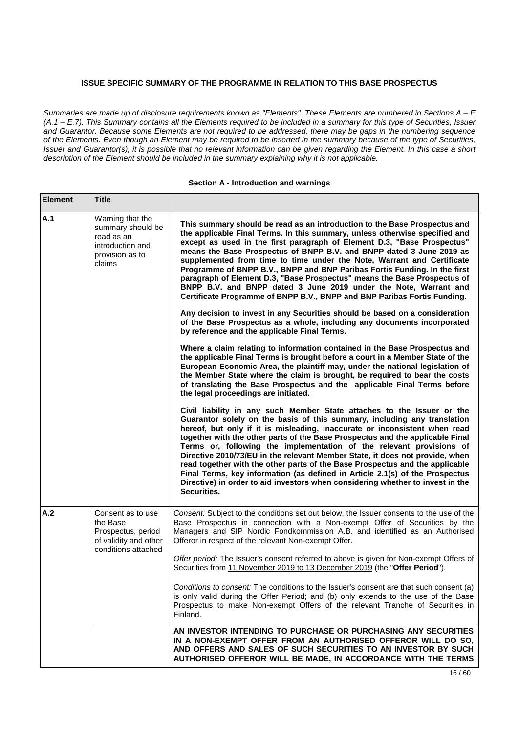**ISSUE SPECIFIC SUMMARY OF THE PROGRAMME IN RELATION TO THIS BASE PROSPECTUS**

*Summaries are made up of disclosure requirements known as "Elements". These Elements are numbered in Sections A – E (A.1 – E.7). This Summary contains all the Elements required to be included in a summary for this type of Securities, Issuer and Guarantor. Because some Elements are not required to be addressed, there may be gaps in the numbering sequence of the Elements. Even though an Element may be required to be inserted in the summary because of the type of Securities, Issuer and Guarantor(s), it is possible that no relevant information can be given regarding the Element. In this case a short description of the Element should be included in the summary explaining why it is not applicable.*

**Section A - Introduction and warnings**

| Element | Title | |
|---|---|---|
| A.1 | Warning that the summary should be read as an introduction and provision as to claims | **This summary should be read as an introduction to the Base Prospectus and the applicable Final Terms. In this summary, unless otherwise specified and except as used in the first paragraph of Element D.3, "Base Prospectus" means the Base Prospectus of BNPP B.V. and BNPP dated 3 June 2019 as supplemented from time to time under the Note, Warrant and Certificate Programme of BNPP B.V., BNPP and BNP Paribas Fortis Funding. In the first paragraph of Element D.3, "Base Prospectus" means the Base Prospectus of BNPP B.V. and BNPP dated 3 June 2019 under the Note, Warrant and Certificate Programme of BNPP B.V., BNPP and BNP Paribas Fortis Funding.**<br><br>**Any decision to invest in any Securities should be based on a consideration of the Base Prospectus as a whole, including any documents incorporated by reference and the applicable Final Terms.**<br><br>**Where a claim relating to information contained in the Base Prospectus and the applicable Final Terms is brought before a court in a Member State of the European Economic Area, the plaintiff may, under the national legislation of the Member State where the claim is brought, be required to bear the costs of translating the Base Prospectus and the applicable Final Terms before the legal proceedings are initiated.**<br><br>**Civil liability in any such Member State attaches to the Issuer or the Guarantor solely on the basis of this summary, including any translation hereof, but only if it is misleading, inaccurate or inconsistent when read together with the other parts of the Base Prospectus and the applicable Final Terms or, following the implementation of the relevant provisions of Directive 2010/73/EU in the relevant Member State, it does not provide, when read together with the other parts of the Base Prospectus and the applicable Final Terms, key information (as defined in Article 2.1(s) of the Prospectus Directive) in order to aid investors when considering whether to invest in the Securities.** |
| A.2 | Consent as to use the Base Prospectus, period of validity and other conditions attached | *Consent:* Subject to the conditions set out below, the Issuer consents to the use of the Base Prospectus in connection with a Non-exempt Offer of Securities by the Managers and SIP Nordic Fondkommission A.B. and identified as an Authorised Offeror in respect of the relevant Non-exempt Offer.<br><br>*Offer period:* The Issuer's consent referred to above is given for Non-exempt Offers of Securities from 11 November 2019 to 13 December 2019 (the "**Offer Period**").<br><br>*Conditions to consent:* The conditions to the Issuer's consent are that such consent (a) is only valid during the Offer Period; and (b) only extends to the use of the Base Prospectus to make Non-exempt Offers of the relevant Tranche of Securities in Finland. |
| | | **AN INVESTOR INTENDING TO PURCHASE OR PURCHASING ANY SECURITIES IN A NON-EXEMPT OFFER FROM AN AUTHORISED OFFEROR WILL DO SO, AND OFFERS AND SALES OF SUCH SECURITIES TO AN INVESTOR BY SUCH AUTHORISED OFFEROR WILL BE MADE, IN ACCORDANCE WITH THE TERMS** |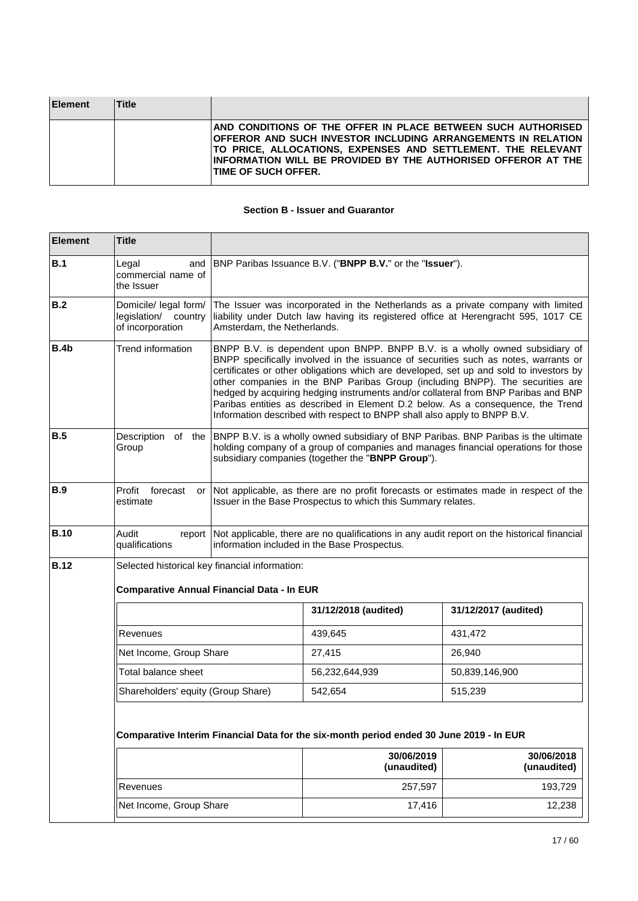| Element | Title | |
|---|---|---|
| | | **AND CONDITIONS OF THE OFFER IN PLACE BETWEEN SUCH AUTHORISED OFFEROR AND SUCH INVESTOR INCLUDING ARRANGEMENTS IN RELATION TO PRICE, ALLOCATIONS, EXPENSES AND SETTLEMENT. THE RELEVANT INFORMATION WILL BE PROVIDED BY THE AUTHORISED OFFEROR AT THE TIME OF SUCH OFFER.** |

### Section B - Issuer and Guarantor

| Element | Title | |
|---|---|---|
| **B.1** | Legal and commercial name of the Issuer | BNP Paribas Issuance B.V. ("**BNPP B.V.**" or the "**Issuer**"). |
| **B.2** | Domicile/ legal form/ legislation/ country of incorporation | The Issuer was incorporated in the Netherlands as a private company with limited liability under Dutch law having its registered office at Herengracht 595, 1017 CE Amsterdam, the Netherlands. |
| **B.4b** | Trend information | BNPP B.V. is dependent upon BNPP. BNPP B.V. is a wholly owned subsidiary of BNPP specifically involved in the issuance of securities such as notes, warrants or certificates or other obligations which are developed, set up and sold to investors by other companies in the BNP Paribas Group (including BNPP). The securities are hedged by acquiring hedging instruments and/or collateral from BNP Paribas and BNP Paribas entities as described in Element D.2 below. As a consequence, the Trend Information described with respect to BNPP shall also apply to BNPP B.V. |
| **B.5** | Description of the Group | BNPP B.V. is a wholly owned subsidiary of BNP Paribas. BNP Paribas is the ultimate holding company of a group of companies and manages financial operations for those subsidiary companies (together the "**BNPP Group**"). |
| **B.9** | Profit forecast or estimate | Not applicable, as there are no profit forecasts or estimates made in respect of the Issuer in the Base Prospectus to which this Summary relates. |
| **B.10** | Audit report qualifications | Not applicable, there are no qualifications in any audit report on the historical financial information included in the Base Prospectus. |
| **B.12** | Selected historical key financial information: | |

**Comparative Annual Financial Data - In EUR**

| | 31/12/2018 (audited) | 31/12/2017 (audited) |
|---|---|---|
| Revenues | 439,645 | 431,472 |
| Net Income, Group Share | 27,415 | 26,940 |
| Total balance sheet | 56,232,644,939 | 50,839,146,900 |
| Shareholders' equity (Group Share) | 542,654 | 515,239 |

**Comparative Interim Financial Data for the six-month period ended 30 June 2019 - In EUR**

| | 30/06/2019 (unaudited) | 30/06/2018 (unaudited) |
|---|---|---|
| Revenues | 257,597 | 193,729 |
| Net Income, Group Share | 17,416 | 12,238 |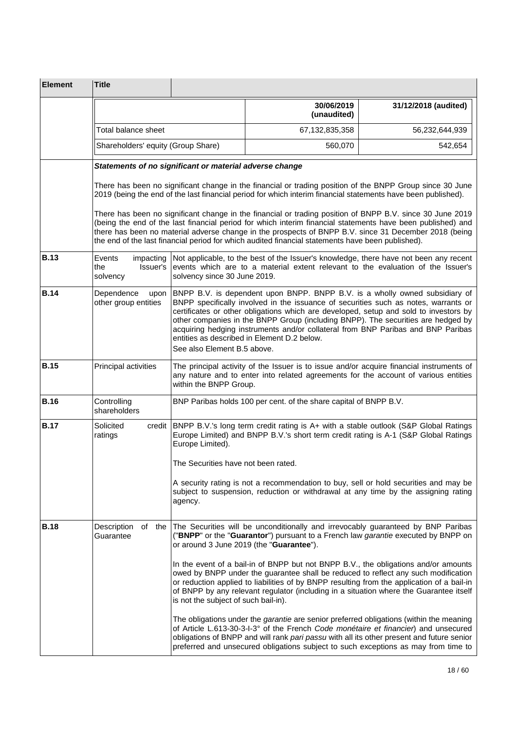| Element | Title | |
|---|---|---|
| | | |

| | 30/06/2019 (unaudited) | 31/12/2018 (audited) |
|---|---|---|
| Total balance sheet | 67,132,835,358 | 56,232,644,939 |
| Shareholders' equity (Group Share) | 560,070 | 542,654 |

***Statements of no significant or material adverse change***

There has been no significant change in the financial or trading position of the BNPP Group since 30 June 2019 (being the end of the last financial period for which interim financial statements have been published).

There has been no significant change in the financial or trading position of BNPP B.V. since 30 June 2019 (being the end of the last financial period for which interim financial statements have been published) and there has been no material adverse change in the prospects of BNPP B.V. since 31 December 2018 (being the end of the last financial period for which audited financial statements have been published).

| Element | Title | |
|---|---|---|
| **B.13** | Events impacting the Issuer's solvency | Not applicable, to the best of the Issuer's knowledge, there have not been any recent events which are to a material extent relevant to the evaluation of the Issuer's solvency since 30 June 2019. |
| **B.14** | Dependence upon other group entities | BNPP B.V. is dependent upon BNPP. BNPP B.V. is a wholly owned subsidiary of BNPP specifically involved in the issuance of securities such as notes, warrants or certificates or other obligations which are developed, setup and sold to investors by other companies in the BNPP Group (including BNPP). The securities are hedged by acquiring hedging instruments and/or collateral from BNP Paribas and BNP Paribas entities as described in Element D.2 below.<br>See also Element B.5 above. |
| **B.15** | Principal activities | The principal activity of the Issuer is to issue and/or acquire financial instruments of any nature and to enter into related agreements for the account of various entities within the BNPP Group. |
| **B.16** | Controlling shareholders | BNP Paribas holds 100 per cent. of the share capital of BNPP B.V. |
| **B.17** | Solicited credit ratings | BNPP B.V.'s long term credit rating is A+ with a stable outlook (S&P Global Ratings Europe Limited) and BNPP B.V.'s short term credit rating is A-1 (S&P Global Ratings Europe Limited).<br><br>The Securities have not been rated.<br><br>A security rating is not a recommendation to buy, sell or hold securities and may be subject to suspension, reduction or withdrawal at any time by the assigning rating agency. |
| **B.18** | Description of the Guarantee | The Securities will be unconditionally and irrevocably guaranteed by BNP Paribas ("**BNPP**" or the "**Guarantor**") pursuant to a French law *garantie* executed by BNPP on or around 3 June 2019 (the "**Guarantee**").<br><br>In the event of a bail-in of BNPP but not BNPP B.V., the obligations and/or amounts owed by BNPP under the guarantee shall be reduced to reflect any such modification or reduction applied to liabilities of by BNPP resulting from the application of a bail-in of BNPP by any relevant regulator (including in a situation where the Guarantee itself is not the subject of such bail-in).<br><br>The obligations under the *garantie* are senior preferred obligations (within the meaning of Article L.613-30-3-I-3° of the French *Code monétaire et financier*) and unsecured obligations of BNPP and will rank *pari passu* with all its other present and future senior preferred and unsecured obligations subject to such exceptions as may from time to |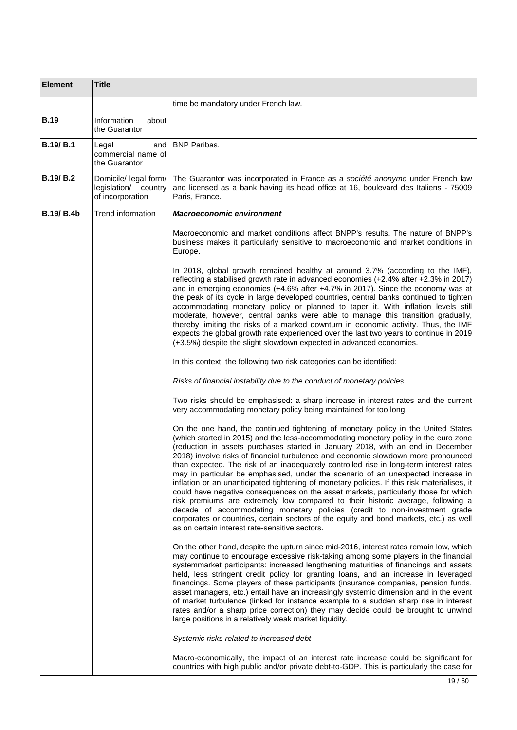| Element | Title | |
|---|---|---|
| | | time be mandatory under French law. |
| **B.19** | Information about the Guarantor | |
| **B.19/ B.1** | Legal and commercial name of the Guarantor | BNP Paribas. |
| **B.19/ B.2** | Domicile/ legal form/ legislation/ country of incorporation | The Guarantor was incorporated in France as a *société anonyme* under French law and licensed as a bank having its head office at 16, boulevard des Italiens - 75009 Paris, France. |
| **B.19/ B.4b** | Trend information | ***Macroeconomic environment***<br><br>Macroeconomic and market conditions affect BNPP's results. The nature of BNPP's business makes it particularly sensitive to macroeconomic and market conditions in Europe.<br><br>In 2018, global growth remained healthy at around 3.7% (according to the IMF), reflecting a stabilised growth rate in advanced economies (+2.4% after +2.3% in 2017) and in emerging economies (+4.6% after +4.7% in 2017). Since the economy was at the peak of its cycle in large developed countries, central banks continued to tighten accommodating monetary policy or planned to taper it. With inflation levels still moderate, however, central banks were able to manage this transition gradually, thereby limiting the risks of a marked downturn in economic activity. Thus, the IMF expects the global growth rate experienced over the last two years to continue in 2019 (+3.5%) despite the slight slowdown expected in advanced economies.<br><br>In this context, the following two risk categories can be identified:<br><br>*Risks of financial instability due to the conduct of monetary policies*<br><br>Two risks should be emphasised: a sharp increase in interest rates and the current very accommodating monetary policy being maintained for too long.<br><br>On the one hand, the continued tightening of monetary policy in the United States (which started in 2015) and the less-accommodating monetary policy in the euro zone (reduction in assets purchases started in January 2018, with an end in December 2018) involve risks of financial turbulence and economic slowdown more pronounced than expected. The risk of an inadequately controlled rise in long-term interest rates may in particular be emphasised, under the scenario of an unexpected increase in inflation or an unanticipated tightening of monetary policies. If this risk materialises, it could have negative consequences on the asset markets, particularly those for which risk premiums are extremely low compared to their historic average, following a decade of accommodating monetary policies (credit to non-investment grade corporates or countries, certain sectors of the equity and bond markets, etc.) as well as on certain interest rate-sensitive sectors.<br><br>On the other hand, despite the upturn since mid-2016, interest rates remain low, which may continue to encourage excessive risk-taking among some players in the financial systemmarket participants: increased lengthening maturities of financings and assets held, less stringent credit policy for granting loans, and an increase in leveraged financings. Some players of these participants (insurance companies, pension funds, asset managers, etc.) entail have an increasingly systemic dimension and in the event of market turbulence (linked for instance example to a sudden sharp rise in interest rates and/or a sharp price correction) they may decide could be brought to unwind large positions in a relatively weak market liquidity.<br><br>*Systemic risks related to increased debt*<br><br>Macro-economically, the impact of an interest rate increase could be significant for countries with high public and/or private debt-to-GDP. This is particularly the case for |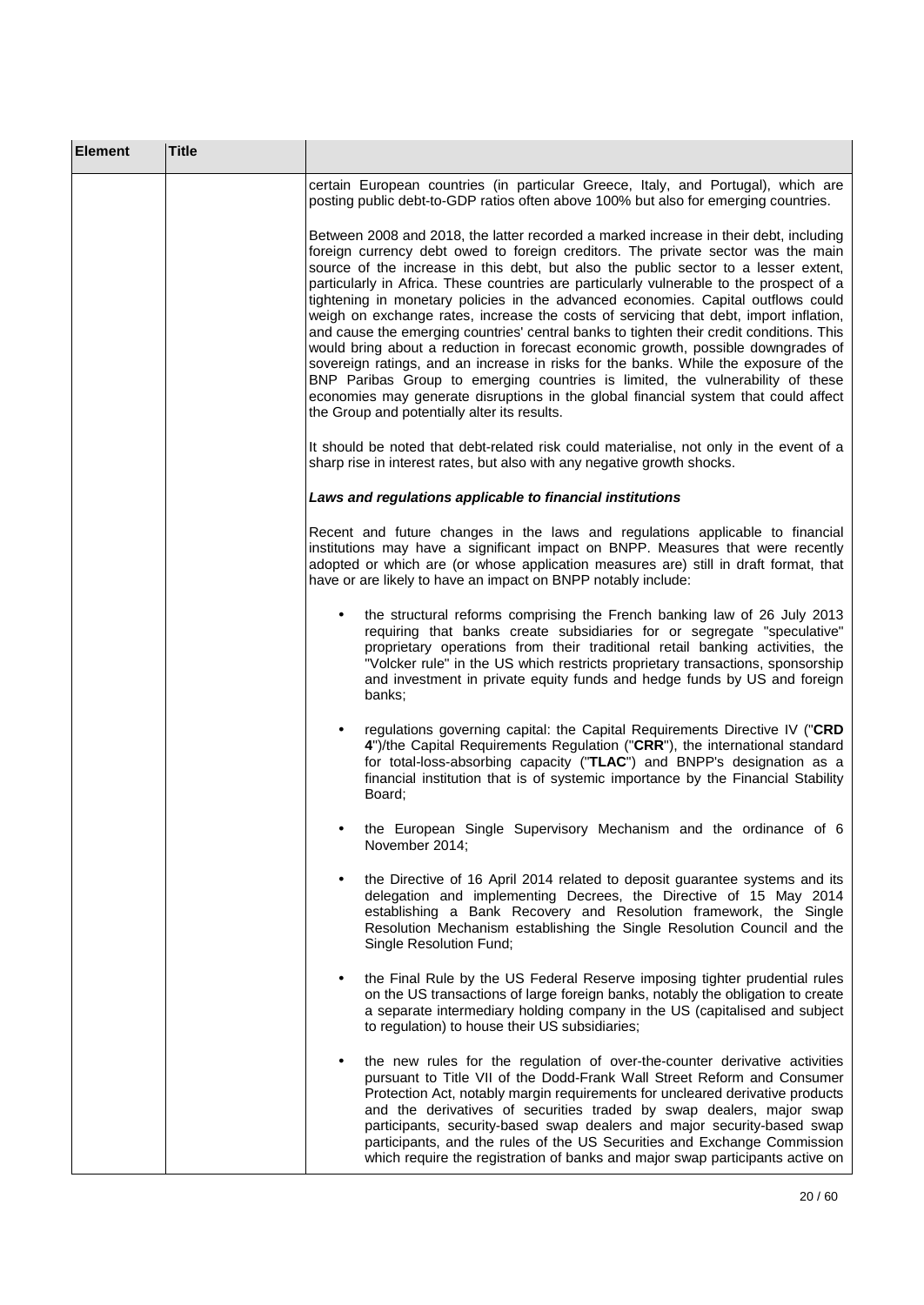| Element | Title | |
|---|---|---|
| | | certain European countries (in particular Greece, Italy, and Portugal), which are posting public debt-to-GDP ratios often above 100% but also for emerging countries.<br><br>Between 2008 and 2018, the latter recorded a marked increase in their debt, including foreign currency debt owed to foreign creditors. The private sector was the main source of the increase in this debt, but also the public sector to a lesser extent, particularly in Africa. These countries are particularly vulnerable to the prospect of a tightening in monetary policies in the advanced economies. Capital outflows could weigh on exchange rates, increase the costs of servicing that debt, import inflation, and cause the emerging countries' central banks to tighten their credit conditions. This would bring about a reduction in forecast economic growth, possible downgrades of sovereign ratings, and an increase in risks for the banks. While the exposure of the BNP Paribas Group to emerging countries is limited, the vulnerability of these economies may generate disruptions in the global financial system that could affect the Group and potentially alter its results.<br><br>It should be noted that debt-related risk could materialise, not only in the event of a sharp rise in interest rates, but also with any negative growth shocks.<br><br>***Laws and regulations applicable to financial institutions***<br><br>Recent and future changes in the laws and regulations applicable to financial institutions may have a significant impact on BNPP. Measures that were recently adopted or which are (or whose application measures are) still in draft format, that have or are likely to have an impact on BNPP notably include:<br><br>• the structural reforms comprising the French banking law of 26 July 2013 requiring that banks create subsidiaries for or segregate "speculative" proprietary operations from their traditional retail banking activities, the "Volcker rule" in the US which restricts proprietary transactions, sponsorship and investment in private equity funds and hedge funds by US and foreign banks;<br><br>• regulations governing capital: the Capital Requirements Directive IV ("**CRD 4**")/the Capital Requirements Regulation ("**CRR**"), the international standard for total-loss-absorbing capacity ("**TLAC**") and BNPP's designation as a financial institution that is of systemic importance by the Financial Stability Board;<br><br>• the European Single Supervisory Mechanism and the ordinance of 6 November 2014;<br><br>• the Directive of 16 April 2014 related to deposit guarantee systems and its delegation and implementing Decrees, the Directive of 15 May 2014 establishing a Bank Recovery and Resolution framework, the Single Resolution Mechanism establishing the Single Resolution Council and the Single Resolution Fund;<br><br>• the Final Rule by the US Federal Reserve imposing tighter prudential rules on the US transactions of large foreign banks, notably the obligation to create a separate intermediary holding company in the US (capitalised and subject to regulation) to house their US subsidiaries;<br><br>• the new rules for the regulation of over-the-counter derivative activities pursuant to Title VII of the Dodd-Frank Wall Street Reform and Consumer Protection Act, notably margin requirements for uncleared derivative products and the derivatives of securities traded by swap dealers, major swap participants, security-based swap dealers and major security-based swap participants, and the rules of the US Securities and Exchange Commission which require the registration of banks and major swap participants active on |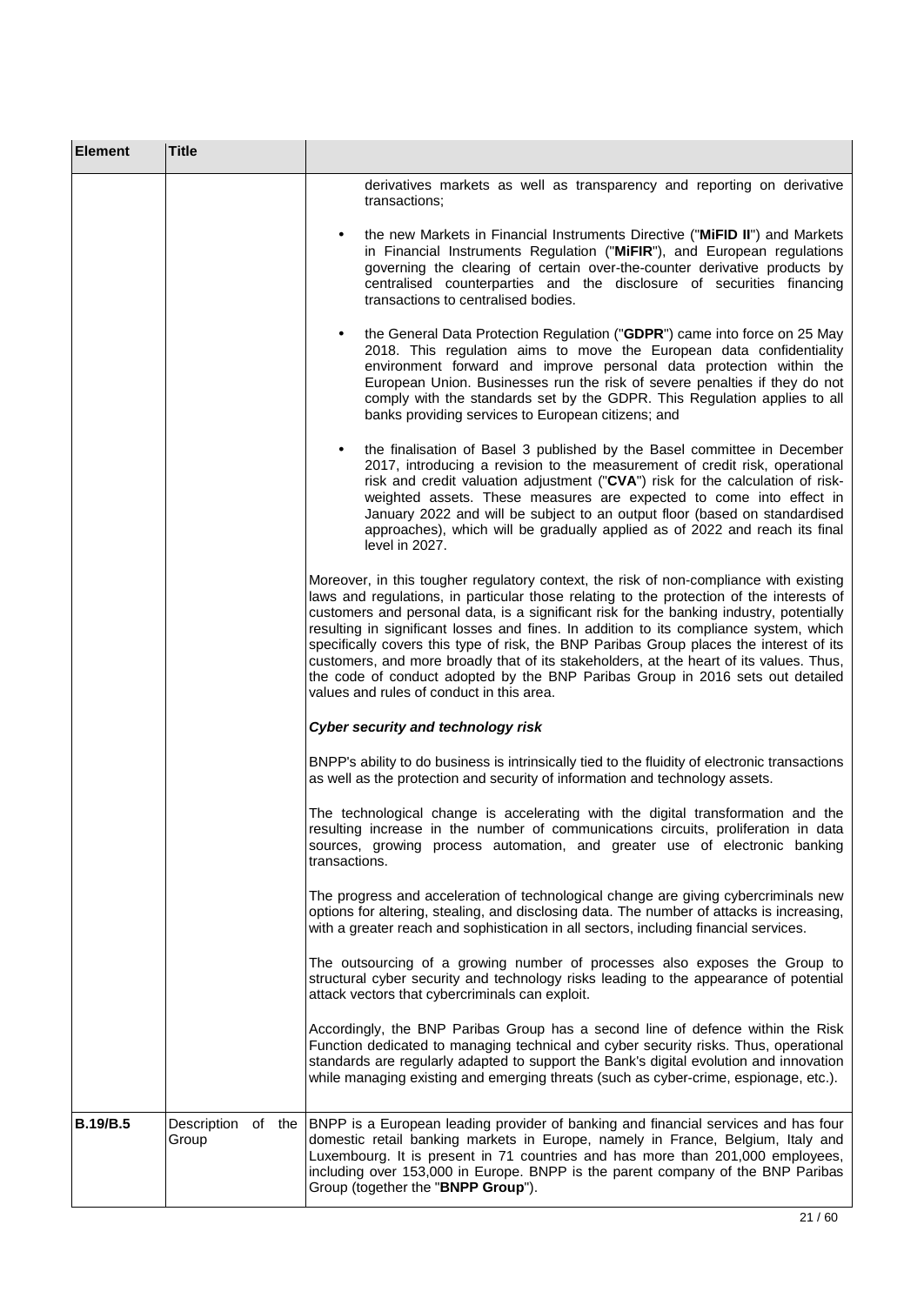| Element | Title | |
|---|---|---|
| | | derivatives markets as well as transparency and reporting on derivative transactions;<br><br>• the new Markets in Financial Instruments Directive ("**MiFID II**") and Markets in Financial Instruments Regulation ("**MiFIR**"), and European regulations governing the clearing of certain over-the-counter derivative products by centralised counterparties and the disclosure of securities financing transactions to centralised bodies.<br><br>• the General Data Protection Regulation ("**GDPR**") came into force on 25 May 2018. This regulation aims to move the European data confidentiality environment forward and improve personal data protection within the European Union. Businesses run the risk of severe penalties if they do not comply with the standards set by the GDPR. This Regulation applies to all banks providing services to European citizens; and<br><br>• the finalisation of Basel 3 published by the Basel committee in December 2017, introducing a revision to the measurement of credit risk, operational risk and credit valuation adjustment ("**CVA**") risk for the calculation of risk-weighted assets. These measures are expected to come into effect in January 2022 and will be subject to an output floor (based on standardised approaches), which will be gradually applied as of 2022 and reach its final level in 2027.<br><br>Moreover, in this tougher regulatory context, the risk of non-compliance with existing laws and regulations, in particular those relating to the protection of the interests of customers and personal data, is a significant risk for the banking industry, potentially resulting in significant losses and fines. In addition to its compliance system, which specifically covers this type of risk, the BNP Paribas Group places the interest of its customers, and more broadly that of its stakeholders, at the heart of its values. Thus, the code of conduct adopted by the BNP Paribas Group in 2016 sets out detailed values and rules of conduct in this area.<br><br>***Cyber security and technology risk***<br><br>BNPP's ability to do business is intrinsically tied to the fluidity of electronic transactions as well as the protection and security of information and technology assets.<br><br>The technological change is accelerating with the digital transformation and the resulting increase in the number of communications circuits, proliferation in data sources, growing process automation, and greater use of electronic banking transactions.<br><br>The progress and acceleration of technological change are giving cybercriminals new options for altering, stealing, and disclosing data. The number of attacks is increasing, with a greater reach and sophistication in all sectors, including financial services.<br><br>The outsourcing of a growing number of processes also exposes the Group to structural cyber security and technology risks leading to the appearance of potential attack vectors that cybercriminals can exploit.<br><br>Accordingly, the BNP Paribas Group has a second line of defence within the Risk Function dedicated to managing technical and cyber security risks. Thus, operational standards are regularly adapted to support the Bank's digital evolution and innovation while managing existing and emerging threats (such as cyber-crime, espionage, etc.). |
| **B.19/B.5** | Description of the Group | BNPP is a European leading provider of banking and financial services and has four domestic retail banking markets in Europe, namely in France, Belgium, Italy and Luxembourg. It is present in 71 countries and has more than 201,000 employees, including over 153,000 in Europe. BNPP is the parent company of the BNP Paribas Group (together the "**BNPP Group**"). |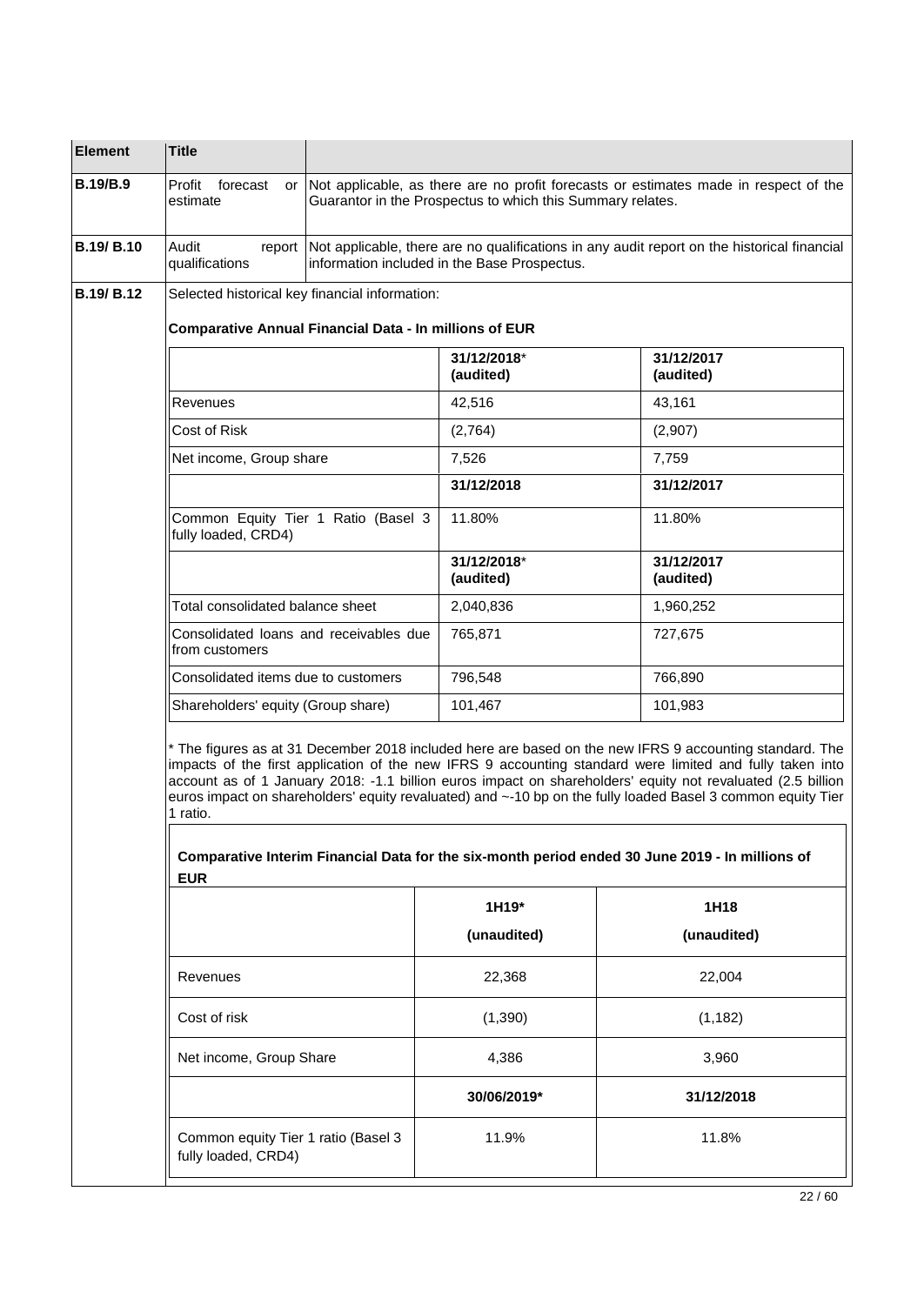| Element | Title | |
|---|---|---|
| B.19/B.9 | Profit forecast or estimate | Not applicable, as there are no profit forecasts or estimates made in respect of the Guarantor in the Prospectus to which this Summary relates. |
| B.19/ B.10 | Audit report qualifications | Not applicable, there are no qualifications in any audit report on the historical financial information included in the Base Prospectus. |
| B.19/ B.12 | Selected historical key financial information: | |

**Comparative Annual Financial Data - In millions of EUR**

| | 31/12/2018* (audited) | 31/12/2017 (audited) |
|---|---|---|
| Revenues | 42,516 | 43,161 |
| Cost of Risk | (2,764) | (2,907) |
| Net income, Group share | 7,526 | 7,759 |
| | **31/12/2018** | **31/12/2017** |
| Common Equity Tier 1 Ratio (Basel 3 fully loaded, CRD4) | 11.80% | 11.80% |
| | **31/12/2018* (audited)** | **31/12/2017 (audited)** |
| Total consolidated balance sheet | 2,040,836 | 1,960,252 |
| Consolidated loans and receivables due from customers | 765,871 | 727,675 |
| Consolidated items due to customers | 796,548 | 766,890 |
| Shareholders' equity (Group share) | 101,467 | 101,983 |

* The figures as at 31 December 2018 included here are based on the new IFRS 9 accounting standard. The impacts of the first application of the new IFRS 9 accounting standard were limited and fully taken into account as of 1 January 2018: -1.1 billion euros impact on shareholders' equity not revaluated (2.5 billion euros impact on shareholders' equity revaluated) and ~-10 bp on the fully loaded Basel 3 common equity Tier 1 ratio.

**Comparative Interim Financial Data for the six-month period ended 30 June 2019 - In millions of EUR**

| | 1H19* (unaudited) | 1H18 (unaudited) |
|---|---|---|
| Revenues | 22,368 | 22,004 |
| Cost of risk | (1,390) | (1,182) |
| Net income, Group Share | 4,386 | 3,960 |
| | **30/06/2019*** | **31/12/2018** |
| Common equity Tier 1 ratio (Basel 3 fully loaded, CRD4) | 11.9% | 11.8% |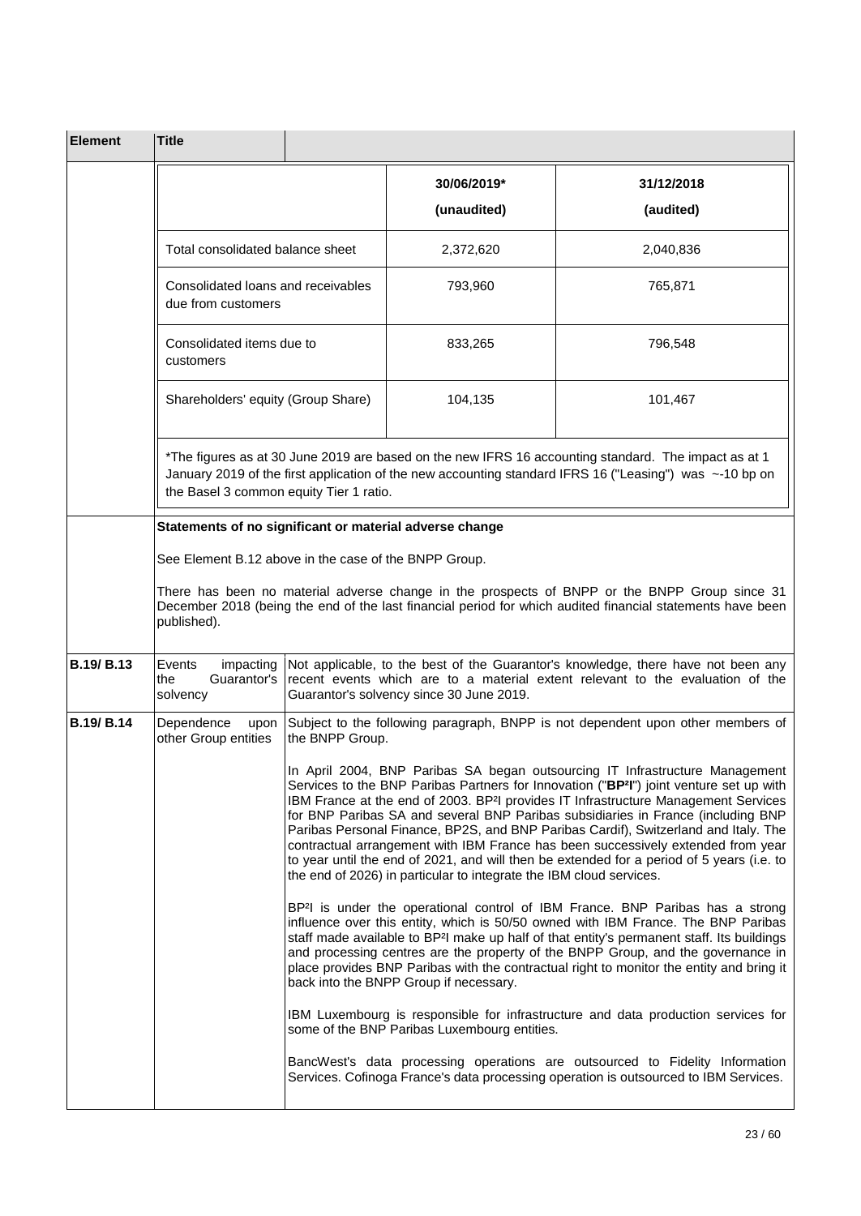| Element | Title | |
|---|---|---|

| | 30/06/2019* (unaudited) | 31/12/2018 (audited) |
|---|---|---|
| Total consolidated balance sheet | 2,372,620 | 2,040,836 |
| Consolidated loans and receivables due from customers | 793,960 | 765,871 |
| Consolidated items due to customers | 833,265 | 796,548 |
| Shareholders' equity (Group Share) | 104,135 | 101,467 |

*The figures as at 30 June 2019 are based on the new IFRS 16 accounting standard. The impact as at 1 January 2019 of the first application of the new accounting standard IFRS 16 ("Leasing") was ~-10 bp on the Basel 3 common equity Tier 1 ratio.

**Statements of no significant or material adverse change**

See Element B.12 above in the case of the BNPP Group.

There has been no material adverse change in the prospects of BNPP or the BNPP Group since 31 December 2018 (being the end of the last financial period for which audited financial statements have been published).

| Element | Title | |
|---|---|---|
| **B.19/ B.13** | Events impacting the Guarantor's solvency | Not applicable, to the best of the Guarantor's knowledge, there have not been any recent events which are to a material extent relevant to the evaluation of the Guarantor's solvency since 30 June 2019. |
| **B.19/ B.14** | Dependence upon other Group entities | Subject to the following paragraph, BNPP is not dependent upon other members of the BNPP Group.<br><br>In April 2004, BNP Paribas SA began outsourcing IT Infrastructure Management Services to the BNP Paribas Partners for Innovation ("**BP²I**") joint venture set up with IBM France at the end of 2003. BP²I provides IT Infrastructure Management Services for BNP Paribas SA and several BNP Paribas subsidiaries in France (including BNP Paribas Personal Finance, BP2S, and BNP Paribas Cardif), Switzerland and Italy. The contractual arrangement with IBM France has been successively extended from year to year until the end of 2021, and will then be extended for a period of 5 years (i.e. to the end of 2026) in particular to integrate the IBM cloud services.<br><br>BP²I is under the operational control of IBM France. BNP Paribas has a strong influence over this entity, which is 50/50 owned with IBM France. The BNP Paribas staff made available to BP²I make up half of that entity's permanent staff. Its buildings and processing centres are the property of the BNPP Group, and the governance in place provides BNP Paribas with the contractual right to monitor the entity and bring it back into the BNPP Group if necessary.<br><br>IBM Luxembourg is responsible for infrastructure and data production services for some of the BNP Paribas Luxembourg entities.<br><br>BancWest's data processing operations are outsourced to Fidelity Information Services. Cofinoga France's data processing operation is outsourced to IBM Services. |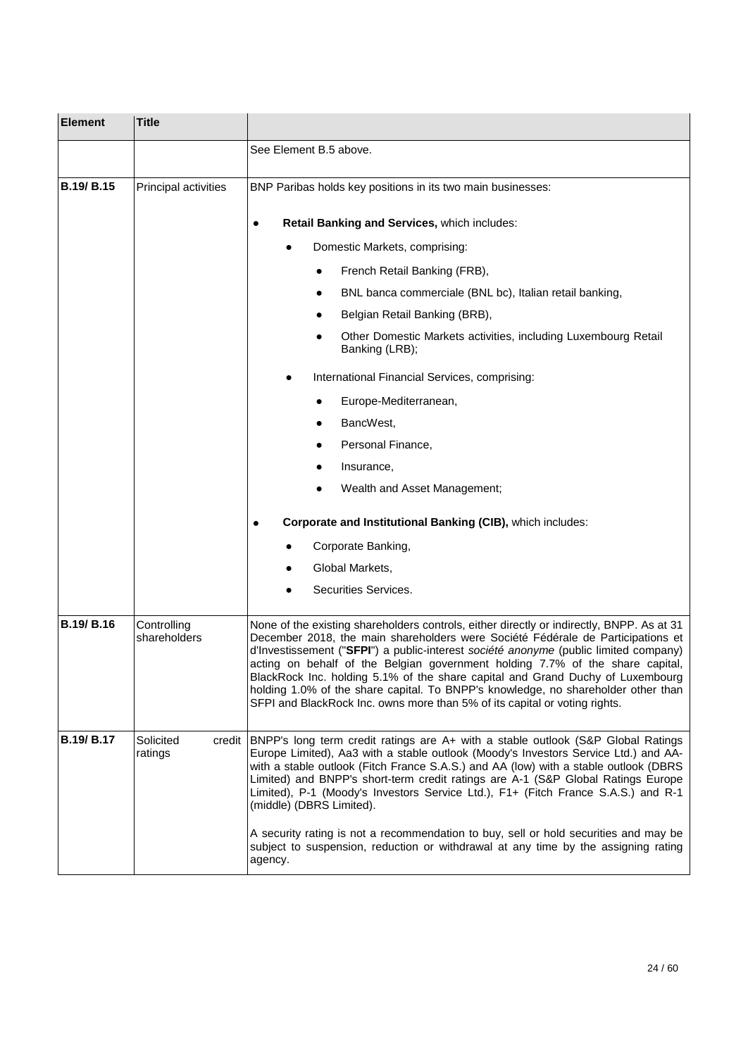| Element | Title | |
|---|---|---|
| | | See Element B.5 above. |
| **B.19/ B.15** | Principal activities | BNP Paribas holds key positions in its two main businesses:<br><br>● **Retail Banking and Services,** which includes:<br>&nbsp;&nbsp;&nbsp;&nbsp;● Domestic Markets, comprising:<br>&nbsp;&nbsp;&nbsp;&nbsp;&nbsp;&nbsp;&nbsp;&nbsp;● French Retail Banking (FRB),<br>&nbsp;&nbsp;&nbsp;&nbsp;&nbsp;&nbsp;&nbsp;&nbsp;● BNL banca commerciale (BNL bc), Italian retail banking,<br>&nbsp;&nbsp;&nbsp;&nbsp;&nbsp;&nbsp;&nbsp;&nbsp;● Belgian Retail Banking (BRB),<br>&nbsp;&nbsp;&nbsp;&nbsp;&nbsp;&nbsp;&nbsp;&nbsp;● Other Domestic Markets activities, including Luxembourg Retail Banking (LRB);<br>&nbsp;&nbsp;&nbsp;&nbsp;● International Financial Services, comprising:<br>&nbsp;&nbsp;&nbsp;&nbsp;&nbsp;&nbsp;&nbsp;&nbsp;● Europe-Mediterranean,<br>&nbsp;&nbsp;&nbsp;&nbsp;&nbsp;&nbsp;&nbsp;&nbsp;● BancWest,<br>&nbsp;&nbsp;&nbsp;&nbsp;&nbsp;&nbsp;&nbsp;&nbsp;● Personal Finance,<br>&nbsp;&nbsp;&nbsp;&nbsp;&nbsp;&nbsp;&nbsp;&nbsp;● Insurance,<br>&nbsp;&nbsp;&nbsp;&nbsp;&nbsp;&nbsp;&nbsp;&nbsp;● Wealth and Asset Management;<br><br>● **Corporate and Institutional Banking (CIB),** which includes:<br>&nbsp;&nbsp;&nbsp;&nbsp;● Corporate Banking,<br>&nbsp;&nbsp;&nbsp;&nbsp;● Global Markets,<br>&nbsp;&nbsp;&nbsp;&nbsp;● Securities Services. |
| **B.19/ B.16** | Controlling shareholders | None of the existing shareholders controls, either directly or indirectly, BNPP. As at 31 December 2018, the main shareholders were Société Fédérale de Participations et d'Investissement ("**SFPI**") a public-interest *société anonyme* (public limited company) acting on behalf of the Belgian government holding 7.7% of the share capital, BlackRock Inc. holding 5.1% of the share capital and Grand Duchy of Luxembourg holding 1.0% of the share capital. To BNPP's knowledge, no shareholder other than SFPI and BlackRock Inc. owns more than 5% of its capital or voting rights. |
| **B.19/ B.17** | Solicited credit ratings | BNPP's long term credit ratings are A+ with a stable outlook (S&P Global Ratings Europe Limited), Aa3 with a stable outlook (Moody's Investors Service Ltd.) and AA- with a stable outlook (Fitch France S.A.S.) and AA (low) with a stable outlook (DBRS Limited) and BNPP's short-term credit ratings are A-1 (S&P Global Ratings Europe Limited), P-1 (Moody's Investors Service Ltd.), F1+ (Fitch France S.A.S.) and R-1 (middle) (DBRS Limited).<br><br>A security rating is not a recommendation to buy, sell or hold securities and may be subject to suspension, reduction or withdrawal at any time by the assigning rating agency. |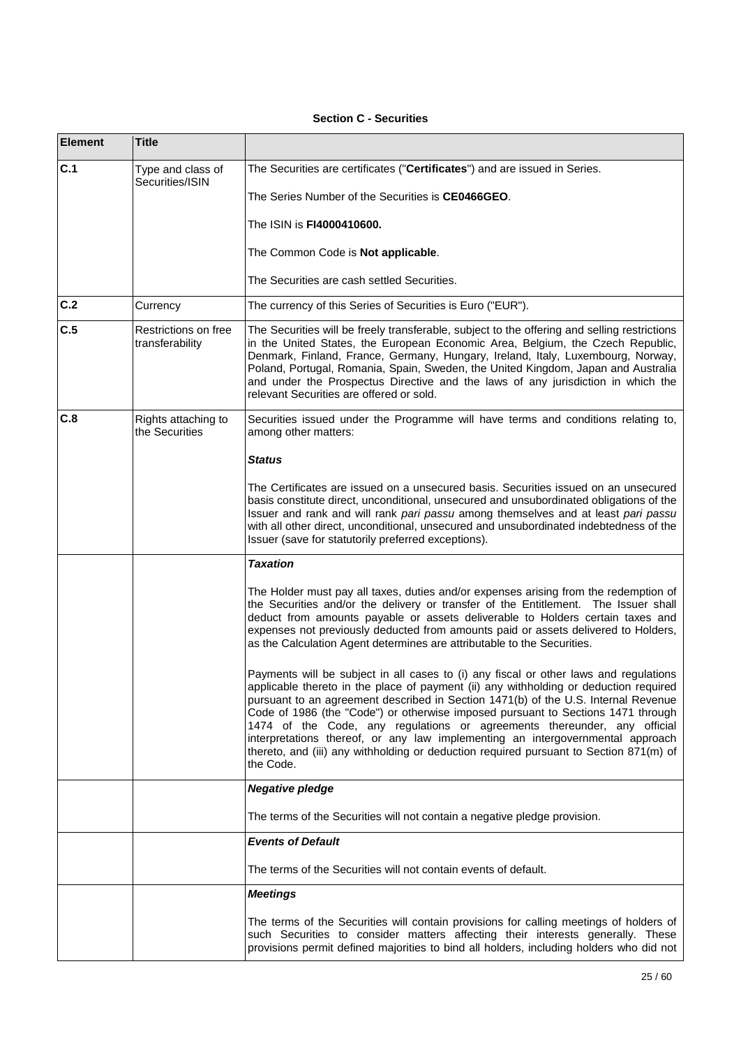**Section C - Securities**

| Element | Title | |
|---|---|---|
| C.1 | Type and class of Securities/ISIN | The Securities are certificates ("**Certificates**") and are issued in Series.<br><br>The Series Number of the Securities is **CE0466GEO**.<br><br>The ISIN is **FI4000410600.**<br><br>The Common Code is **Not applicable**.<br><br>The Securities are cash settled Securities. |
| C.2 | Currency | The currency of this Series of Securities is Euro ("EUR"). |
| C.5 | Restrictions on free transferability | The Securities will be freely transferable, subject to the offering and selling restrictions in the United States, the European Economic Area, Belgium, the Czech Republic, Denmark, Finland, France, Germany, Hungary, Ireland, Italy, Luxembourg, Norway, Poland, Portugal, Romania, Spain, Sweden, the United Kingdom, Japan and Australia and under the Prospectus Directive and the laws of any jurisdiction in which the relevant Securities are offered or sold. |
| C.8 | Rights attaching to the Securities | Securities issued under the Programme will have terms and conditions relating to, among other matters:<br><br>***Status***<br><br>The Certificates are issued on a unsecured basis. Securities issued on an unsecured basis constitute direct, unconditional, unsecured and unsubordinated obligations of the Issuer and rank and will rank *pari passu* among themselves and at least *pari passu* with all other direct, unconditional, unsecured and unsubordinated indebtedness of the Issuer (save for statutorily preferred exceptions). |
| | | ***Taxation***<br><br>The Holder must pay all taxes, duties and/or expenses arising from the redemption of the Securities and/or the delivery or transfer of the Entitlement. The Issuer shall deduct from amounts payable or assets deliverable to Holders certain taxes and expenses not previously deducted from amounts paid or assets delivered to Holders, as the Calculation Agent determines are attributable to the Securities.<br><br>Payments will be subject in all cases to (i) any fiscal or other laws and regulations applicable thereto in the place of payment (ii) any withholding or deduction required pursuant to an agreement described in Section 1471(b) of the U.S. Internal Revenue Code of 1986 (the "Code") or otherwise imposed pursuant to Sections 1471 through 1474 of the Code, any regulations or agreements thereunder, any official interpretations thereof, or any law implementing an intergovernmental approach thereto, and (iii) any withholding or deduction required pursuant to Section 871(m) of the Code. |
| | | ***Negative pledge***<br><br>The terms of the Securities will not contain a negative pledge provision. |
| | | ***Events of Default***<br><br>The terms of the Securities will not contain events of default. |
| | | ***Meetings***<br><br>The terms of the Securities will contain provisions for calling meetings of holders of such Securities to consider matters affecting their interests generally. These provisions permit defined majorities to bind all holders, including holders who did not |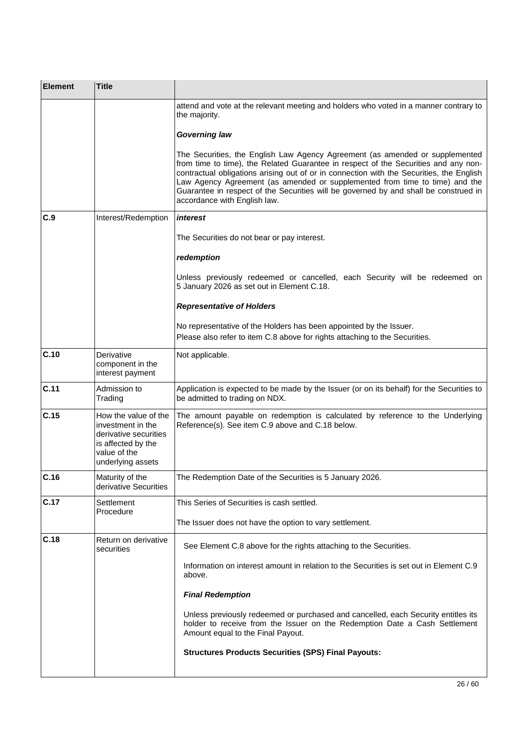| Element | Title | |
|---|---|---|
| | | attend and vote at the relevant meeting and holders who voted in a manner contrary to the majority.<br><br>***Governing law***<br><br>The Securities, the English Law Agency Agreement (as amended or supplemented from time to time), the Related Guarantee in respect of the Securities and any non-contractual obligations arising out of or in connection with the Securities, the English Law Agency Agreement (as amended or supplemented from time to time) and the Guarantee in respect of the Securities will be governed by and shall be construed in accordance with English law. |
| **C.9** | Interest/Redemption | ***interest***<br><br>The Securities do not bear or pay interest.<br><br>***redemption***<br><br>Unless previously redeemed or cancelled, each Security will be redeemed on 5 January 2026 as set out in Element C.18.<br><br>***Representative of Holders***<br><br>No representative of the Holders has been appointed by the Issuer.<br>Please also refer to item C.8 above for rights attaching to the Securities. |
| **C.10** | Derivative component in the interest payment | Not applicable. |
| **C.11** | Admission to Trading | Application is expected to be made by the Issuer (or on its behalf) for the Securities to be admitted to trading on NDX. |
| **C.15** | How the value of the investment in the derivative securities is affected by the value of the underlying assets | The amount payable on redemption is calculated by reference to the Underlying Reference(s). See item C.9 above and C.18 below. |
| **C.16** | Maturity of the derivative Securities | The Redemption Date of the Securities is 5 January 2026. |
| **C.17** | Settlement Procedure | This Series of Securities is cash settled.<br><br>The Issuer does not have the option to vary settlement. |
| **C.18** | Return on derivative securities | See Element C.8 above for the rights attaching to the Securities.<br><br>Information on interest amount in relation to the Securities is set out in Element C.9 above.<br><br>***Final Redemption***<br><br>Unless previously redeemed or purchased and cancelled, each Security entitles its holder to receive from the Issuer on the Redemption Date a Cash Settlement Amount equal to the Final Payout.<br><br>**Structures Products Securities (SPS) Final Payouts:** |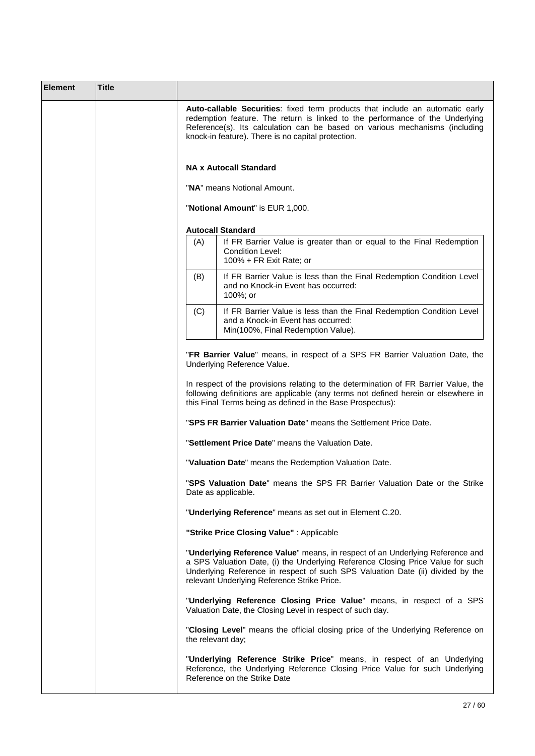| Element | Title | |
|---|---|---|
| | | **Auto-callable Securities**: fixed term products that include an automatic early redemption feature. The return is linked to the performance of the Underlying Reference(s). Its calculation can be based on various mechanisms (including knock-in feature). There is no capital protection.<br><br>**NA x Autocall Standard**<br><br>"**NA**" means Notional Amount.<br><br>"**Notional Amount**" is EUR 1,000.<br><br>**Autocall Standard**<br><br>(A) If FR Barrier Value is greater than or equal to the Final Redemption Condition Level: 100% + FR Exit Rate; or<br><br>(B) If FR Barrier Value is less than the Final Redemption Condition Level and no Knock-in Event has occurred: 100%; or<br><br>(C) If FR Barrier Value is less than the Final Redemption Condition Level and a Knock-in Event has occurred: Min(100%, Final Redemption Value).<br><br>"**FR Barrier Value**" means, in respect of a SPS FR Barrier Valuation Date, the Underlying Reference Value.<br><br>In respect of the provisions relating to the determination of FR Barrier Value, the following definitions are applicable (any terms not defined herein or elsewhere in this Final Terms being as defined in the Base Prospectus):<br><br>"**SPS FR Barrier Valuation Date**" means the Settlement Price Date.<br><br>"**Settlement Price Date**" means the Valuation Date.<br><br>"**Valuation Date**" means the Redemption Valuation Date.<br><br>"**SPS Valuation Date**" means the SPS FR Barrier Valuation Date or the Strike Date as applicable.<br><br>"**Underlying Reference**" means as set out in Element C.20.<br><br>**"Strike Price Closing Value"** : Applicable<br><br>"**Underlying Reference Value**" means, in respect of an Underlying Reference and a SPS Valuation Date, (i) the Underlying Reference Closing Price Value for such Underlying Reference in respect of such SPS Valuation Date (ii) divided by the relevant Underlying Reference Strike Price.<br><br>"**Underlying Reference Closing Price Value**" means, in respect of a SPS Valuation Date, the Closing Level in respect of such day.<br><br>"**Closing Level**" means the official closing price of the Underlying Reference on the relevant day;<br><br>"**Underlying Reference Strike Price**" means, in respect of an Underlying Reference, the Underlying Reference Closing Price Value for such Underlying Reference on the Strike Date |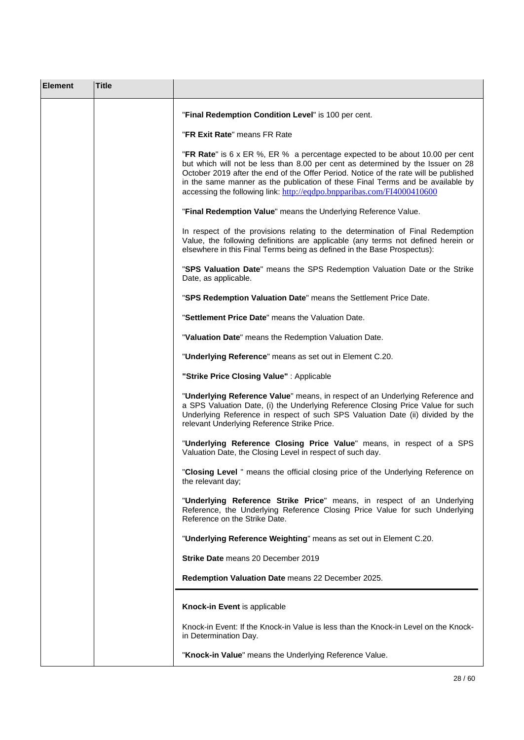| Element | Title | |
|---|---|---|
| | | "**Final Redemption Condition Level**" is 100 per cent.<br><br>"**FR Exit Rate**" means FR Rate<br><br>"**FR Rate**" is 6 x ER %, ER % a percentage expected to be about 10.00 per cent but which will not be less than 8.00 per cent as determined by the Issuer on 28 October 2019 after the end of the Offer Period. Notice of the rate will be published in the same manner as the publication of these Final Terms and be available by accessing the following link: http://eqdpo.bnpparibas.com/FI4000410600<br><br>"**Final Redemption Value**" means the Underlying Reference Value.<br><br>In respect of the provisions relating to the determination of Final Redemption Value, the following definitions are applicable (any terms not defined herein or elsewhere in this Final Terms being as defined in the Base Prospectus):<br><br>"**SPS Valuation Date**" means the SPS Redemption Valuation Date or the Strike Date, as applicable.<br><br>"**SPS Redemption Valuation Date**" means the Settlement Price Date.<br><br>"**Settlement Price Date**" means the Valuation Date.<br><br>"**Valuation Date**" means the Redemption Valuation Date.<br><br>"**Underlying Reference**" means as set out in Element C.20.<br><br>**"Strike Price Closing Value"** : Applicable<br><br>"**Underlying Reference Value**" means, in respect of an Underlying Reference and a SPS Valuation Date, (i) the Underlying Reference Closing Price Value for such Underlying Reference in respect of such SPS Valuation Date (ii) divided by the relevant Underlying Reference Strike Price.<br><br>"**Underlying Reference Closing Price Value**" means, in respect of a SPS Valuation Date, the Closing Level in respect of such day.<br><br>"**Closing Level** " means the official closing price of the Underlying Reference on the relevant day;<br><br>"**Underlying Reference Strike Price**" means, in respect of an Underlying Reference, the Underlying Reference Closing Price Value for such Underlying Reference on the Strike Date.<br><br>"**Underlying Reference Weighting**" means as set out in Element C.20.<br><br>**Strike Date** means 20 December 2019<br><br>**Redemption Valuation Date** means 22 December 2025.<br><br>---<br><br>**Knock-in Event** is applicable<br><br>Knock-in Event: If the Knock-in Value is less than the Knock-in Level on the Knock-in Determination Day.<br><br>"**Knock-in Value**" means the Underlying Reference Value. |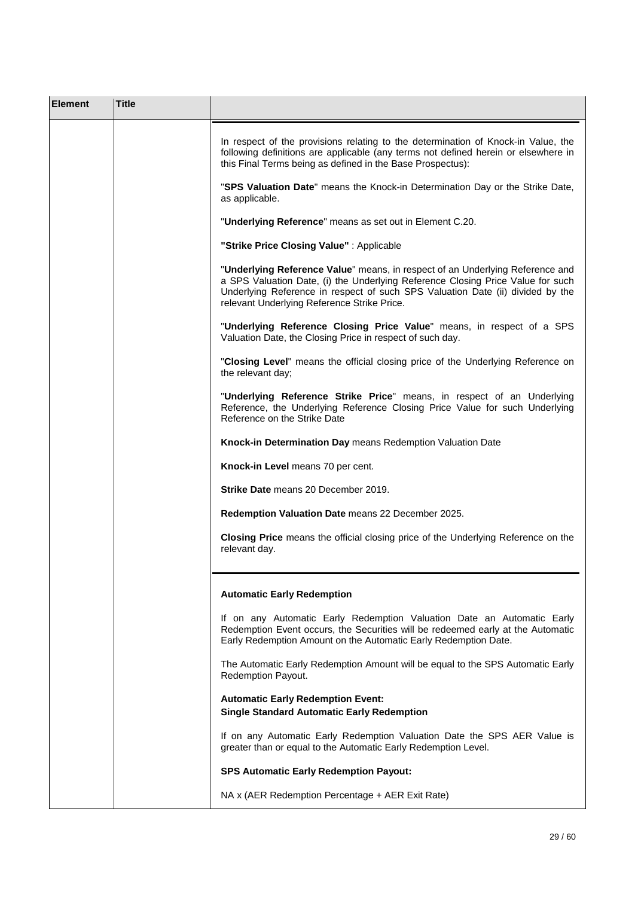| Element | Title | |
|---|---|---|
| | | In respect of the provisions relating to the determination of Knock-in Value, the following definitions are applicable (any terms not defined herein or elsewhere in this Final Terms being as defined in the Base Prospectus):<br><br>"**SPS Valuation Date**" means the Knock-in Determination Day or the Strike Date, as applicable.<br><br>"**Underlying Reference**" means as set out in Element C.20.<br><br>**"Strike Price Closing Value"** : Applicable<br><br>"**Underlying Reference Value**" means, in respect of an Underlying Reference and a SPS Valuation Date, (i) the Underlying Reference Closing Price Value for such Underlying Reference in respect of such SPS Valuation Date (ii) divided by the relevant Underlying Reference Strike Price.<br><br>"**Underlying Reference Closing Price Value**" means, in respect of a SPS Valuation Date, the Closing Price in respect of such day.<br><br>"**Closing Level**" means the official closing price of the Underlying Reference on the relevant day;<br><br>"**Underlying Reference Strike Price**" means, in respect of an Underlying Reference, the Underlying Reference Closing Price Value for such Underlying Reference on the Strike Date<br><br>**Knock-in Determination Day** means Redemption Valuation Date<br><br>**Knock-in Level** means 70 per cent.<br><br>**Strike Date** means 20 December 2019.<br><br>**Redemption Valuation Date** means 22 December 2025.<br><br>**Closing Price** means the official closing price of the Underlying Reference on the relevant day. |
| | | **Automatic Early Redemption**<br><br>If on any Automatic Early Redemption Valuation Date an Automatic Early Redemption Event occurs, the Securities will be redeemed early at the Automatic Early Redemption Amount on the Automatic Early Redemption Date.<br><br>The Automatic Early Redemption Amount will be equal to the SPS Automatic Early Redemption Payout.<br><br>**Automatic Early Redemption Event:**<br>**Single Standard Automatic Early Redemption**<br><br>If on any Automatic Early Redemption Valuation Date the SPS AER Value is greater than or equal to the Automatic Early Redemption Level.<br><br>**SPS Automatic Early Redemption Payout:**<br><br>NA x (AER Redemption Percentage + AER Exit Rate) |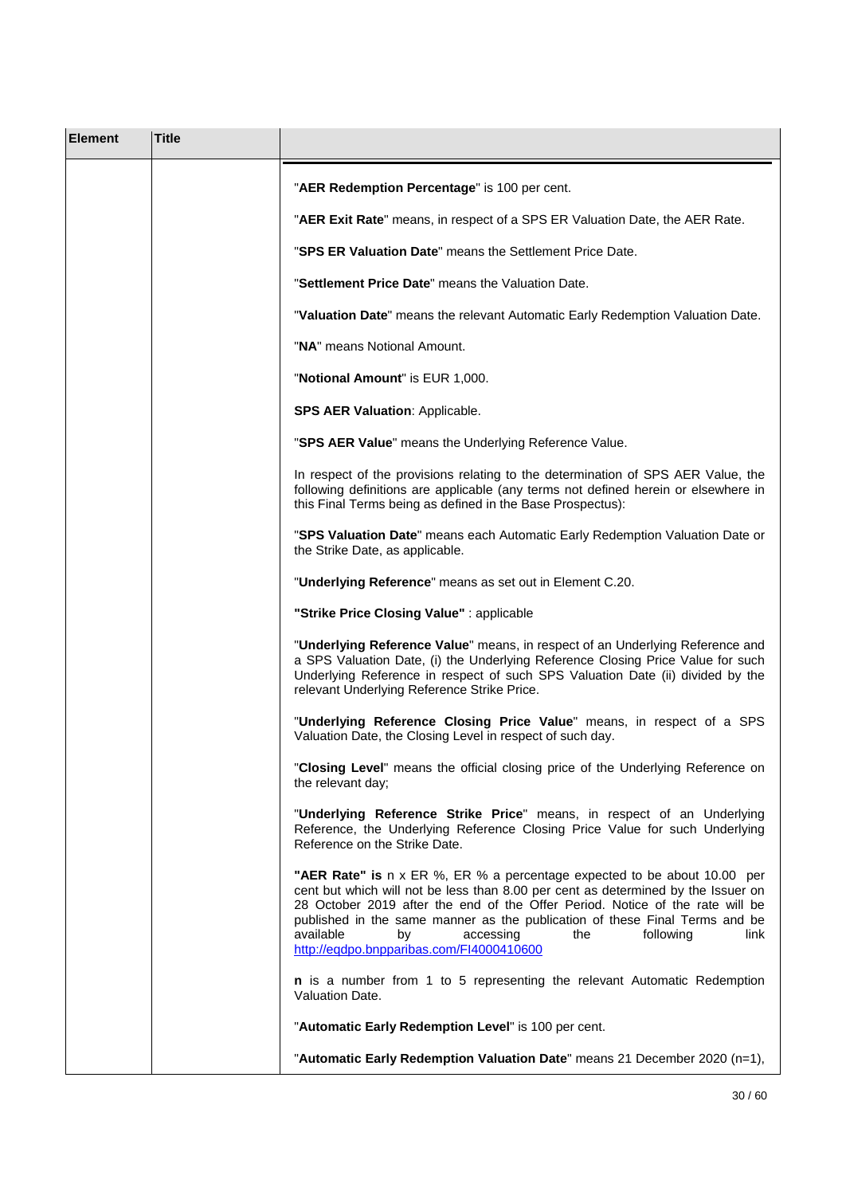| Element | Title | |
|---|---|---|
| | | "**AER Redemption Percentage**" is 100 per cent.<br><br>"**AER Exit Rate**" means, in respect of a SPS ER Valuation Date, the AER Rate.<br><br>"**SPS ER Valuation Date**" means the Settlement Price Date.<br><br>"**Settlement Price Date**" means the Valuation Date.<br><br>"**Valuation Date**" means the relevant Automatic Early Redemption Valuation Date.<br><br>"**NA**" means Notional Amount.<br><br>"**Notional Amount**" is EUR 1,000.<br><br>**SPS AER Valuation**: Applicable.<br><br>"**SPS AER Value**" means the Underlying Reference Value.<br><br>In respect of the provisions relating to the determination of SPS AER Value, the following definitions are applicable (any terms not defined herein or elsewhere in this Final Terms being as defined in the Base Prospectus):<br><br>"**SPS Valuation Date**" means each Automatic Early Redemption Valuation Date or the Strike Date, as applicable.<br><br>"**Underlying Reference**" means as set out in Element C.20.<br><br>**"Strike Price Closing Value"** : applicable<br><br>"**Underlying Reference Value**" means, in respect of an Underlying Reference and a SPS Valuation Date, (i) the Underlying Reference Closing Price Value for such Underlying Reference in respect of such SPS Valuation Date (ii) divided by the relevant Underlying Reference Strike Price.<br><br>"**Underlying Reference Closing Price Value**" means, in respect of a SPS Valuation Date, the Closing Level in respect of such day.<br><br>"**Closing Level**" means the official closing price of the Underlying Reference on the relevant day;<br><br>"**Underlying Reference Strike Price**" means, in respect of an Underlying Reference, the Underlying Reference Closing Price Value for such Underlying Reference on the Strike Date.<br><br>**"AER Rate" is** n x ER %, ER % a percentage expected to be about 10.00 per cent but which will not be less than 8.00 per cent as determined by the Issuer on 28 October 2019 after the end of the Offer Period. Notice of the rate will be published in the same manner as the publication of these Final Terms and be available by accessing the following link http://eqdpo.bnpparibas.com/FI4000410600<br><br>**n** is a number from 1 to 5 representing the relevant Automatic Redemption Valuation Date.<br><br>"**Automatic Early Redemption Level**" is 100 per cent.<br><br>"**Automatic Early Redemption Valuation Date**" means 21 December 2020 (n=1), |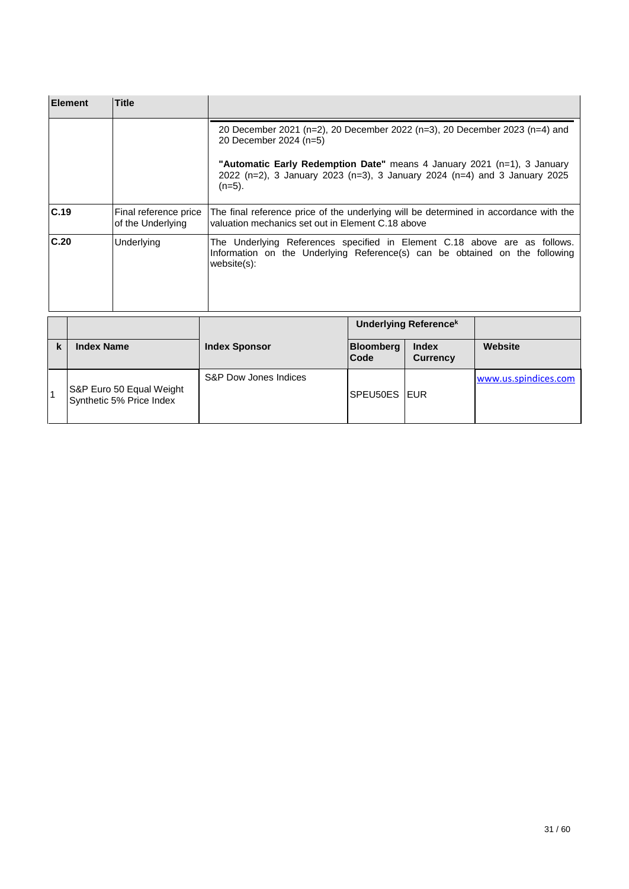| Element | Title | |
|---|---|---|
| | | 20 December 2021 (n=2), 20 December 2022 (n=3), 20 December 2023 (n=4) and 20 December 2024 (n=5)<br><br>**"Automatic Early Redemption Date"** means 4 January 2021 (n=1), 3 January 2022 (n=2), 3 January 2023 (n=3), 3 January 2024 (n=4) and 3 January 2025 (n=5). |
| **C.19** | Final reference price of the Underlying | The final reference price of the underlying will be determined in accordance with the valuation mechanics set out in Element C.18 above |
| **C.20** | Underlying | The Underlying References specified in Element C.18 above are as follows. Information on the Underlying Reference(s) can be obtained on the following website(s): |

| | | | **Underlying Reference[k]** | | |
|---|---|---|---|---|---|
| **k** | **Index Name** | **Index Sponsor** | **Bloomberg Code** | **Index Currency** | **Website** |
| 1 | S&P Euro 50 Equal Weight Synthetic 5% Price Index | S&P Dow Jones Indices | SPEU50ES | EUR | www.us.spindices.com |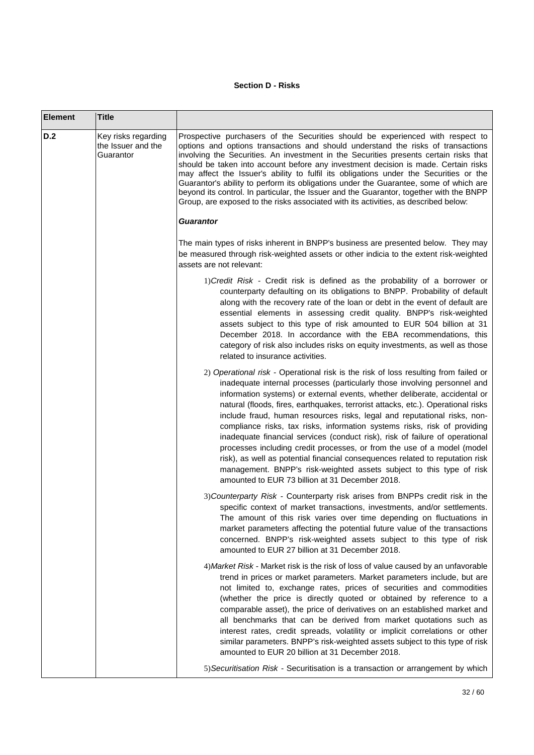**Section D - Risks**

| Element | Title | |
|---|---|---|
| D.2 | Key risks regarding the Issuer and the Guarantor | Prospective purchasers of the Securities should be experienced with respect to options and options transactions and should understand the risks of transactions involving the Securities. An investment in the Securities presents certain risks that should be taken into account before any investment decision is made. Certain risks may affect the Issuer's ability to fulfil its obligations under the Securities or the Guarantor's ability to perform its obligations under the Guarantee, some of which are beyond its control. In particular, the Issuer and the Guarantor, together with the BNPP Group, are exposed to the risks associated with its activities, as described below:<br><br>***Guarantor***<br><br>The main types of risks inherent in BNPP's business are presented below. They may be measured through risk-weighted assets or other indicia to the extent risk-weighted assets are not relevant:<br><br>1) *Credit Risk* - Credit risk is defined as the probability of a borrower or counterparty defaulting on its obligations to BNPP. Probability of default along with the recovery rate of the loan or debt in the event of default are essential elements in assessing credit quality. BNPP's risk-weighted assets subject to this type of risk amounted to EUR 504 billion at 31 December 2018. In accordance with the EBA recommendations, this category of risk also includes risks on equity investments, as well as those related to insurance activities.<br><br>2) *Operational risk* - Operational risk is the risk of loss resulting from failed or inadequate internal processes (particularly those involving personnel and information systems) or external events, whether deliberate, accidental or natural (floods, fires, earthquakes, terrorist attacks, etc.). Operational risks include fraud, human resources risks, legal and reputational risks, non-compliance risks, tax risks, information systems risks, risk of providing inadequate financial services (conduct risk), risk of failure of operational processes including credit processes, or from the use of a model (model risk), as well as potential financial consequences related to reputation risk management. BNPP's risk-weighted assets subject to this type of risk amounted to EUR 73 billion at 31 December 2018.<br><br>3) *Counterparty Risk* - Counterparty risk arises from BNPPs credit risk in the specific context of market transactions, investments, and/or settlements. The amount of this risk varies over time depending on fluctuations in market parameters affecting the potential future value of the transactions concerned. BNPP's risk-weighted assets subject to this type of risk amounted to EUR 27 billion at 31 December 2018.<br><br>4) *Market Risk* - Market risk is the risk of loss of value caused by an unfavorable trend in prices or market parameters. Market parameters include, but are not limited to, exchange rates, prices of securities and commodities (whether the price is directly quoted or obtained by reference to a comparable asset), the price of derivatives on an established market and all benchmarks that can be derived from market quotations such as interest rates, credit spreads, volatility or implicit correlations or other similar parameters. BNPP's risk-weighted assets subject to this type of risk amounted to EUR 20 billion at 31 December 2018.<br><br>5) *Securitisation Risk* - Securitisation is a transaction or arrangement by which |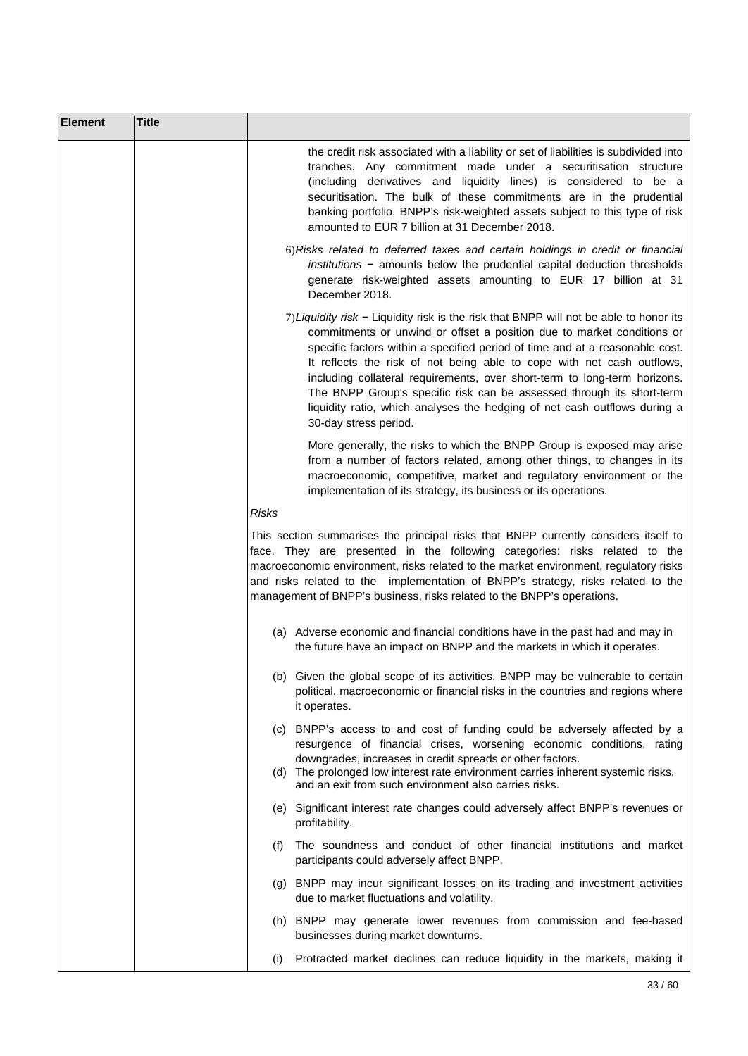| Element | Title | |
|---|---|---|
| | | the credit risk associated with a liability or set of liabilities is subdivided into tranches. Any commitment made under a securitisation structure (including derivatives and liquidity lines) is considered to be a securitisation. The bulk of these commitments are in the prudential banking portfolio. BNPP's risk-weighted assets subject to this type of risk amounted to EUR 7 billion at 31 December 2018.<br><br>6) *Risks related to deferred taxes and certain holdings in credit or financial institutions* − amounts below the prudential capital deduction thresholds generate risk-weighted assets amounting to EUR 17 billion at 31 December 2018.<br><br>7) *Liquidity risk* − Liquidity risk is the risk that BNPP will not be able to honor its commitments or unwind or offset a position due to market conditions or specific factors within a specified period of time and at a reasonable cost. It reflects the risk of not being able to cope with net cash outflows, including collateral requirements, over short-term to long-term horizons. The BNPP Group's specific risk can be assessed through its short-term liquidity ratio, which analyses the hedging of net cash outflows during a 30-day stress period.<br><br>More generally, the risks to which the BNPP Group is exposed may arise from a number of factors related, among other things, to changes in its macroeconomic, competitive, market and regulatory environment or the implementation of its strategy, its business or its operations.<br><br>*Risks*<br><br>This section summarises the principal risks that BNPP currently considers itself to face. They are presented in the following categories: risks related to the macroeconomic environment, risks related to the market environment, regulatory risks and risks related to the implementation of BNPP's strategy, risks related to the management of BNPP's business, risks related to the BNPP's operations.<br><br>(a) Adverse economic and financial conditions have in the past had and may in the future have an impact on BNPP and the markets in which it operates.<br><br>(b) Given the global scope of its activities, BNPP may be vulnerable to certain political, macroeconomic or financial risks in the countries and regions where it operates.<br><br>(c) BNPP's access to and cost of funding could be adversely affected by a resurgence of financial crises, worsening economic conditions, rating downgrades, increases in credit spreads or other factors.<br>(d) The prolonged low interest rate environment carries inherent systemic risks, and an exit from such environment also carries risks.<br><br>(e) Significant interest rate changes could adversely affect BNPP's revenues or profitability.<br><br>(f) The soundness and conduct of other financial institutions and market participants could adversely affect BNPP.<br><br>(g) BNPP may incur significant losses on its trading and investment activities due to market fluctuations and volatility.<br><br>(h) BNPP may generate lower revenues from commission and fee-based businesses during market downturns.<br><br>(i) Protracted market declines can reduce liquidity in the markets, making it |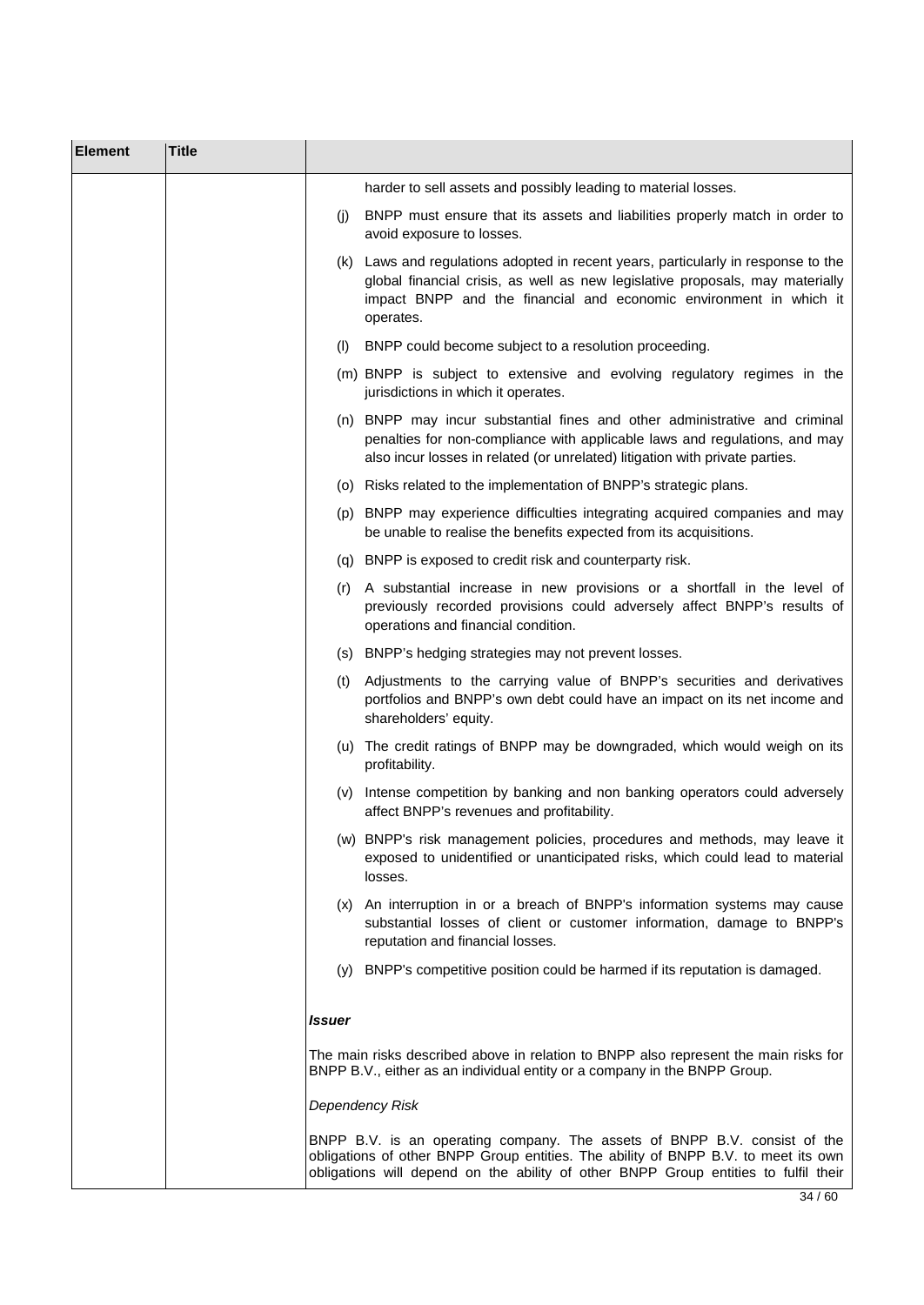| Element | Title | |
|---|---|---|
| | | harder to sell assets and possibly leading to material losses.<br><br>(j) BNPP must ensure that its assets and liabilities properly match in order to avoid exposure to losses.<br><br>(k) Laws and regulations adopted in recent years, particularly in response to the global financial crisis, as well as new legislative proposals, may materially impact BNPP and the financial and economic environment in which it operates.<br><br>(l) BNPP could become subject to a resolution proceeding.<br><br>(m) BNPP is subject to extensive and evolving regulatory regimes in the jurisdictions in which it operates.<br><br>(n) BNPP may incur substantial fines and other administrative and criminal penalties for non-compliance with applicable laws and regulations, and may also incur losses in related (or unrelated) litigation with private parties.<br><br>(o) Risks related to the implementation of BNPP's strategic plans.<br><br>(p) BNPP may experience difficulties integrating acquired companies and may be unable to realise the benefits expected from its acquisitions.<br><br>(q) BNPP is exposed to credit risk and counterparty risk.<br><br>(r) A substantial increase in new provisions or a shortfall in the level of previously recorded provisions could adversely affect BNPP's results of operations and financial condition.<br><br>(s) BNPP's hedging strategies may not prevent losses.<br><br>(t) Adjustments to the carrying value of BNPP's securities and derivatives portfolios and BNPP's own debt could have an impact on its net income and shareholders' equity.<br><br>(u) The credit ratings of BNPP may be downgraded, which would weigh on its profitability.<br><br>(v) Intense competition by banking and non banking operators could adversely affect BNPP's revenues and profitability.<br><br>(w) BNPP's risk management policies, procedures and methods, may leave it exposed to unidentified or unanticipated risks, which could lead to material losses.<br><br>(x) An interruption in or a breach of BNPP's information systems may cause substantial losses of client or customer information, damage to BNPP's reputation and financial losses.<br><br>(y) BNPP's competitive position could be harmed if its reputation is damaged.<br><br>***Issuer***<br><br>The main risks described above in relation to BNPP also represent the main risks for BNPP B.V., either as an individual entity or a company in the BNPP Group.<br><br>*Dependency Risk*<br><br>BNPP B.V. is an operating company. The assets of BNPP B.V. consist of the obligations of other BNPP Group entities. The ability of BNPP B.V. to meet its own obligations will depend on the ability of other BNPP Group entities to fulfil their |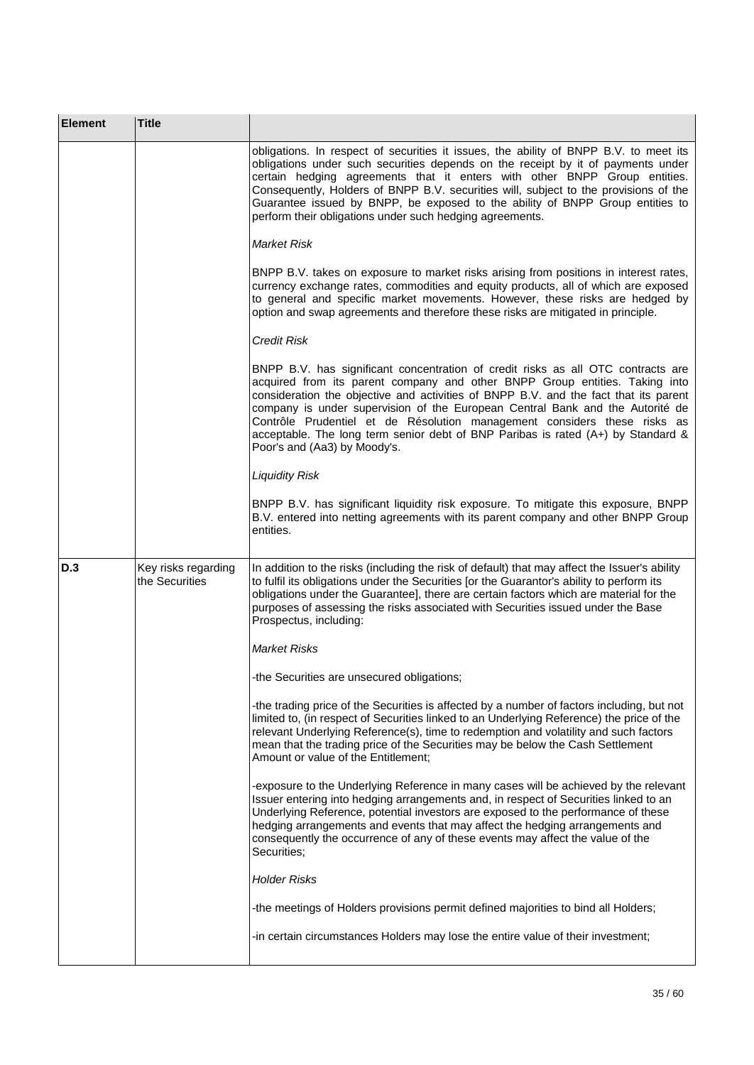| Element | Title | |
|---|---|---|
| | | obligations. In respect of securities it issues, the ability of BNPP B.V. to meet its obligations under such securities depends on the receipt by it of payments under certain hedging agreements that it enters with other BNPP Group entities. Consequently, Holders of BNPP B.V. securities will, subject to the provisions of the Guarantee issued by BNPP, be exposed to the ability of BNPP Group entities to perform their obligations under such hedging agreements.<br><br>*Market Risk*<br><br>BNPP B.V. takes on exposure to market risks arising from positions in interest rates, currency exchange rates, commodities and equity products, all of which are exposed to general and specific market movements. However, these risks are hedged by option and swap agreements and therefore these risks are mitigated in principle.<br><br>*Credit Risk*<br><br>BNPP B.V. has significant concentration of credit risks as all OTC contracts are acquired from its parent company and other BNPP Group entities. Taking into consideration the objective and activities of BNPP B.V. and the fact that its parent company is under supervision of the European Central Bank and the Autorité de Contrôle Prudentiel et de Résolution management considers these risks as acceptable. The long term senior debt of BNP Paribas is rated (A+) by Standard & Poor's and (Aa3) by Moody's.<br><br>*Liquidity Risk*<br><br>BNPP B.V. has significant liquidity risk exposure. To mitigate this exposure, BNPP B.V. entered into netting agreements with its parent company and other BNPP Group entities. |
| **D.3** | Key risks regarding the Securities | In addition to the risks (including the risk of default) that may affect the Issuer's ability to fulfil its obligations under the Securities [or the Guarantor's ability to perform its obligations under the Guarantee], there are certain factors which are material for the purposes of assessing the risks associated with Securities issued under the Base Prospectus, including:<br><br>*Market Risks*<br><br>-the Securities are unsecured obligations;<br><br>-the trading price of the Securities is affected by a number of factors including, but not limited to, (in respect of Securities linked to an Underlying Reference) the price of the relevant Underlying Reference(s), time to redemption and volatility and such factors mean that the trading price of the Securities may be below the Cash Settlement Amount or value of the Entitlement;<br><br>-exposure to the Underlying Reference in many cases will be achieved by the relevant Issuer entering into hedging arrangements and, in respect of Securities linked to an Underlying Reference, potential investors are exposed to the performance of these hedging arrangements and events that may affect the hedging arrangements and consequently the occurrence of any of these events may affect the value of the Securities;<br><br>*Holder Risks*<br><br>-the meetings of Holders provisions permit defined majorities to bind all Holders;<br><br>-in certain circumstances Holders may lose the entire value of their investment; |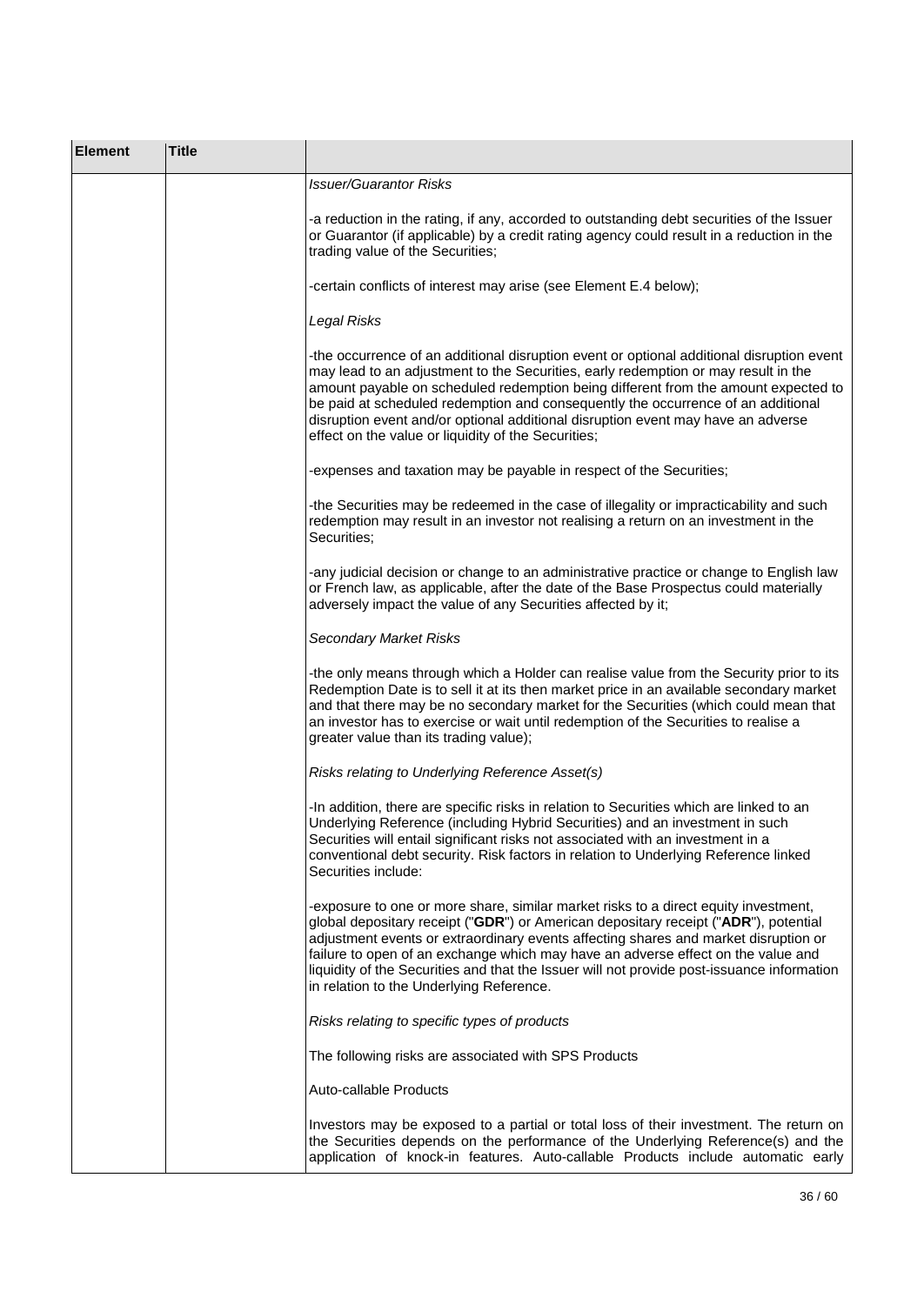| Element | Title | |
|---|---|---|
| | | *Issuer/Guarantor Risks*<br><br>-a reduction in the rating, if any, accorded to outstanding debt securities of the Issuer or Guarantor (if applicable) by a credit rating agency could result in a reduction in the trading value of the Securities;<br><br>-certain conflicts of interest may arise (see Element E.4 below);<br><br>*Legal Risks*<br><br>-the occurrence of an additional disruption event or optional additional disruption event may lead to an adjustment to the Securities, early redemption or may result in the amount payable on scheduled redemption being different from the amount expected to be paid at scheduled redemption and consequently the occurrence of an additional disruption event and/or optional additional disruption event may have an adverse effect on the value or liquidity of the Securities;<br><br>-expenses and taxation may be payable in respect of the Securities;<br><br>-the Securities may be redeemed in the case of illegality or impracticability and such redemption may result in an investor not realising a return on an investment in the Securities;<br><br>-any judicial decision or change to an administrative practice or change to English law or French law, as applicable, after the date of the Base Prospectus could materially adversely impact the value of any Securities affected by it;<br><br>*Secondary Market Risks*<br><br>-the only means through which a Holder can realise value from the Security prior to its Redemption Date is to sell it at its then market price in an available secondary market and that there may be no secondary market for the Securities (which could mean that an investor has to exercise or wait until redemption of the Securities to realise a greater value than its trading value);<br><br>*Risks relating to Underlying Reference Asset(s)*<br><br>-In addition, there are specific risks in relation to Securities which are linked to an Underlying Reference (including Hybrid Securities) and an investment in such Securities will entail significant risks not associated with an investment in a conventional debt security. Risk factors in relation to Underlying Reference linked Securities include:<br><br>-exposure to one or more share, similar market risks to a direct equity investment, global depositary receipt ("**GDR**") or American depositary receipt ("**ADR**"), potential adjustment events or extraordinary events affecting shares and market disruption or failure to open of an exchange which may have an adverse effect on the value and liquidity of the Securities and that the Issuer will not provide post-issuance information in relation to the Underlying Reference.<br><br>*Risks relating to specific types of products*<br><br>The following risks are associated with SPS Products<br><br>Auto-callable Products<br><br>Investors may be exposed to a partial or total loss of their investment. The return on the Securities depends on the performance of the Underlying Reference(s) and the application of knock-in features. Auto-callable Products include automatic early |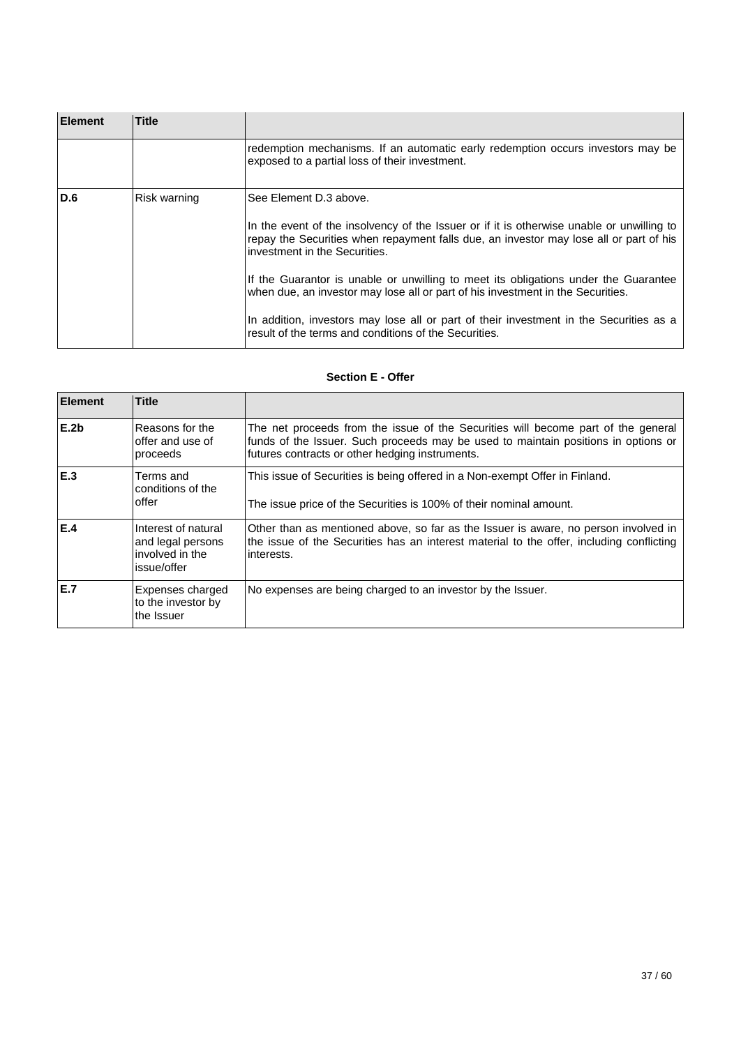| Element | Title | |
|---|---|---|
| | | redemption mechanisms. If an automatic early redemption occurs investors may be exposed to a partial loss of their investment. |
| **D.6** | Risk warning | See Element D.3 above.<br><br>In the event of the insolvency of the Issuer or if it is otherwise unable or unwilling to repay the Securities when repayment falls due, an investor may lose all or part of his investment in the Securities.<br><br>If the Guarantor is unable or unwilling to meet its obligations under the Guarantee when due, an investor may lose all or part of his investment in the Securities.<br><br>In addition, investors may lose all or part of their investment in the Securities as a result of the terms and conditions of the Securities. |

**Section E - Offer**

| Element | Title | |
|---|---|---|
| **E.2b** | Reasons for the offer and use of proceeds | The net proceeds from the issue of the Securities will become part of the general funds of the Issuer. Such proceeds may be used to maintain positions in options or futures contracts or other hedging instruments. |
| **E.3** | Terms and conditions of the offer | This issue of Securities is being offered in a Non-exempt Offer in Finland.<br><br>The issue price of the Securities is 100% of their nominal amount. |
| **E.4** | Interest of natural and legal persons involved in the issue/offer | Other than as mentioned above, so far as the Issuer is aware, no person involved in the issue of the Securities has an interest material to the offer, including conflicting interests. |
| **E.7** | Expenses charged to the investor by the Issuer | No expenses are being charged to an investor by the Issuer. |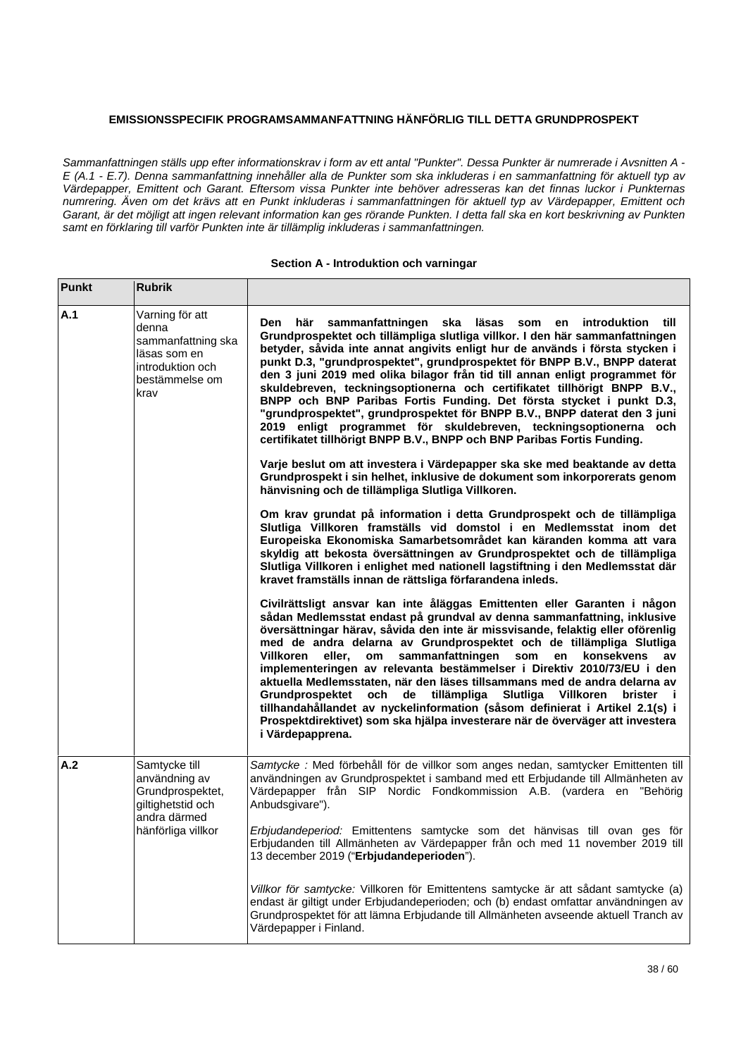**EMISSIONSSPECIFIK PROGRAMSAMMANFATTNING HÄNFÖRLIG TILL DETTA GRUNDPROSPEKT**

*Sammanfattningen ställs upp efter informationskrav i form av ett antal "Punkter". Dessa Punkter är numrerade i Avsnitten A - E (A.1 - E.7). Denna sammanfattning innehåller alla de Punkter som ska inkluderas i en sammanfattning för aktuell typ av Värdepapper, Emittent och Garant. Eftersom vissa Punkter inte behöver adresseras kan det finnas luckor i Punkternas numrering. Även om det krävs att en Punkt inkluderas i sammanfattningen för aktuell typ av Värdepapper, Emittent och Garant, är det möjligt att ingen relevant information kan ges rörande Punkten. I detta fall ska en kort beskrivning av Punkten samt en förklaring till varför Punkten inte är tillämplig inkluderas i sammanfattningen.*

**Section A - Introduktion och varningar**

| Punkt | Rubrik | |
|---|---|---|
| A.1 | Varning för att denna sammanfattning ska läsas som en introduktion och bestämmelse om krav | **Den här sammanfattningen ska läsas som en introduktion till Grundprospektet och tillämpliga slutliga villkor. I den här sammanfattningen betyder, såvida inte annat angivits enligt hur de används i första stycken i punkt D.3, "grundprospektet", grundprospektet för BNPP B.V., BNPP daterat den 3 juni 2019 med olika bilagor från tid till annan enligt programmet för skuldebreven, teckningsoptionerna och certifikatet tillhörigt BNPP B.V., BNPP och BNP Paribas Fortis Funding. Det första stycket i punkt D.3, "grundprospektet", grundprospektet för BNPP B.V., BNPP daterat den 3 juni 2019 enligt programmet för skuldebreven, teckningsoptionerna och certifikatet tillhörigt BNPP B.V., BNPP och BNP Paribas Fortis Funding.**<br><br>**Varje beslut om att investera i Värdepapper ska ske med beaktande av detta Grundprospekt i sin helhet, inklusive de dokument som inkorporerats genom hänvisning och de tillämpliga Slutliga Villkoren.**<br><br>**Om krav grundat på information i detta Grundprospekt och de tillämpliga Slutliga Villkoren framställs vid domstol i en Medlemsstat inom det Europeiska Ekonomiska Samarbetsområdet kan käranden komma att vara skyldig att bekosta översättningen av Grundprospektet och de tillämpliga Slutliga Villkoren i enlighet med nationell lagstiftning i den Medlemsstat där kravet framställs innan de rättsliga förfarandena inleds.**<br><br>**Civilrättsligt ansvar kan inte åläggas Emittenten eller Garanten i någon sådan Medlemsstat endast på grundval av denna sammanfattning, inklusive översättningar härav, såvida den inte är missvisande, felaktig eller oförenlig med de andra delarna av Grundprospektet och de tillämpliga Slutliga Villkoren eller, om sammanfattningen som en konsekvens av implementeringen av relevanta bestämmelser i Direktiv 2010/73/EU i den aktuella Medlemsstaten, när den läses tillsammans med de andra delarna av Grundprospektet och de tillämpliga Slutliga Villkoren brister i tillhandahållandet av nyckelinformation (såsom definierat i Artikel 2.1(s) i Prospektdirektivet) som ska hjälpa investerare när de överväger att investera i Värdepapprena.** |
| A.2 | Samtycke till användning av Grundprospektet, giltighetstid och andra därmed hänförliga villkor | *Samtycke :* Med förbehåll för de villkor som anges nedan, samtycker Emittenten till användningen av Grundprospektet i samband med ett Erbjudande till Allmänheten av Värdepapper från SIP Nordic Fondkommission A.B. (vardera en "Behörig Anbudsgivare").<br><br>*Erbjudandeperiod:* Emittentens samtycke som det hänvisas till ovan ges för Erbjudanden till Allmänheten av Värdepapper från och med 11 november 2019 till 13 december 2019 ("**Erbjudandeperioden**").<br><br>*Villkor för samtycke:* Villkoren för Emittentens samtycke är att sådant samtycke (a) endast är giltigt under Erbjudandeperioden; och (b) endast omfattar användningen av Grundprospektet för att lämna Erbjudande till Allmänheten avseende aktuell Tranch av Värdepapper i Finland. |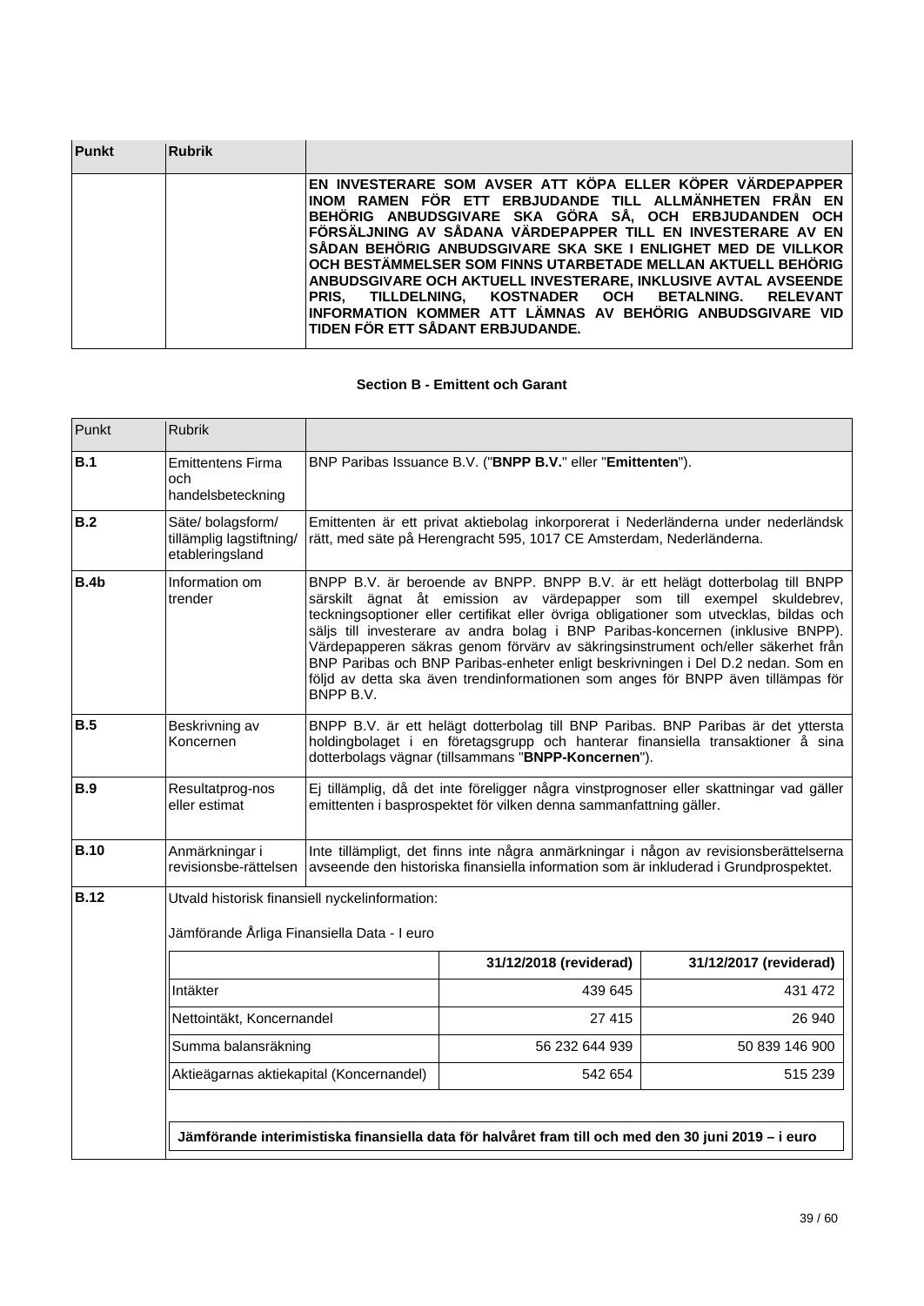| Punkt | Rubrik | |
|---|---|---|
| | | **EN INVESTERARE SOM AVSER ATT KÖPA ELLER KÖPER VÄRDEPAPPER INOM RAMEN FÖR ETT ERBJUDANDE TILL ALLMÄNHETEN FRÅN EN BEHÖRIG ANBUDSGIVARE SKA GÖRA SÅ, OCH ERBJUDANDEN OCH FÖRSÄLJNING AV SÅDANA VÄRDEPAPPER TILL EN INVESTERARE AV EN SÅDAN BEHÖRIG ANBUDSGIVARE SKA SKE I ENLIGHET MED DE VILLKOR OCH BESTÄMMELSER SOM FINNS UTARBETADE MELLAN AKTUELL BEHÖRIG ANBUDSGIVARE OCH AKTUELL INVESTERARE, INKLUSIVE AVTAL AVSEENDE PRIS, TILLDELNING, KOSTNADER OCH BETALNING. RELEVANT INFORMATION KOMMER ATT LÄMNAS AV BEHÖRIG ANBUDSGIVARE VID TIDEN FÖR ETT SÅDANT ERBJUDANDE.** |

**Section B - Emittent och Garant**

| Punkt | Rubrik | |
|---|---|---|
| **B.1** | Emittentens Firma och handelsbeteckning | BNP Paribas Issuance B.V. ("**BNPP B.V.**" eller "**Emittenten**"). |
| **B.2** | Säte/ bolagsform/ tillämplig lagstiftning/ etableringsland | Emittenten är ett privat aktiebolag inkorporerat i Nederländerna under nederländsk rätt, med säte på Herengracht 595, 1017 CE Amsterdam, Nederländerna. |
| **B.4b** | Information om trender | BNPP B.V. är beroende av BNPP. BNPP B.V. är ett helägt dotterbolag till BNPP särskilt ägnat åt emission av värdepapper som till exempel skuldebrev, teckningsoptioner eller certifikat eller övriga obligationer som utvecklas, bildas och säljs till investerare av andra bolag i BNP Paribas-koncernen (inklusive BNPP). Värdepapperen säkras genom förvärv av säkringsinstrument och/eller säkerhet från BNP Paribas och BNP Paribas-enheter enligt beskrivningen i Del D.2 nedan. Som en följd av detta ska även trendinformationen som anges för BNPP även tillämpas för BNPP B.V. |
| **B.5** | Beskrivning av Koncernen | BNPP B.V. är ett helägt dotterbolag till BNP Paribas. BNP Paribas är det yttersta holdingbolaget i en företagsgrupp och hanterar finansiella transaktioner å sina dotterbolags vägnar (tillsammans "**BNPP-Koncernen**"). |
| **B.9** | Resultatprog-nos eller estimat | Ej tillämplig, då det inte föreligger några vinstprognoser eller skattningar vad gäller emittenten i basprospektet för vilken denna sammanfattning gäller. |
| **B.10** | Anmärkningar i revisionsbe-rättelsen | Inte tillämpligt, det finns inte några anmärkningar i någon av revisionsberättelserna avseende den historiska finansiella information som är inkluderad i Grundprospektet. |
| **B.12** | Utvald historisk finansiell nyckelinformation: | |

Jämförande Årliga Finansiella Data - I euro

| | 31/12/2018 (reviderad) | 31/12/2017 (reviderad) |
|---|---|---|
| Intäkter | 439 645 | 431 472 |
| Nettointäkt, Koncernandel | 27 415 | 26 940 |
| Summa balansräkning | 56 232 644 939 | 50 839 146 900 |
| Aktieägarnas aktiekapital (Koncernandel) | 542 654 | 515 239 |

**Jämförande interimistiska finansiella data för halvåret fram till och med den 30 juni 2019 – i euro**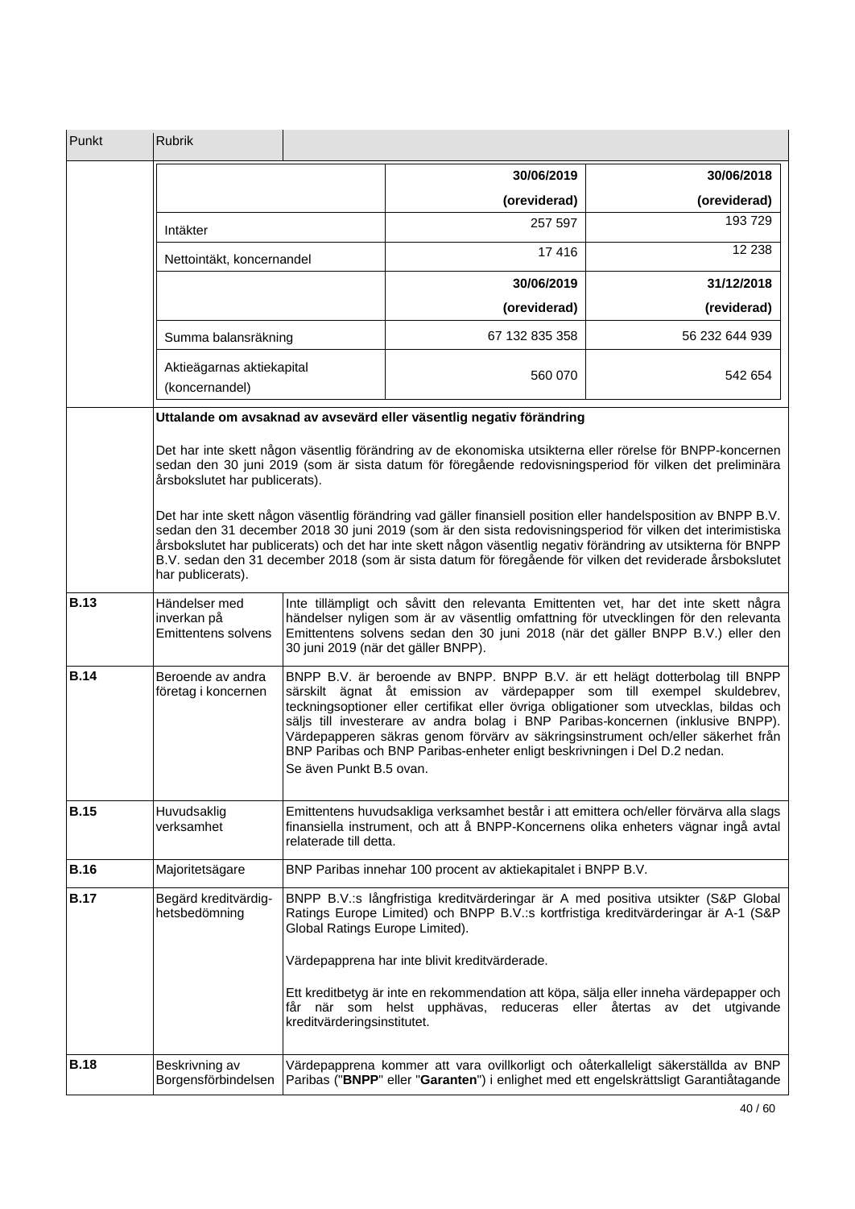| Punkt | Rubrik | |
|---|---|---|

| | 30/06/2019 (oreviderad) | 30/06/2018 (oreviderad) |
|---|---|---|
| Intäkter | 257 597 | 193 729 |
| Nettointäkt, koncernandel | 17 416 | 12 238 |
| | **30/06/2019 (oreviderad)** | **31/12/2018 (reviderad)** |
| Summa balansräkning | 67 132 835 358 | 56 232 644 939 |
| Aktieägarnas aktiekapital (koncernandel) | 560 070 | 542 654 |

**Uttalande om avsaknad av avsevärd eller väsentlig negativ förändring**

Det har inte skett någon väsentlig förändring av de ekonomiska utsikterna eller rörelse för BNPP-koncernen sedan den 30 juni 2019 (som är sista datum för föregående redovisningsperiod för vilken det preliminära årsbokslutet har publicerats).

Det har inte skett någon väsentlig förändring vad gäller finansiell position eller handelsposition av BNPP B.V. sedan den 31 december 2018 30 juni 2019 (som är den sista redovisningsperiod för vilken det interimistiska årsbokslutet har publicerats) och det har inte skett någon väsentlig negativ förändring av utsikterna för BNPP B.V. sedan den 31 december 2018 (som är sista datum för föregående för vilken det reviderade årsbokslutet har publicerats).

| Punkt | Rubrik | |
|---|---|---|
| **B.13** | Händelser med inverkan på Emittentens solvens | Inte tillämpligt och såvitt den relevanta Emittenten vet, har det inte skett några händelser nyligen som är av väsentlig omfattning för utvecklingen för den relevanta Emittentens solvens sedan den 30 juni 2018 (när det gäller BNPP B.V.) eller den 30 juni 2019 (när det gäller BNPP). |
| **B.14** | Beroende av andra företag i koncernen | BNPP B.V. är beroende av BNPP. BNPP B.V. är ett helägt dotterbolag till BNPP särskilt ägnat åt emission av värdepapper som till exempel skuldebrev, teckningsoptioner eller certifikat eller övriga obligationer som utvecklas, bildas och säljs till investerare av andra bolag i BNP Paribas-koncernen (inklusive BNPP). Värdepapperen säkras genom förvärv av säkringsinstrument och/eller säkerhet från BNP Paribas och BNP Paribas-enheter enligt beskrivningen i Del D.2 nedan.<br><br>Se även Punkt B.5 ovan. |
| **B.15** | Huvudsaklig verksamhet | Emittentens huvudsakliga verksamhet består i att emittera och/eller förvärva alla slags finansiella instrument, och att å BNPP-Koncernens olika enheters vägnar ingå avtal relaterade till detta. |
| **B.16** | Majoritetsägare | BNP Paribas innehar 100 procent av aktiekapitalet i BNPP B.V. |
| **B.17** | Begärd kreditvärdighetsbedömning | BNPP B.V.:s långfristiga kreditvärderingar är A med positiva utsikter (S&P Global Ratings Europe Limited) och BNPP B.V.:s kortfristiga kreditvärderingar är A-1 (S&P Global Ratings Europe Limited).<br><br>Värdepapprena har inte blivit kreditvärderade.<br><br>Ett kreditbetyg är inte en rekommendation att köpa, sälja eller inneha värdepapper och får när som helst upphävas, reduceras eller återtas av det utgivande kreditvärderingsinstitutet. |
| **B.18** | Beskrivning av Borgensförbindelsen | Värdepapprena kommer att vara ovillkorligt och oåterkalleligt säkerställda av BNP Paribas ("**BNPP**" eller "**Garanten**") i enlighet med ett engelskrättsligt Garantiåtagande |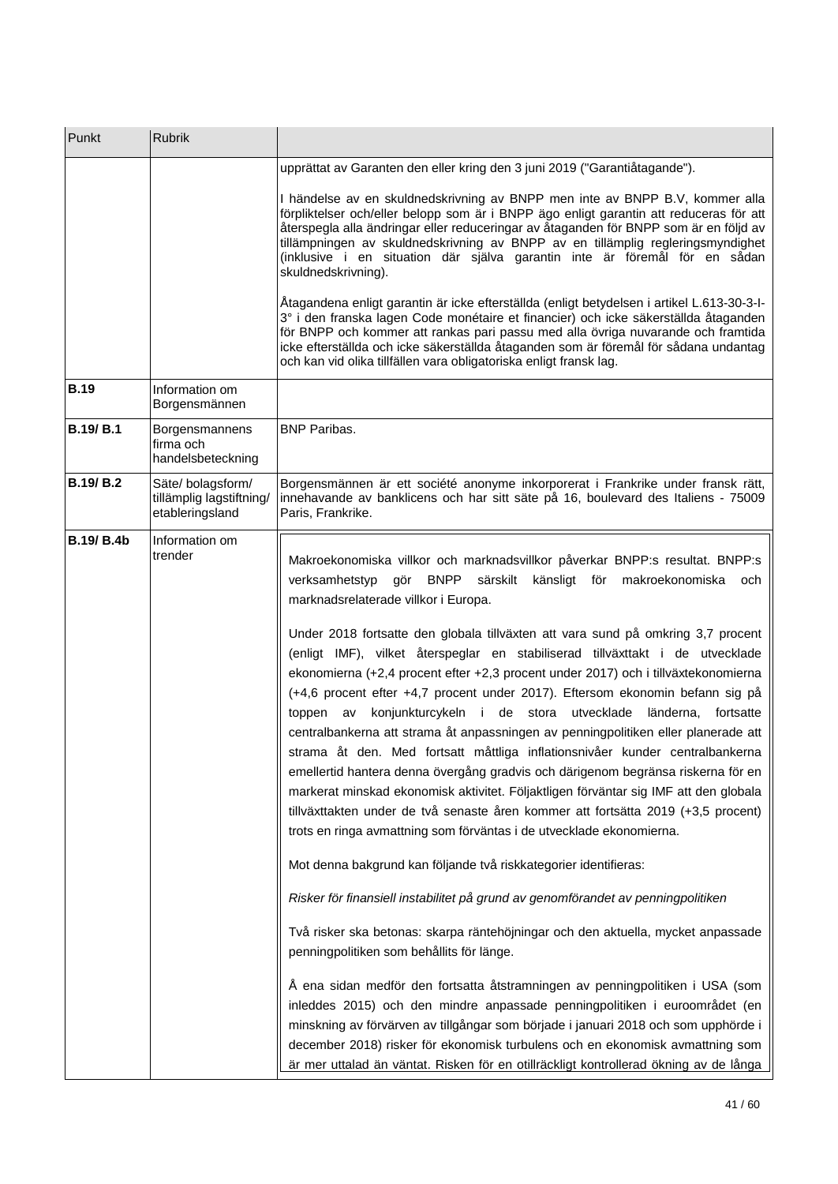| Punkt | Rubrik | |
|---|---|---|
| | | upprättat av Garanten den eller kring den 3 juni 2019 ("Garantiåtagande").<br><br>I händelse av en skuldnedskrivning av BNPP men inte av BNPP B.V, kommer alla förpliktelser och/eller belopp som är i BNPP ägo enligt garantin att reduceras för att återspegla alla ändringar eller reduceringar av åtaganden för BNPP som är en följd av tillämpningen av skuldnedskrivning av BNPP av en tillämplig regleringsmyndighet (inklusive i en situation där själva garantin inte är föremål för en sådan skuldnedskrivning).<br><br>Åtagandena enligt garantin är icke efterställda (enligt betydelsen i artikel L.613-30-3-I-3° i den franska lagen Code monétaire et financier) och icke säkerställda åtaganden för BNPP och kommer att rankas pari passu med alla övriga nuvarande och framtida icke efterställda och icke säkerställda åtaganden som är föremål för sådana undantag och kan vid olika tillfällen vara obligatoriska enligt fransk lag. |
| **B.19** | Information om Borgensmännen | |
| **B.19/ B.1** | Borgensmannens firma och handelsbeteckning | BNP Paribas. |
| **B.19/ B.2** | Säte/ bolagsform/ tillämplig lagstiftning/ etableringsland | Borgensmännen är ett société anonyme inkorporerat i Frankrike under fransk rätt, innehavande av banklicens och har sitt säte på 16, boulevard des Italiens - 75009 Paris, Frankrike. |
| **B.19/ B.4b** | Information om trender | Makroekonomiska villkor och marknadsvillkor påverkar BNPP:s resultat. BNPP:s verksamhetstyp gör BNPP särskilt känsligt för makroekonomiska och marknadsrelaterade villkor i Europa.<br><br>Under 2018 fortsatte den globala tillväxten att vara sund på omkring 3,7 procent (enligt IMF), vilket återspeglar en stabiliserad tillväxttakt i de utvecklade ekonomierna (+2,4 procent efter +2,3 procent under 2017) och i tillväxtekonomierna (+4,6 procent efter +4,7 procent under 2017). Eftersom ekonomin befann sig på toppen av konjunkturcykeln i de stora utvecklade länderna, fortsatte centralbankerna att strama åt anpassningen av penningpolitiken eller planerade att strama åt den. Med fortsatt måttliga inflationsnivåer kunder centralbankerna emellertid hantera denna övergång gradvis och därigenom begränsa riskerna för en markerat minskad ekonomisk aktivitet. Följaktligen förväntar sig IMF att den globala tillväxttakten under de två senaste åren kommer att fortsätta 2019 (+3,5 procent) trots en ringa avmattning som förväntas i de utvecklade ekonomierna.<br><br>Mot denna bakgrund kan följande två riskkategorier identifieras:<br><br>*Risker för finansiell instabilitet på grund av genomförandet av penningpolitiken*<br><br>Två risker ska betonas: skarpa räntehöjningar och den aktuella, mycket anpassade penningpolitiken som behållits för länge.<br><br>Å ena sidan medför den fortsatta åtstramningen av penningpolitiken i USA (som inleddes 2015) och den mindre anpassade penningpolitiken i euroområdet (en minskning av förvärven av tillgångar som började i januari 2018 och som upphörde i december 2018) risker för ekonomisk turbulens och en ekonomisk avmattning som är mer uttalad än väntat. Risken för en otillräckligt kontrollerad ökning av de långa |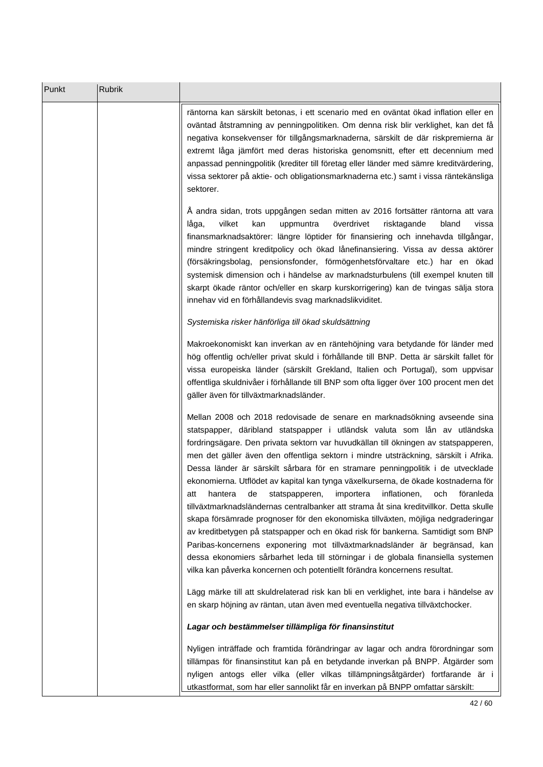| Punkt | Rubrik | |
|---|---|---|
| | | räntorna kan särskilt betonas, i ett scenario med en oväntat ökad inflation eller en oväntad åtstramning av penningpolitiken. Om denna risk blir verklighet, kan det få negativa konsekvenser för tillgångsmarknaderna, särskilt de där riskpremierna är extremt låga jämfört med deras historiska genomsnitt, efter ett decennium med anpassad penningpolitik (krediter till företag eller länder med sämre kreditvärdering, vissa sektorer på aktie- och obligationsmarknaderna etc.) samt i vissa räntekänsliga sektorer.<br><br>Å andra sidan, trots uppgången sedan mitten av 2016 fortsätter räntorna att vara låga, vilket kan uppmuntra överdrivet risktagande bland vissa finansmarknadsaktörer: längre löptider för finansiering och innehavda tillgångar, mindre stringent kreditpolicy och ökad lånefinansiering. Vissa av dessa aktörer (försäkringsbolag, pensionsfonder, förmögenhetsförvaltare etc.) har en ökad systemisk dimension och i händelse av marknadsturbulens (till exempel knuten till skarpt ökade räntor och/eller en skarp kurskorrigering) kan de tvingas sälja stora innehav vid en förhållandevis svag marknadslikviditet.<br><br>*Systemiska risker hänförliga till ökad skuldsättning*<br><br>Makroekonomiskt kan inverkan av en räntehöjning vara betydande för länder med hög offentlig och/eller privat skuld i förhållande till BNP. Detta är särskilt fallet för vissa europeiska länder (särskilt Grekland, Italien och Portugal), som uppvisar offentliga skuldnivåer i förhållande till BNP som ofta ligger över 100 procent men det gäller även för tillväxtmarknadsländer.<br><br>Mellan 2008 och 2018 redovisade de senare en marknadsökning avseende sina statspapper, däribland statspapper i utländsk valuta som lån av utländska fordringsägare. Den privata sektorn var huvudkällan till ökningen av statspapperen, men det gäller även den offentliga sektorn i mindre utsträckning, särskilt i Afrika. Dessa länder är särskilt sårbara för en stramare penningpolitik i de utvecklade ekonomierna. Utflödet av kapital kan tynga växelkurserna, de ökade kostnaderna för att hantera de statspapperen, importera inflationen, och föranleda tillväxtmarknadsländernas centralbanker att strama åt sina kreditvillkor. Detta skulle skapa försämrade prognoser för den ekonomiska tillväxten, möjliga nedgraderingar av kreditbetygen på statspapper och en ökad risk för bankerna. Samtidigt som BNP Paribas-koncernens exponering mot tillväxtmarknadsländer är begränsad, kan dessa ekonomiers sårbarhet leda till störningar i de globala finansiella systemen vilka kan påverka koncernen och potentiellt förändra koncernens resultat.<br><br>Lägg märke till att skuldrelaterad risk kan bli en verklighet, inte bara i händelse av en skarp höjning av räntan, utan även med eventuella negativa tillväxtchocker.<br><br>***Lagar och bestämmelser tillämpliga för finansinstitut***<br><br>Nyligen inträffade och framtida förändringar av lagar och andra förordningar som tillämpas för finansinstitut kan på en betydande inverkan på BNPP. Åtgärder som nyligen antogs eller vilka (eller vilkas tillämpningsåtgärder) fortfarande är i utkastformat, som har eller sannolikt får en inverkan på BNPP omfattar särskilt: |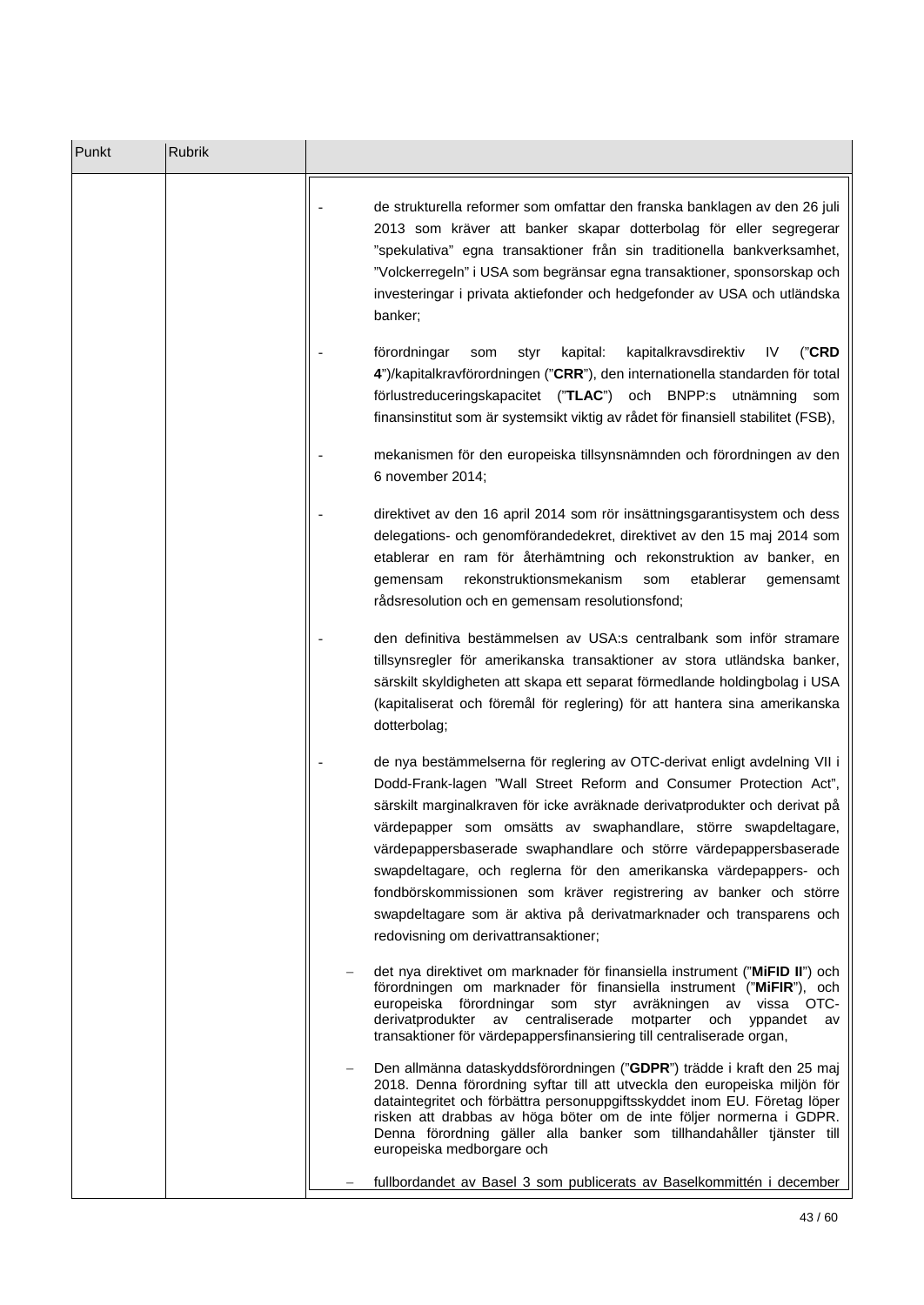| Punkt | Rubrik | |
|---|---|---|
| | | - de strukturella reformer som omfattar den franska banklagen av den 26 juli 2013 som kräver att banker skapar dotterbolag för eller segregerar ”spekulativa” egna transaktioner från sin traditionella bankverksamhet, ”Volckerregeln” i USA som begränsar egna transaktioner, sponsorskap och investeringar i privata aktiefonder och hedgefonder av USA och utländska banker;<br><br>- förordningar som styr kapital: kapitalkravsdirektiv IV (”**CRD 4**”)/kapitalkravförordningen (”**CRR**”), den internationella standarden för total förlustreduceringskapacitet (”**TLAC**”) och BNPP:s utnämning som finansinstitut som är systemsikt viktig av rådet för finansiell stabilitet (FSB),<br><br>- mekanismen för den europeiska tillsynsnämnden och förordningen av den 6 november 2014;<br><br>- direktivet av den 16 april 2014 som rör insättningsgarantisystem och dess delegations- och genomförandedekret, direktivet av den 15 maj 2014 som etablerar en ram för återhämtning och rekonstruktion av banker, en gemensam rekonstruktionsmekanism som etablerar gemensamt rådsresolution och en gemensam resolutionsfond;<br><br>- den definitiva bestämmelsen av USA:s centralbank som inför stramare tillsynsregler för amerikanska transaktioner av stora utländska banker, särskilt skyldigheten att skapa ett separat förmedlande holdingbolag i USA (kapitaliserat och föremål för reglering) för att hantera sina amerikanska dotterbolag;<br><br>- de nya bestämmelserna för reglering av OTC-derivat enligt avdelning VII i Dodd-Frank-lagen ”Wall Street Reform and Consumer Protection Act”, särskilt marginalkraven för icke avräknade derivatprodukter och derivat på värdepapper som omsätts av swaphandlare, större swapdeltagare, värdepappersbaserade swaphandlare och större värdepappersbaserade swapdeltagare, och reglerna för den amerikanska värdepappers- och fondbörskommissionen som kräver registrering av banker och större swapdeltagare som är aktiva på derivatmarknader och transparens och redovisning om derivattransaktioner;<br><br>– det nya direktivet om marknader för finansiella instrument (”**MiFID II**”) och förordningen om marknader för finansiella instrument (”**MiFIR**”), och europeiska förordningar som styr avräkningen av vissa OTC-derivatprodukter av centraliserade motparter och yppandet av transaktioner för värdepappersfinansiering till centraliserade organ,<br><br>– Den allmänna dataskyddsförordningen (”**GDPR**”) trädde i kraft den 25 maj 2018. Denna förordning syftar till att utveckla den europeiska miljön för dataintegritet och förbättra personuppgiftsskyddet inom EU. Företag löper risken att drabbas av höga böter om de inte följer normerna i GDPR. Denna förordning gäller alla banker som tillhandahåller tjänster till europeiska medborgare och<br><br>– fullbordandet av Basel 3 som publicerats av Baselkommittén i december |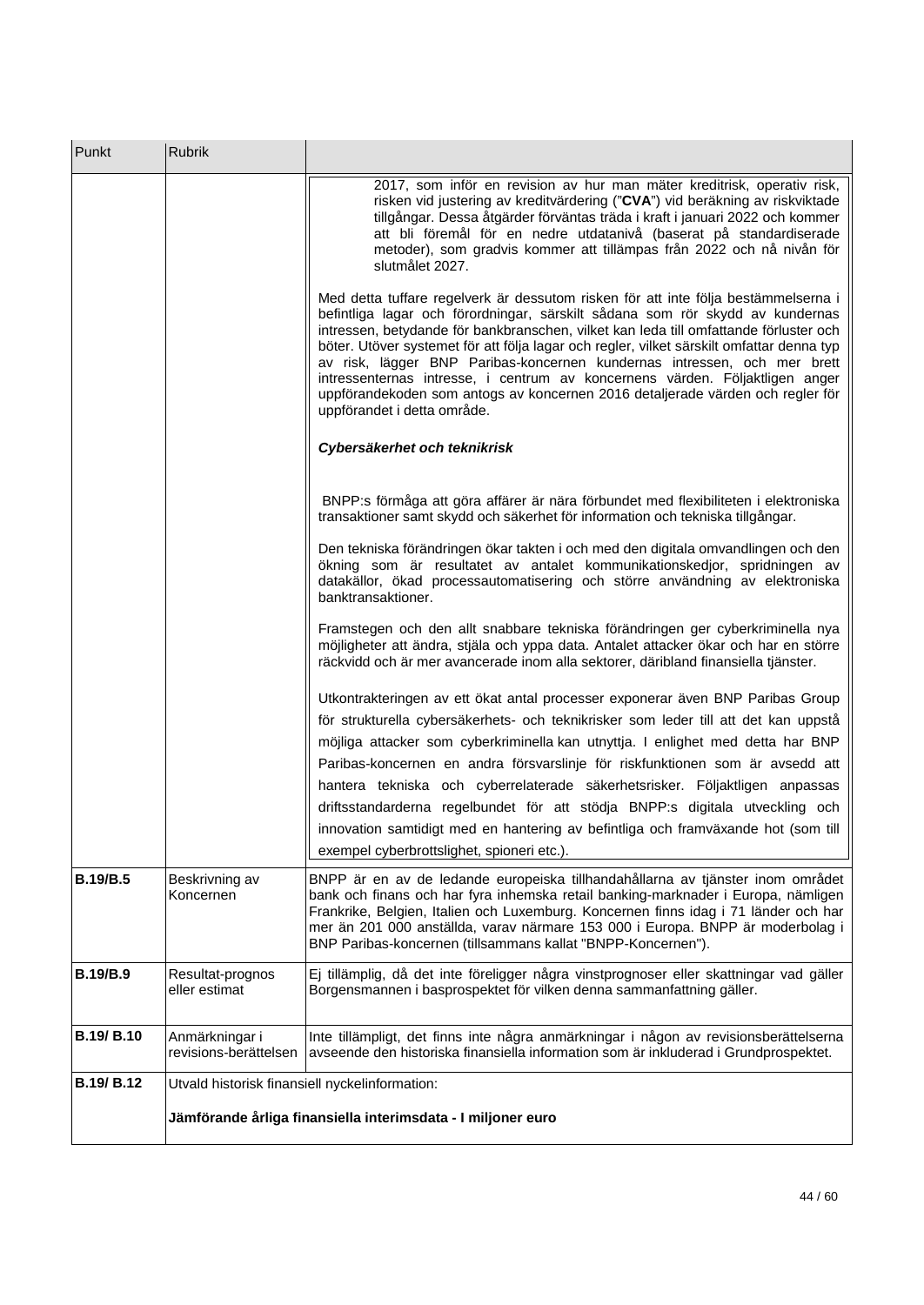| Punkt | Rubrik | |
|---|---|---|
| | | 2017, som inför en revision av hur man mäter kreditrisk, operativ risk, risken vid justering av kreditvärdering ("**CVA**") vid beräkning av riskviktade tillgångar. Dessa åtgärder förväntas träda i kraft i januari 2022 och kommer att bli föremål för en nedre utdatanivå (baserat på standardiserade metoder), som gradvis kommer att tillämpas från 2022 och nå nivån för slutmålet 2027.<br><br>Med detta tuffare regelverk är dessutom risken för att inte följa bestämmelserna i befintliga lagar och förordningar, särskilt sådana som rör skydd av kundernas intressen, betydande för bankbranschen, vilket kan leda till omfattande förluster och böter. Utöver systemet för att följa lagar och regler, vilket särskilt omfattar denna typ av risk, lägger BNP Paribas-koncernen kundernas intressen, och mer brett intressenternas intresse, i centrum av koncernens värden. Följaktligen anger uppförandekoden som antogs av koncernen 2016 detaljerade värden och regler för uppförandet i detta område.<br><br>***Cybersäkerhet och teknikrisk***<br><br>BNPP:s förmåga att göra affärer är nära förbundet med flexibiliteten i elektroniska transaktioner samt skydd och säkerhet för information och tekniska tillgångar.<br><br>Den tekniska förändringen ökar takten i och med den digitala omvandlingen och den ökning som är resultatet av antalet kommunikationskedjor, spridningen av datakällor, ökad processautomatisering och större användning av elektroniska banktransaktioner.<br><br>Framstegen och den allt snabbare tekniska förändringen ger cyberkriminella nya möjligheter att ändra, stjäla och yppa data. Antalet attacker ökar och har en större räckvidd och är mer avancerade inom alla sektorer, däribland finansiella tjänster.<br><br>Utkontrakteringen av ett ökat antal processer exponerar även BNP Paribas Group för strukturella cybersäkerhets- och teknikrisker som leder till att det kan uppstå möjliga attacker som cyberkriminella kan utnyttja. I enlighet med detta har BNP Paribas-koncernen en andra försvarslinje för riskfunktionen som är avsedd att hantera tekniska och cyberrelaterade säkerhetsrisker. Följaktligen anpassas driftsstandarderna regelbundet för att stödja BNPP:s digitala utveckling och innovation samtidigt med en hantering av befintliga och framväxande hot (som till exempel cyberbrottslighet, spioneri etc.). |
| **B.19/B.5** | Beskrivning av Koncernen | BNPP är en av de ledande europeiska tillhandahållarna av tjänster inom området bank och finans och har fyra inhemska retail banking-marknader i Europa, nämligen Frankrike, Belgien, Italien och Luxemburg. Koncernen finns idag i 71 länder och har mer än 201 000 anställda, varav närmare 153 000 i Europa. BNPP är moderbolag i BNP Paribas-koncernen (tillsammans kallat "BNPP-Koncernen"). |
| **B.19/B.9** | Resultat-prognos eller estimat | Ej tillämplig, då det inte föreligger några vinstprognoser eller skattningar vad gäller Borgensmannen i basprospektet för vilken denna sammanfattning gäller. |
| **B.19/ B.10** | Anmärkningar i revisions-berättelsen | Inte tillämpligt, det finns inte några anmärkningar i någon av revisionsberättelserna avseende den historiska finansiella information som är inkluderad i Grundprospektet. |
| **B.19/ B.12** | Utvald historisk finansiell nyckelinformation:<br><br>**Jämförande årliga finansiella interimsdata - I miljoner euro** | |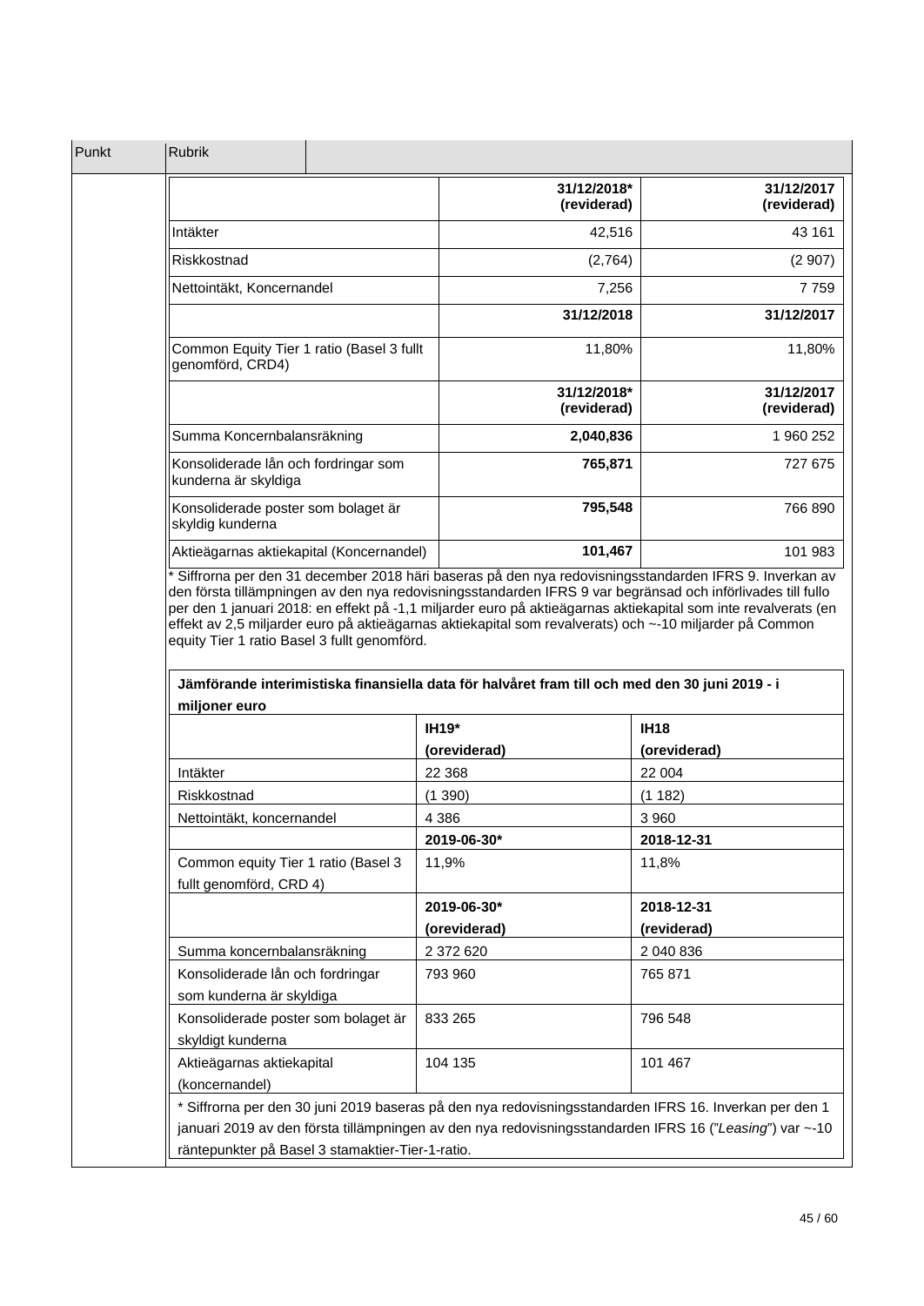| Punkt | Rubrik |
|---|---|

| | 31/12/2018* (reviderad) | 31/12/2017 (reviderad) |
|---|---|---|
| Intäkter | 42,516 | 43 161 |
| Riskkostnad | (2,764) | (2 907) |
| Nettointäkt, Koncernandel | 7,256 | 7 759 |
| | **31/12/2018** | **31/12/2017** |
| Common Equity Tier 1 ratio (Basel 3 fullt genomförd, CRD4) | 11,80% | 11,80% |
| | **31/12/2018* (reviderad)** | **31/12/2017 (reviderad)** |
| Summa Koncernbalansräkning | **2,040,836** | 1 960 252 |
| Konsoliderade lån och fordringar som kunderna är skyldiga | **765,871** | 727 675 |
| Konsoliderade poster som bolaget är skyldig kunderna | **795,548** | 766 890 |
| Aktieägarnas aktiekapital (Koncernandel) | **101,467** | 101 983 |

* Siffrorna per den 31 december 2018 häri baseras på den nya redovisningsstandarden IFRS 9. Inverkan av den första tillämpningen av den nya redovisningsstandarden IFRS 9 var begränsad och införlivades till fullo per den 1 januari 2018: en effekt på -1,1 miljarder euro på aktieägarnas aktiekapital som inte revalverats (en effekt av 2,5 miljarder euro på aktieägarnas aktiekapital som revalverats) och ~-10 miljarder på Common equity Tier 1 ratio Basel 3 fullt genomförd.

**Jämförande interimistiska finansiella data för halvåret fram till och med den 30 juni 2019 - i miljoner euro**

| | **IH19* (oreviderad)** | **IH18 (oreviderad)** |
|---|---|---|
| Intäkter | 22 368 | 22 004 |
| Riskkostnad | (1 390) | (1 182) |
| Nettointäkt, koncernandel | 4 386 | 3 960 |
| | **2019-06-30*** | **2018-12-31** |
| Common equity Tier 1 ratio (Basel 3 fullt genomförd, CRD 4) | 11,9% | 11,8% |
| | **2019-06-30* (oreviderad)** | **2018-12-31 (reviderad)** |
| Summa koncernbalansräkning | 2 372 620 | 2 040 836 |
| Konsoliderade lån och fordringar som kunderna är skyldiga | 793 960 | 765 871 |
| Konsoliderade poster som bolaget är skyldigt kunderna | 833 265 | 796 548 |
| Aktieägarnas aktiekapital (koncernandel) | 104 135 | 101 467 |

* Siffrorna per den 30 juni 2019 baseras på den nya redovisningsstandarden IFRS 16. Inverkan per den 1 januari 2019 av den första tillämpningen av den nya redovisningsstandarden IFRS 16 ("*Leasing*") var ~-10 räntepunkter på Basel 3 stamaktier-Tier-1-ratio.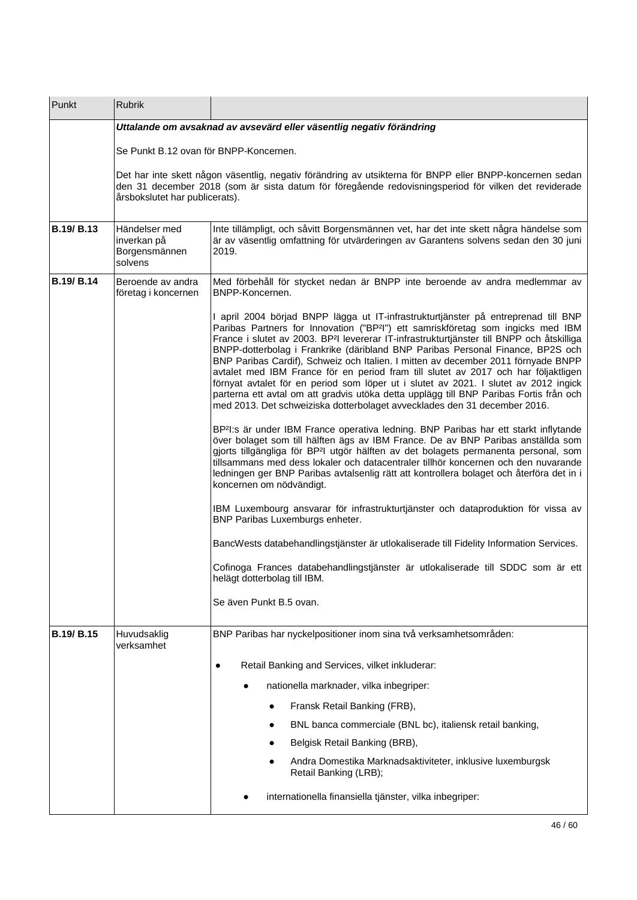| Punkt | Rubrik | |
|---|---|---|
| | ***Uttalande om avsaknad av avsevärd eller väsentlig negativ förändring***<br><br>Se Punkt B.12 ovan för BNPP-Koncernen.<br><br>Det har inte skett någon väsentlig, negativ förändring av utsikterna för BNPP eller BNPP-koncernen sedan den 31 december 2018 (som är sista datum för föregående redovisningsperiod för vilken det reviderade årsbokslutet har publicerats). | |
| **B.19/ B.13** | Händelser med inverkan på Borgensmännen solvens | Inte tillämpligt, och såvitt Borgensmännen vet, har det inte skett några händelse som är av väsentlig omfattning för utvärderingen av Garantens solvens sedan den 30 juni 2019. |
| **B.19/ B.14** | Beroende av andra företag i koncernen | Med förbehåll för stycket nedan är BNPP inte beroende av andra medlemmar av BNPP-Koncernen.<br><br>I april 2004 började BNPP lägga ut IT-infrastrukturtjänster på entreprenad till BNP Paribas Partners for Innovation ("BP²I") ett samriskföretag som ingicks med IBM France i slutet av 2003. BP²I levererar IT-infrastrukturtjänster till BNPP och åtskilliga BNPP-dotterbolag i Frankrike (däribland BNP Paribas Personal Finance, BP2S och BNP Paribas Cardif), Schweiz och Italien. I mitten av december 2011 förnyade BNPP avtalet med IBM France för en period fram till slutet av 2017 och har följaktligen förnyat avtalet för en period som löper ut i slutet av 2021. I slutet av 2012 ingick parterna ett avtal om att gradvis utöka detta upplägg till BNP Paribas Fortis från och med 2013. Det schweiziska dotterbolaget avvecklades den 31 december 2016.<br><br>BP²I:s är under IBM France operativa ledning. BNP Paribas har ett starkt inflytande över bolaget som till hälften ägs av IBM France. De av BNP Paribas anställda som gjorts tillgängliga för BP²I utgör hälften av det bolagets permanenta personal, som tillsammans med dess lokaler och datacentraler tillhör koncernen och den nuvarande ledningen ger BNP Paribas avtalsenlig rätt att kontrollera bolaget och återföra det in i koncernen om nödvändigt.<br><br>IBM Luxembourg ansvarar för infrastrukturtjänster och dataproduktion för vissa av BNP Paribas Luxemburgs enheter.<br><br>BancWests databehandlingstjänster är utlokaliserade till Fidelity Information Services.<br><br>Cofinoga Frances databehandlingstjänster är utlokaliserade till SDDC som är ett helägt dotterbolag till IBM.<br><br>Se även Punkt B.5 ovan. |
| **B.19/ B.15** | Huvudsaklig verksamhet | BNP Paribas har nyckelpositioner inom sina två verksamhetsområden:<br><br>● Retail Banking and Services, vilket inkluderar:<br>&nbsp;&nbsp;&nbsp;&nbsp;● nationella marknader, vilka inbegriper:<br>&nbsp;&nbsp;&nbsp;&nbsp;&nbsp;&nbsp;&nbsp;&nbsp;● Fransk Retail Banking (FRB),<br>&nbsp;&nbsp;&nbsp;&nbsp;&nbsp;&nbsp;&nbsp;&nbsp;● BNL banca commerciale (BNL bc), italiensk retail banking,<br>&nbsp;&nbsp;&nbsp;&nbsp;&nbsp;&nbsp;&nbsp;&nbsp;● Belgisk Retail Banking (BRB),<br>&nbsp;&nbsp;&nbsp;&nbsp;&nbsp;&nbsp;&nbsp;&nbsp;● Andra Domestika Marknadsaktiviteter, inklusive luxemburgsk Retail Banking (LRB);<br>&nbsp;&nbsp;&nbsp;&nbsp;● internationella finansiella tjänster, vilka inbegriper: |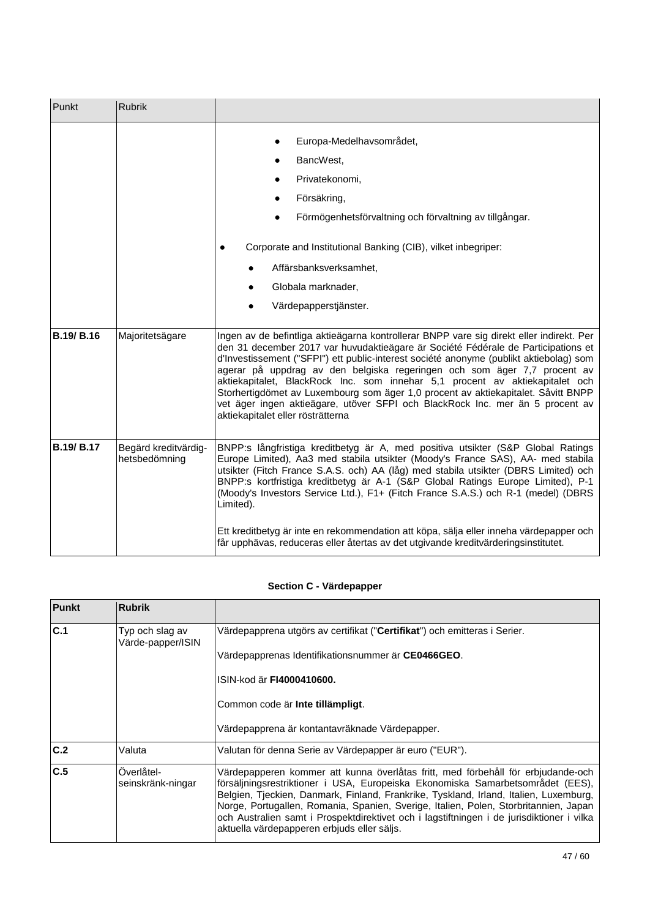| Punkt | Rubrik | |
|---|---|---|
| | | ● Europa-Medelhavsområdet,<br>● BancWest,<br>● Privatekonomi,<br>● Försäkring,<br>● Förmögenhetsförvaltning och förvaltning av tillgångar.<br><br>● Corporate and Institutional Banking (CIB), vilket inbegriper:<br>● Affärsbanksverksamhet,<br>● Globala marknader,<br>● Värdepapperstjänster. |
| **B.19/ B.16** | Majoritetsägare | Ingen av de befintliga aktieägarna kontrollerar BNPP vare sig direkt eller indirekt. Per den 31 december 2017 var huvudaktieägare är Société Fédérale de Participations et d'Investissement ("SFPI") ett public-interest société anonyme (publikt aktiebolag) som agerar på uppdrag av den belgiska regeringen och som äger 7,7 procent av aktiekapitalet, BlackRock Inc. som innehar 5,1 procent av aktiekapitalet och Storhertigdömet av Luxembourg som äger 1,0 procent av aktiekapitalet. Såvitt BNPP vet äger ingen aktieägare, utöver SFPI och BlackRock Inc. mer än 5 procent av aktiekapitalet eller rösträtterna |
| **B.19/ B.17** | Begärd kreditvärdig-hetsbedömning | BNPP:s långfristiga kreditbetyg är A, med positiva utsikter (S&P Global Ratings Europe Limited), Aa3 med stabila utsikter (Moody's France SAS), AA- med stabila utsikter (Fitch France S.A.S. och) AA (låg) med stabila utsikter (DBRS Limited) och BNPP:s kortfristiga kreditbetyg är A-1 (S&P Global Ratings Europe Limited), P-1 (Moody's Investors Service Ltd.), F1+ (Fitch France S.A.S.) och R-1 (medel) (DBRS Limited).<br><br>Ett kreditbetyg är inte en rekommendation att köpa, sälja eller inneha värdepapper och får upphävas, reduceras eller återtas av det utgivande kreditvärderingsinstitutet. |

**Section C - Värdepapper**

| **Punkt** | **Rubrik** | |
|---|---|---|
| **C.1** | Typ och slag av Värde-papper/ISIN | Värdepapprena utgörs av certifikat ("**Certifikat**") och emitteras i Serier.<br><br>Värdepapprenas Identifikationsnummer är **CE0466GEO**.<br><br>ISIN-kod är **FI4000410600.**<br><br>Common code är **Inte tillämpligt**.<br><br>Värdepapprena är kontantavräknade Värdepapper. |
| **C.2** | Valuta | Valutan för denna Serie av Värdepapper är euro ("EUR"). |
| **C.5** | Överlåtel-seinskränk-ningar | Värdepapperen kommer att kunna överlåtas fritt, med förbehåll för erbjudande-och försäljningsrestriktioner i USA, Europeiska Ekonomiska Samarbetsområdet (EES), Belgien, Tjeckien, Danmark, Finland, Frankrike, Tyskland, Irland, Italien, Luxemburg, Norge, Portugallen, Romania, Spanien, Sverige, Italien, Polen, Storbritannien, Japan och Australien samt i Prospektdirektivet och i lagstiftningen i de jurisdiktioner i vilka aktuella värdepapperen erbjuds eller säljs. |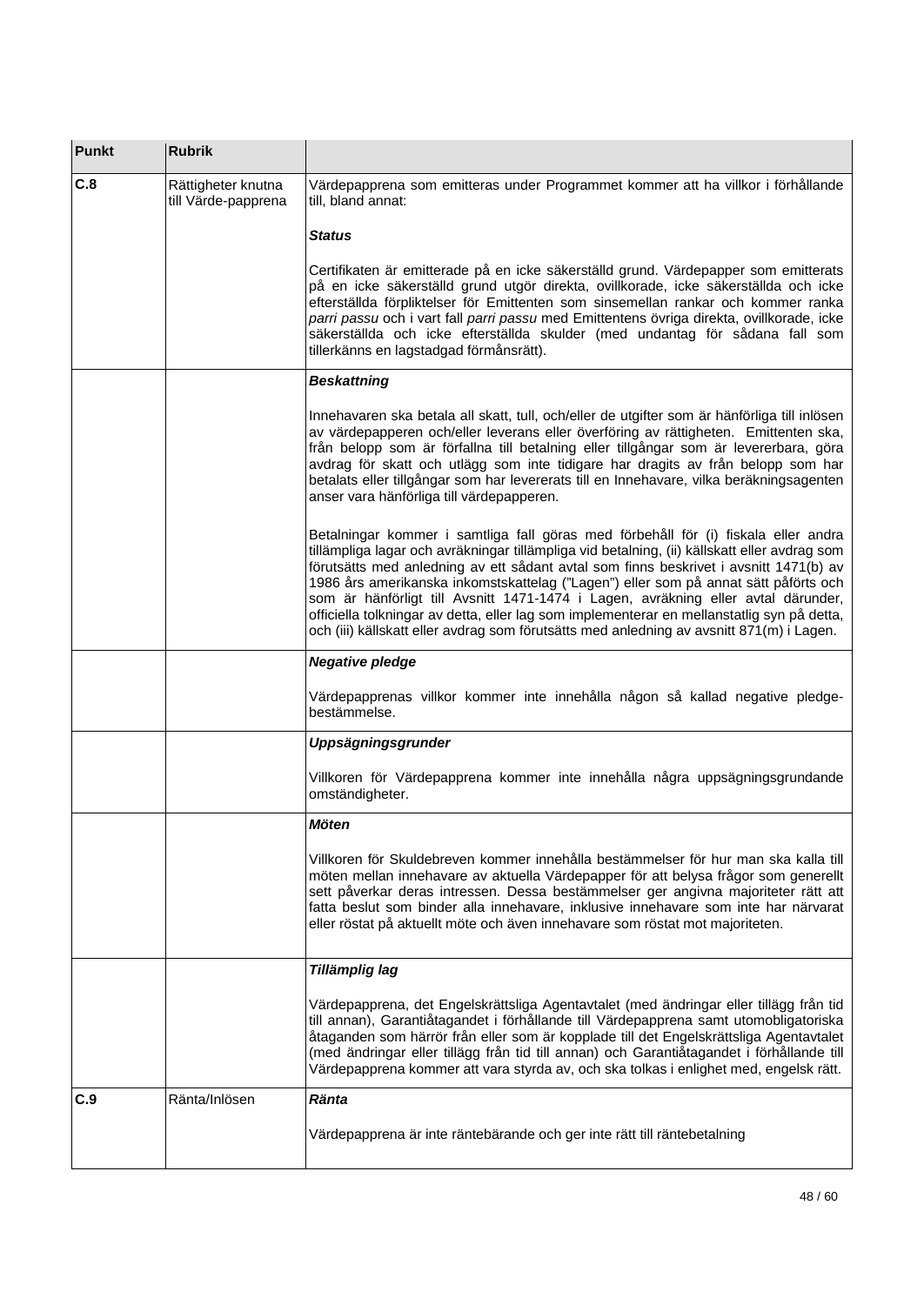| Punkt | Rubrik | |
|---|---|---|
| **C.8** | Rättigheter knutna till Värde-pappren​a | Värdepapprena som emitteras under Programmet kommer att ha villkor i förhållande till, bland annat:<br><br>***Status***<br><br>Certifikaten är emitterade på en icke säkerställd grund. Värdepapper som emitterats på en icke säkerställd grund utgör direkta, ovillkorade, icke säkerställda och icke efterställda förpliktelser för Emittenten som sinsemellan rankar och kommer ranka *parri passu* och i vart fall *parri passu* med Emittentens övriga direkta, ovillkorade, icke säkerställda och icke efterställda skulder (med undantag för sådana fall som tillerkänns en lagstadgad förmånsrätt). |
| | | ***Beskattning***<br><br>Innehavaren ska betala all skatt, tull, och/eller de utgifter som är hänförliga till inlösen av värdepapperen och/eller leverans eller överföring av rättigheten. Emittenten ska, från belopp som är förfallna till betalning eller tillgångar som är levererbara, göra avdrag för skatt och utlägg som inte tidigare har dragits av från belopp som har betalats eller tillgångar som har levererats till en Innehavare, vilka beräkningsagenten anser vara hänförliga till värdepapperen.<br><br>Betalningar kommer i samtliga fall göras med förbehåll för (i) fiskala eller andra tillämpliga lagar och avräkningar tillämpliga vid betalning, (ii) källskatt eller avdrag som förutsätts med anledning av ett sådant avtal som finns beskrivet i avsnitt 1471(b) av 1986 års amerikanska inkomstskattelag ("Lagen") eller som på annat sätt påförts och som är hänförligt till Avsnitt 1471-1474 i Lagen, avräkning eller avtal därunder, officiella tolkningar av detta, eller lag som implementerar en mellanstatlig syn på detta, och (iii) källskatt eller avdrag som förutsätts med anledning av avsnitt 871(m) i Lagen. |
| | | ***Negative pledge***<br><br>Värdepapprenas villkor kommer inte innehålla någon så kallad negative pledge-bestämmelse. |
| | | ***Uppsägningsgrunder***<br><br>Villkoren för Värdepapprena kommer inte innehålla några uppsägningsgrundande omständigheter. |
| | | ***Möten***<br><br>Villkoren för Skuldebreven kommer innehålla bestämmelser för hur man ska kalla till möten mellan innehavare av aktuella Värdepapper för att belysa frågor som generellt sett påverkar deras intressen. Dessa bestämmelser ger angivna majoriteter rätt att fatta beslut som binder alla innehavare, inklusive innehavare som inte har närvarat eller röstat på aktuellt möte och även innehavare som röstat mot majoriteten. |
| | | ***Tillämplig lag***<br><br>Värdepapprena, det Engelskrättsliga Agentavtalet (med ändringar eller tillägg från tid till annan), Garantiåtagandet i förhållande till Värdepapprena samt utomobligatoriska åtaganden som härrör från eller som är kopplade till det Engelskrättsliga Agentavtalet (med ändringar eller tillägg från tid till annan) och Garantiåtagandet i förhållande till Värdepapprena kommer att vara styrda av, och ska tolkas i enlighet med, engelsk rätt. |
| **C.9** | Ränta/Inlösen | ***Ränta***<br><br>Värdepapprena är inte räntebärande och ger inte rätt till räntebetalning |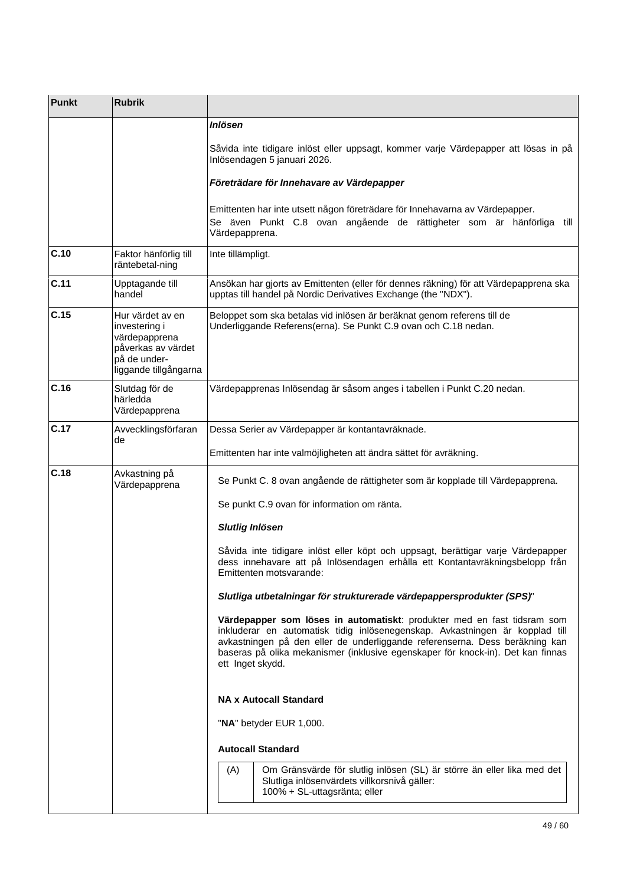| Punkt | Rubrik | |
|---|---|---|
| | | ***Inlösen***<br><br>Såvida inte tidigare inlöst eller uppsagt, kommer varje Värdepapper att lösas in på Inlösendagen 5 januari 2026.<br><br>***Företrädare för Innehavare av Värdepapper***<br><br>Emittenten har inte utsett någon företrädare för Innehavarna av Värdepapper.<br>Se även Punkt C.8 ovan angående de rättigheter som är hänförliga till Värdepapprena. |
| **C.10** | Faktor hänförlig till räntebetal-ning | Inte tillämpligt. |
| **C.11** | Upptagande till handel | Ansökan har gjorts av Emittenten (eller för dennes räkning) för att Värdepapprena ska upptas till handel på Nordic Derivatives Exchange (the "NDX"). |
| **C.15** | Hur värdet av en investering i värdepapprena påverkas av värdet på de under-liggande tillgångarna | Beloppet som ska betalas vid inlösen är beräknat genom referens till de Underliggande Referens(erna). Se Punkt C.9 ovan och C.18 nedan. |
| **C.16** | Slutdag för de härledda Värdepapprena | Värdepapprenas Inlösendag är såsom anges i tabellen i Punkt C.20 nedan. |
| **C.17** | Avvecklingsförfarande | Dessa Serier av Värdepapper är kontantavräknade.<br><br>Emittenten har inte valmöjligheten att ändra sättet för avräkning. |
| **C.18** | Avkastning på Värdepapprena | Se Punkt C. 8 ovan angående de rättigheter som är kopplade till Värdepapprena.<br><br>Se punkt C.9 ovan för information om ränta.<br><br>***Slutlig Inlösen***<br><br>Såvida inte tidigare inlöst eller köpt och uppsagt, berättigar varje Värdepapper dess innehavare att på Inlösendagen erhålla ett Kontantavräkningsbelopp från Emittenten motsvarande:<br><br>***Slutliga utbetalningar för strukturerade värdepappersprodukter (SPS)***"<br><br>**Värdepapper som löses in automatiskt**: produkter med en fast tidsram som inkluderar en automatisk tidig inlösenegenskap. Avkastningen är kopplad till avkastningen på den eller de underliggande referenserna. Dess beräkning kan baseras på olika mekanismer (inklusive egenskaper för knock-in). Det kan finnas ett Inget skydd.<br><br>**NA x Autocall Standard**<br><br>"**NA**" betyder EUR 1,000.<br><br>**Autocall Standard**<br><br>(A) Om Gränsvärde för slutlig inlösen (SL) är större än eller lika med det Slutliga inlösenvärdets villkorsnivå gäller:<br>100% + SL-uttagsränta; eller |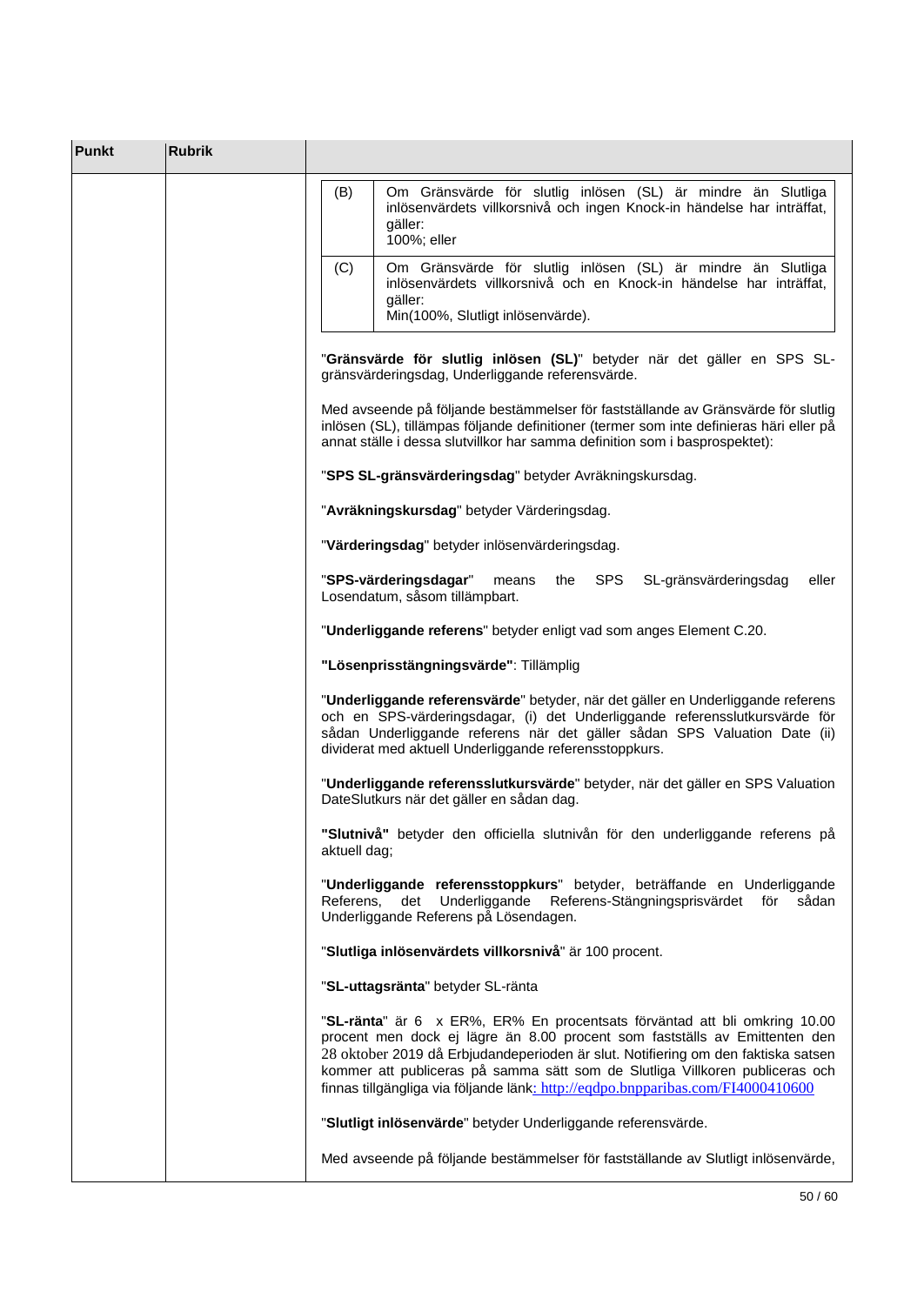| Punkt | Rubrik | |
|---|---|---|
| | | (B) Om Gränsvärde för slutlig inlösen (SL) är mindre än Slutliga inlösenvärdets villkorsnivå och ingen Knock-in händelse har inträffat, gäller: 100%; eller<br><br>(C) Om Gränsvärde för slutlig inlösen (SL) är mindre än Slutliga inlösenvärdets villkorsnivå och en Knock-in händelse har inträffat, gäller: Min(100%, Slutligt inlösenvärde).<br><br>"**Gränsvärde för slutlig inlösen (SL)**" betyder när det gäller en SPS SL-gränsvärderingsdag, Underliggande referensvärde.<br><br>Med avseende på följande bestämmelser för fastställande av Gränsvärde för slutlig inlösen (SL), tillämpas följande definitioner (termer som inte definieras häri eller på annat ställe i dessa slutvillkor har samma definition som i basprospektet):<br><br>"**SPS SL-gränsvärderingsdag**" betyder Avräkningskursdag.<br><br>"**Avräkningskursdag**" betyder Värderingsdag.<br><br>"**Värderingsdag**" betyder inlösenvärderingsdag.<br><br>"**SPS-värderingsdagar**" means the SPS SL-gränsvärderingsdag eller Losendatum, såsom tillämpbart.<br><br>"**Underliggande referens**" betyder enligt vad som anges Element C.20.<br><br>**"Lösenprisstängningsvärde"**: Tillämplig<br><br>"**Underliggande referensvärde**" betyder, när det gäller en Underliggande referens och en SPS-värderingsdagar, (i) det Underliggande referensslutkursvärde för sådan Underliggande referens när det gäller sådan SPS Valuation Date (ii) dividerat med aktuell Underliggande referensstoppkurs.<br><br>"**Underliggande referensslutkursvärde**" betyder, när det gäller en SPS Valuation DateSlutkurs när det gäller en sådan dag.<br><br>**"Slutnivå"** betyder den officiella slutnivån för den underliggande referens på aktuell dag;<br><br>"**Underliggande referensstoppkurs**" betyder, beträffande en Underliggande Referens, det Underliggande Referens-Stängningsprisvärdet för sådan Underliggande Referens på Lösendagen.<br><br>"**Slutliga inlösenvärdets villkorsnivå**" är 100 procent.<br><br>"**SL-uttagsränta**" betyder SL-ränta<br><br>"**SL-ränta**" är 6 x ER%, ER% En procentsats förväntad att bli omkring 10.00 procent men dock ej lägre än 8.00 procent som fastställs av Emittenten den 28 oktober 2019 då Erbjudandeperioden är slut. Notifiering om den faktiska satsen kommer att publiceras på samma sätt som de Slutliga Villkoren publiceras och finnas tillgängliga via följande länk: http://eqdpo.bnpparibas.com/FI4000410600<br><br>"**Slutligt inlösenvärde**" betyder Underliggande referensvärde.<br><br>Med avseende på följande bestämmelser för fastställande av Slutligt inlösenvärde, |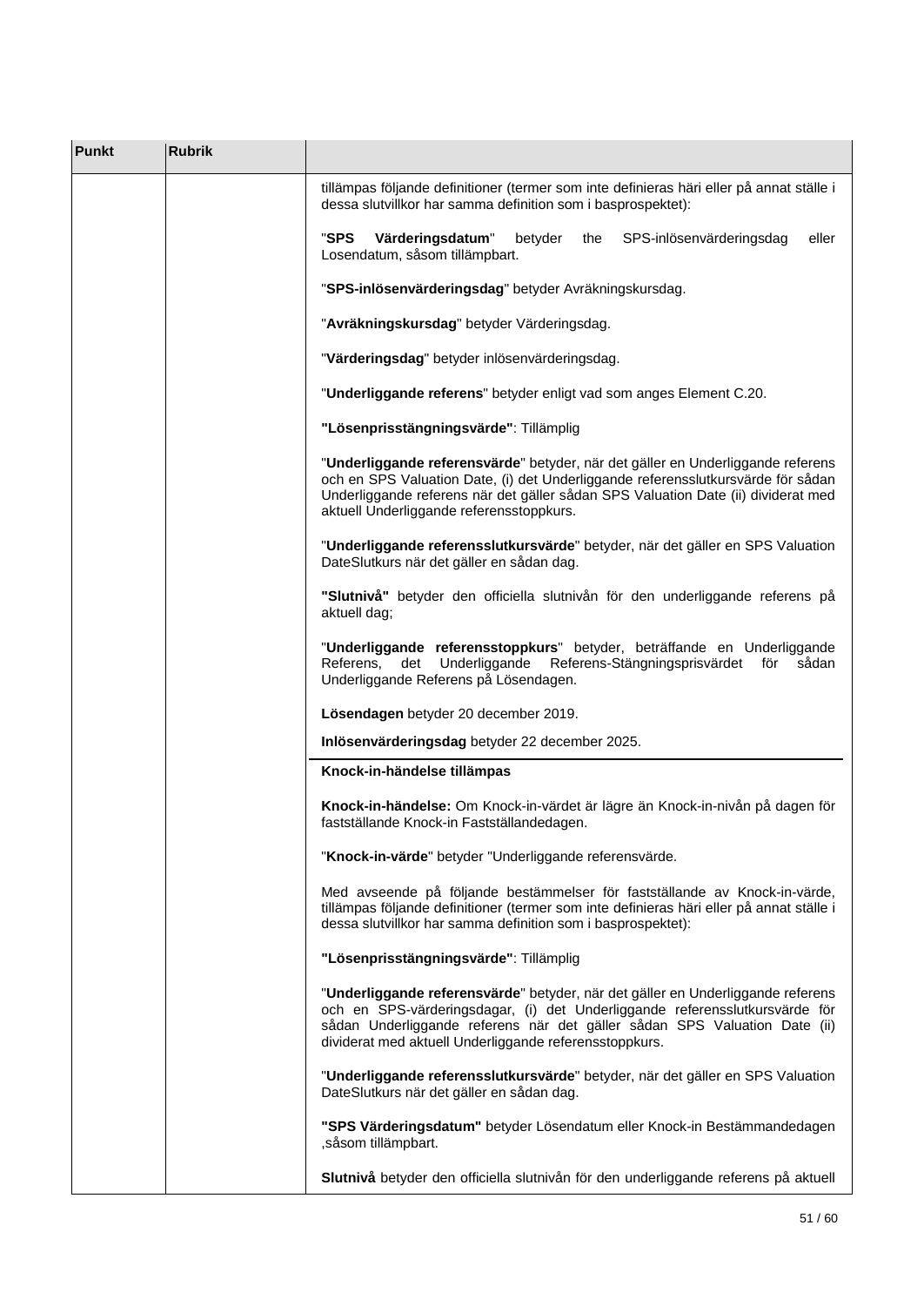| Punkt | Rubrik | |
|---|---|---|
| | | tillämpas följande definitioner (termer som inte definieras häri eller på annat ställe i dessa slutvillkor har samma definition som i basprospektet):<br><br>"**SPS Värderingsdatum**" betyder the SPS-inlösenvärderingsdag eller Losendatum, såsom tillämpbart.<br><br>"**SPS-inlösenvärderingsdag**" betyder Avräkningskursdag.<br><br>"**Avräkningskursdag**" betyder Värderingsdag.<br><br>"**Värderingsdag**" betyder inlösenvärderingsdag.<br><br>"**Underliggande referens**" betyder enligt vad som anges Element C.20.<br><br>**"Lösenprisstängningsvärde"**: Tillämplig<br><br>"**Underliggande referensvärde**" betyder, när det gäller en Underliggande referens och en SPS Valuation Date, (i) det Underliggande referensslutkursvärde för sådan Underliggande referens när det gäller sådan SPS Valuation Date (ii) dividerat med aktuell Underliggande referensstoppkurs.<br><br>"**Underliggande referensslutkursvärde**" betyder, när det gäller en SPS Valuation DateSlutkurs när det gäller en sådan dag.<br><br>**"Slutnivå"** betyder den officiella slutnivån för den underliggande referens på aktuell dag;<br><br>"**Underliggande referensstoppkurs**" betyder, beträffande en Underliggande Referens, det Underliggande Referens-Stängningsprisvärdet för sådan Underliggande Referens på Lösendagen.<br><br>**Lösendagen** betyder 20 december 2019.<br><br>**Inlösenvärderingsdag** betyder 22 december 2025. |
| | | **Knock-in-händelse tillämpas**<br><br>**Knock-in-händelse:** Om Knock-in-värdet är lägre än Knock-in-nivån på dagen för fastställande Knock-in Fastställandedagen.<br><br>"**Knock-in-värde**" betyder "Underliggande referensvärde.<br><br>Med avseende på följande bestämmelser för fastställande av Knock-in-värde, tillämpas följande definitioner (termer som inte definieras häri eller på annat ställe i dessa slutvillkor har samma definition som i basprospektet):<br><br>**"Lösenprisstängningsvärde"**: Tillämplig<br><br>"**Underliggande referensvärde**" betyder, när det gäller en Underliggande referens och en SPS-värderingsdagar, (i) det Underliggande referensslutkursvärde för sådan Underliggande referens när det gäller sådan SPS Valuation Date (ii) dividerat med aktuell Underliggande referensstoppkurs.<br><br>"**Underliggande referensslutkursvärde**" betyder, när det gäller en SPS Valuation DateSlutkurs när det gäller en sådan dag.<br><br>**"SPS Värderingsdatum"** betyder Lösendatum eller Knock-in Bestämmandedagen ,såsom tillämpbart.<br><br>**Slutnivå** betyder den officiella slutnivån för den underliggande referens på aktuell |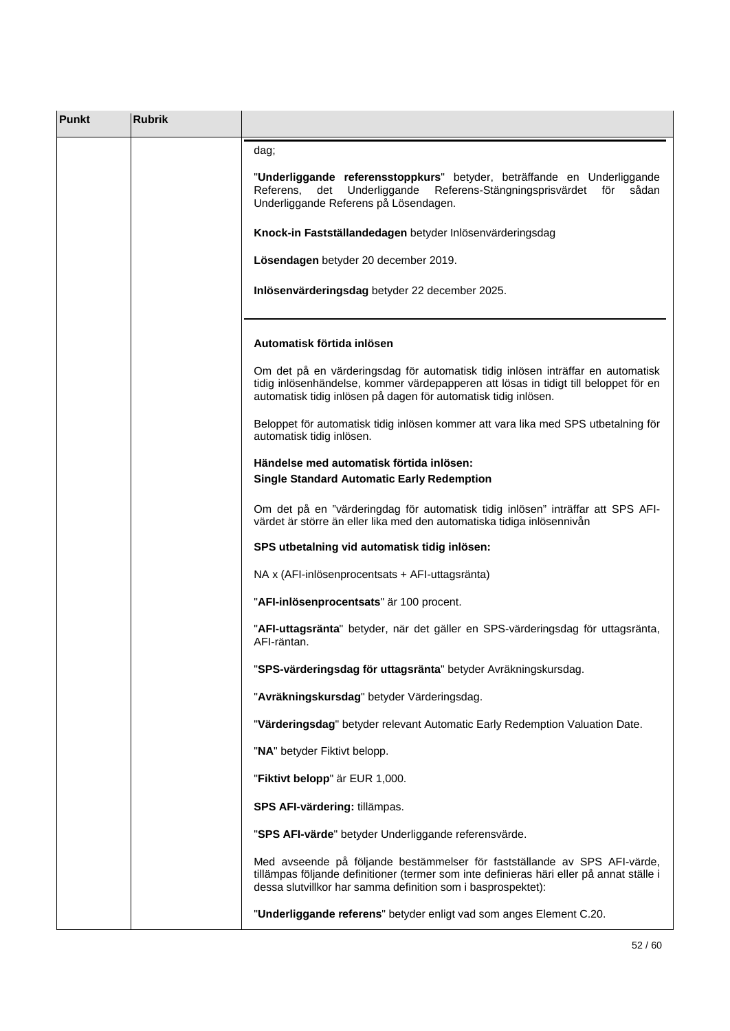| Punkt | Rubrik | |
|---|---|---|
| | | dag;<br><br>"**Underliggande referensstoppkurs**" betyder, beträffande en Underliggande Referens, det Underliggande Referens-Stängningsprisvärdet för sådan Underliggande Referens på Lösendagen.<br><br>**Knock-in Fastställandedagen** betyder Inlösenvärderingsdag<br><br>**Lösendagen** betyder 20 december 2019.<br><br>**Inlösenvärderingsdag** betyder 22 december 2025. |
| | | **Automatisk förtida inlösen**<br><br>Om det på en värderingsdag för automatisk tidig inlösen inträffar en automatisk tidig inlösenhändelse, kommer värdepapperen att lösas in tidigt till beloppet för en automatisk tidig inlösen på dagen för automatisk tidig inlösen.<br><br>Beloppet för automatisk tidig inlösen kommer att vara lika med SPS utbetalning för automatisk tidig inlösen.<br><br>**Händelse med automatisk förtida inlösen:**<br>**Single Standard Automatic Early Redemption**<br><br>Om det på en "värderingdag för automatisk tidig inlösen" inträffar att SPS AFI-värdet är större än eller lika med den automatiska tidiga inlösennivån<br><br>**SPS utbetalning vid automatisk tidig inlösen:**<br><br>NA x (AFI-inlösenprocentsats + AFI-uttagsränta)<br><br>"**AFI-inlösenprocentsats**" är 100 procent.<br><br>"**AFI-uttagsränta**" betyder, när det gäller en SPS-värderingsdag för uttagsränta, AFI-räntan.<br><br>"**SPS-värderingsdag för uttagsränta**" betyder Avräkningskursdag.<br><br>"**Avräkningskursdag**" betyder Värderingsdag.<br><br>"**Värderingsdag**" betyder relevant Automatic Early Redemption Valuation Date.<br><br>"**NA**" betyder Fiktivt belopp.<br><br>"**Fiktivt belopp**" är EUR 1,000.<br><br>**SPS AFI-värdering:** tillämpas.<br><br>"**SPS AFI-värde**" betyder Underliggande referensvärde.<br><br>Med avseende på följande bestämmelser för fastställande av SPS AFI-värde, tillämpas följande definitioner (termer som inte definieras häri eller på annat ställe i dessa slutvillkor har samma definition som i basprospektet):<br><br>"**Underliggande referens**" betyder enligt vad som anges Element C.20. |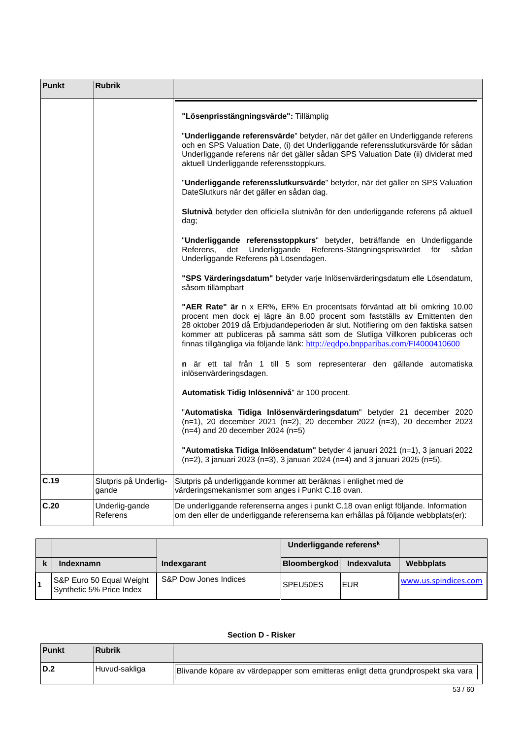| Punkt | Rubrik | |
|---|---|---|
| | | **"Lösenprisstängningsvärde":** Tillämplig<br><br>"**Underliggande referensvärde**" betyder, när det gäller en Underliggande referens och en SPS Valuation Date, (i) det Underliggande referensslutkursvärde för sådan Underliggande referens när det gäller sådan SPS Valuation Date (ii) dividerat med aktuell Underliggande referensstoppkurs.<br><br>"**Underliggande referensslutkursvärde**" betyder, när det gäller en SPS Valuation DateSlutkurs när det gäller en sådan dag.<br><br>**Slutnivå** betyder den officiella slutnivån för den underliggande referens på aktuell dag;<br><br>"**Underliggande referensstoppkurs**" betyder, beträffande en Underliggande Referens, det Underliggande Referens-Stängningsprisvärdet för sådan Underliggande Referens på Lösendagen.<br><br>**"SPS Värderingsdatum"** betyder varje Inlösenvärderingsdatum elle Lösendatum, såsom tillämpbart<br><br>**"AER Rate" är** n x ER%, ER% En procentsats förväntad att bli omkring 10.00 procent men dock ej lägre än 8.00 procent som fastställs av Emittenten den 28 oktober 2019 då Erbjudandeperioden är slut. Notifiering om den faktiska satsen kommer att publiceras på samma sätt som de Slutliga Villkoren publiceras och finnas tillgängliga via följande länk: http://eqdpo.bnpparibas.com/FI4000410600<br><br>**n** är ett tal från 1 till 5 som representerar den gällande automatiska inlösenvärderingsdagen.<br><br>**Automatisk Tidig Inlösennivå**" är 100 procent.<br><br>"**Automatiska Tidiga Inlösenvärderingsdatum**" betyder 21 december 2020 (n=1), 20 december 2021 (n=2), 20 december 2022 (n=3), 20 december 2023 (n=4) and 20 december 2024 (n=5)<br><br>**"Automatiska Tidiga Inlösendatum"** betyder 4 januari 2021 (n=1), 3 januari 2022 (n=2), 3 januari 2023 (n=3), 3 januari 2024 (n=4) and 3 januari 2025 (n=5). |
| **C.19** | Slutpris på Underlig-gande | Slutpris på underliggande kommer att beräknas i enlighet med de värderingsmekanismer som anges i Punkt C.18 ovan. |
| **C.20** | Underlig-gande Referens | De underliggande referenserna anges i punkt C.18 ovan enligt följande. Information om den eller de underliggande referenserna kan erhållas på följande webbplats(er): |

| | | | **Underliggande referens[k]** | | |
|---|---|---|---|---|---|
| **k** | **Indexnamn** | **Indexgarant** | **Bloombergkod** | **Indexvaluta** | **Webbplats** |
| 1 | S&P Euro 50 Equal Weight Synthetic 5% Price Index | S&P Dow Jones Indices | SPEU50ES | EUR | www.us.spindices.com |

**Section D - Risker**

| Punkt | Rubrik | |
|---|---|---|
| **D.2** | Huvud-sakliga | Blivande köpare av värdepapper som emitteras enligt detta grundprospekt ska vara |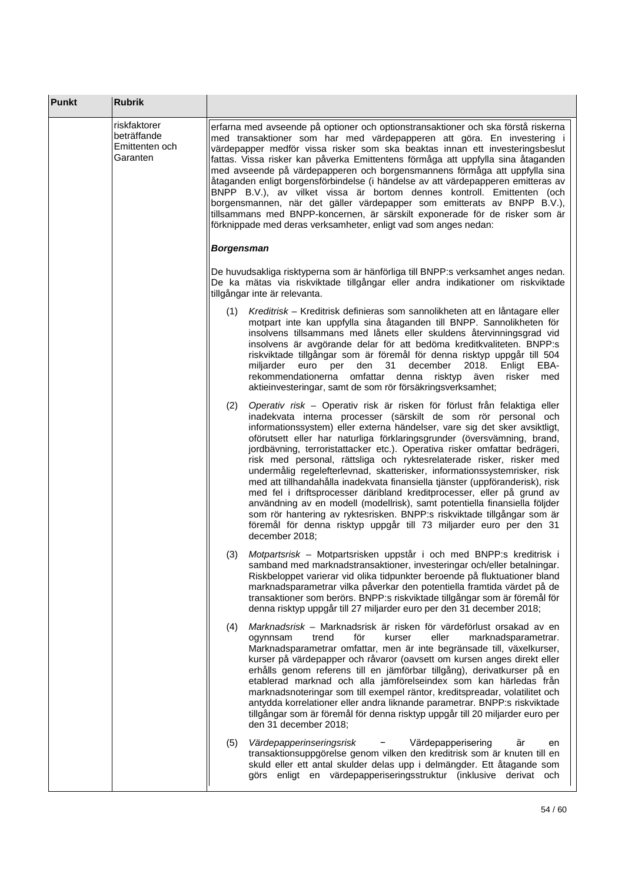| Punkt | Rubrik | |
|---|---|---|
| | riskfaktorer beträffande Emittenten och Garanten | erfarna med avseende på optioner och optionstransaktioner och ska förstå riskerna med transaktioner som har med värdepapperen att göra. En investering i värdepapper medför vissa risker som ska beaktas innan ett investeringsbeslut fattas. Vissa risker kan påverka Emittentens förmåga att uppfylla sina åtaganden med avseende på värdepapperen och borgensmannens förmåga att uppfylla sina åtaganden enligt borgensförbindelse (i händelse av att värdepapperen emitteras av BNPP B.V.), av vilket vissa är bortom dennes kontroll. Emittenten (och borgensmannen, när det gäller värdepapper som emitterats av BNPP B.V.), tillsammans med BNPP-koncernen, är särskilt exponerade för de risker som är förknippade med deras verksamheter, enligt vad som anges nedan:<br><br>***Borgensman***<br><br>De huvudsakliga risktyperna som är hänförliga till BNPP:s verksamhet anges nedan. De ka mätas via riskviktade tillgångar eller andra indikationer om riskviktade tillgångar inte är relevanta.<br><br>(1) *Kreditrisk* – Kreditrisk definieras som sannolikheten att en låntagare eller motpart inte kan uppfylla sina åtaganden till BNPP. Sannolikheten för insolvens tillsammans med lånets eller skuldens återvinningsgrad vid insolvens är avgörande delar för att bedöma kreditkvaliteten. BNPP:s riskviktade tillgångar som är föremål för denna risktyp uppgår till 504 miljarder euro per den 31 december 2018. Enligt EBA-rekommendationerna omfattar denna risktyp även risker med aktieinvesteringar, samt de som rör försäkringsverksamhet;<br><br>(2) *Operativ risk* – Operativ risk är risken för förlust från felaktiga eller inadekvata interna processer (särskilt de som rör personal och informationssystem) eller externa händelser, vare sig det sker avsiktligt, oförutsett eller har naturliga förklaringsgrunder (översvämning, brand, jordbävning, terroristattacker etc.). Operativa risker omfattar bedrägeri, risk med personal, rättsliga och ryktesrelaterade risker, risker med undermålig regelefterlevnad, skatterisker, informationssystemrisker, risk med att tillhandahålla inadekvata finansiella tjänster (uppföranderisk), risk med fel i driftsprocesser däribland kreditprocesser, eller på grund av användning av en modell (modellrisk), samt potentiella finansiella följder som rör hantering av ryktesrisken. BNPP:s riskviktade tillgångar som är föremål för denna risktyp uppgår till 73 miljarder euro per den 31 december 2018;<br><br>(3) *Motpartsrisk* – Motpartsrisken uppstår i och med BNPP:s kreditrisk i samband med marknadstransaktioner, investeringar och/eller betalningar. Riskbeloppet varierar vid olika tidpunkter beroende på fluktuationer bland marknadsparametrar vilka påverkar den potentiella framtida värdet på de transaktioner som berörs. BNPP:s riskviktade tillgångar som är föremål för denna risktyp uppgår till 27 miljarder euro per den 31 december 2018;<br><br>(4) *Marknadsrisk* – Marknadsrisk är risken för värdeförlust orsakad av en ogynnsam trend för kurser eller marknadsparametrar. Marknadsparametrar omfattar, men är inte begränsade till, växelkurser, kurser på värdepapper och råvaror (oavsett om kursen anges direkt eller erhålls genom referens till en jämförbar tillgång), derivatkurser på en etablerad marknad och alla jämförelseindex som kan härledas från marknadsnoteringar som till exempel räntor, kreditspreadar, volatilitet och antydda korrelationer eller andra liknande parametrar. BNPP:s riskviktade tillgångar som är föremål för denna risktyp uppgår till 20 miljarder euro per den 31 december 2018;<br><br>(5) *Värdepapperinseringsrisk* − Värdepapperisering är en transaktionsuppgörelse genom vilken den kreditrisk som är knuten till en skuld eller ett antal skulder delas upp i delmängder. Ett åtagande som görs enligt en värdepapperiseringsstruktur (inklusive derivat och |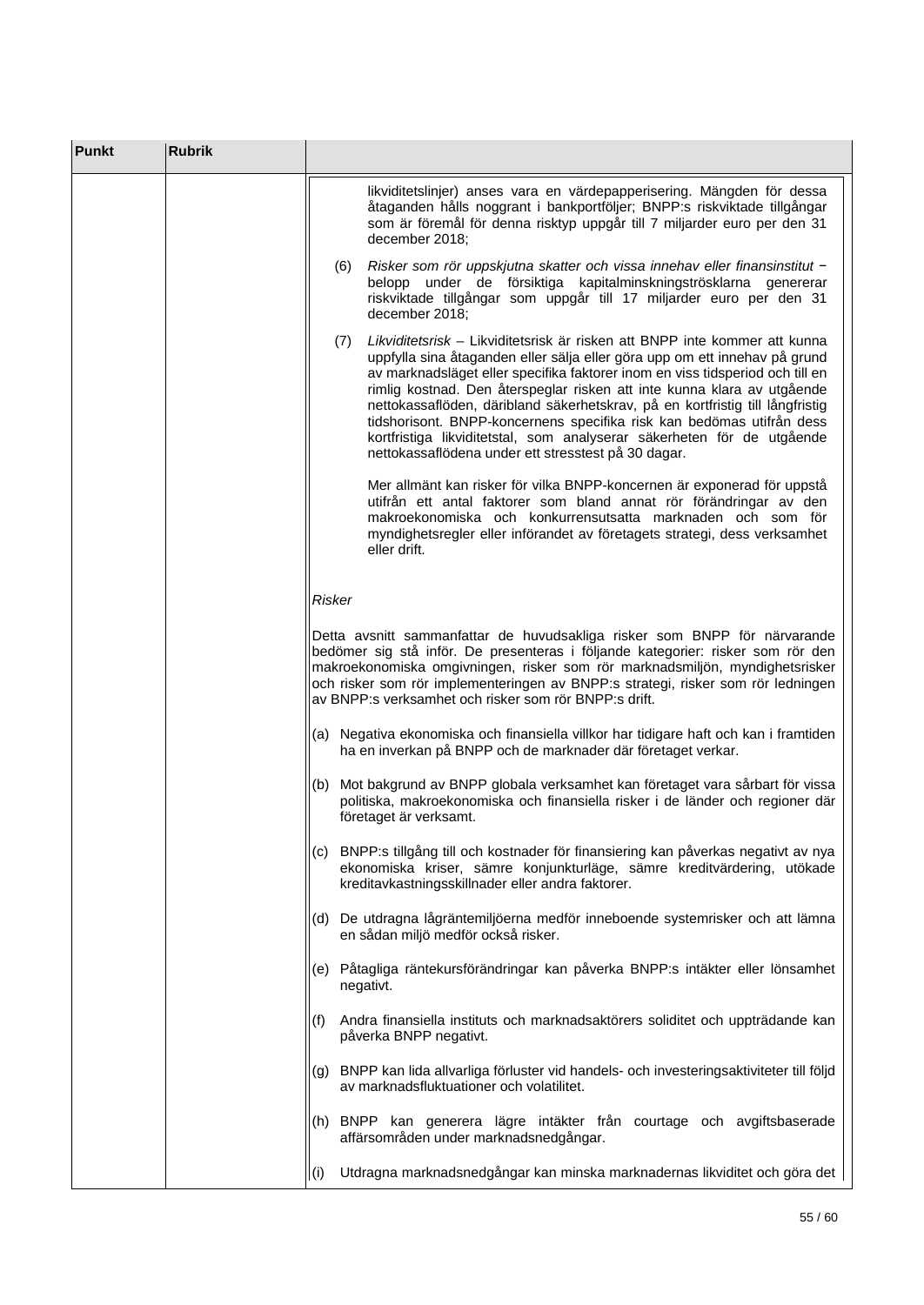| Punkt | Rubrik | |
|---|---|---|
| | | likviditetslinjer) anses vara en värdepapperisering. Mängden för dessa åtaganden hålls noggrant i bankportföljer; BNPP:s riskviktade tillgångar som är föremål för denna risktyp uppgår till 7 miljarder euro per den 31 december 2018;<br><br>(6) *Risker som rör uppskjutna skatter och vissa innehav eller finansinstitut* − belopp under de försiktiga kapitalminskningströsklarna genererar riskviktade tillgångar som uppgår till 17 miljarder euro per den 31 december 2018;<br><br>(7) *Likviditetsrisk* – Likviditetsrisk är risken att BNPP inte kommer att kunna uppfylla sina åtaganden eller sälja eller göra upp om ett innehav på grund av marknadsläget eller specifika faktorer inom en viss tidsperiod och till en rimlig kostnad. Den återspeglar risken att inte kunna klara av utgående nettokassaflöden, däribland säkerhetskrav, på en kortfristig till långfristig tidshorisont. BNPP-koncernens specifika risk kan bedömas utifrån dess kortfristiga likviditetstal, som analyserar säkerheten för de utgående nettokassaflödena under ett stresstest på 30 dagar.<br><br>Mer allmänt kan risker för vilka BNPP-koncernen är exponerad för uppstå utifrån ett antal faktorer som bland annat rör förändringar av den makroekonomiska och konkurrensutsatta marknaden och som för myndighetsregler eller införandet av företagets strategi, dess verksamhet eller drift.<br><br>*Risker*<br><br>Detta avsnitt sammanfattar de huvudsakliga risker som BNPP för närvarande bedömer sig stå inför. De presenteras i följande kategorier: risker som rör den makroekonomiska omgivningen, risker som rör marknadsmiljön, myndighetsrisker och risker som rör implementeringen av BNPP:s strategi, risker som rör ledningen av BNPP:s verksamhet och risker som rör BNPP:s drift.<br><br>(a) Negativa ekonomiska och finansiella villkor har tidigare haft och kan i framtiden ha en inverkan på BNPP och de marknader där företaget verkar.<br><br>(b) Mot bakgrund av BNPP globala verksamhet kan företaget vara sårbart för vissa politiska, makroekonomiska och finansiella risker i de länder och regioner där företaget är verksamt.<br><br>(c) BNPP:s tillgång till och kostnader för finansiering kan påverkas negativt av nya ekonomiska kriser, sämre konjunkturläge, sämre kreditvärdering, utökade kreditavkastningsskillnader eller andra faktorer.<br><br>(d) De utdragna lågräntemiljöerna medför inneboende systemrisker och att lämna en sådan miljö medför också risker.<br><br>(e) Påtagliga räntekursförändringar kan påverka BNPP:s intäkter eller lönsamhet negativt.<br><br>(f) Andra finansiella instituts och marknadsaktörers soliditet och uppträdande kan påverka BNPP negativt.<br><br>(g) BNPP kan lida allvarliga förluster vid handels- och investeringsaktiviteter till följd av marknadsfluktuationer och volatilitet.<br><br>(h) BNPP kan generera lägre intäkter från courtage och avgiftsbaserade affärsområden under marknadsnedgångar.<br><br>(i) Utdragna marknadsnedgångar kan minska marknadernas likviditet och göra det |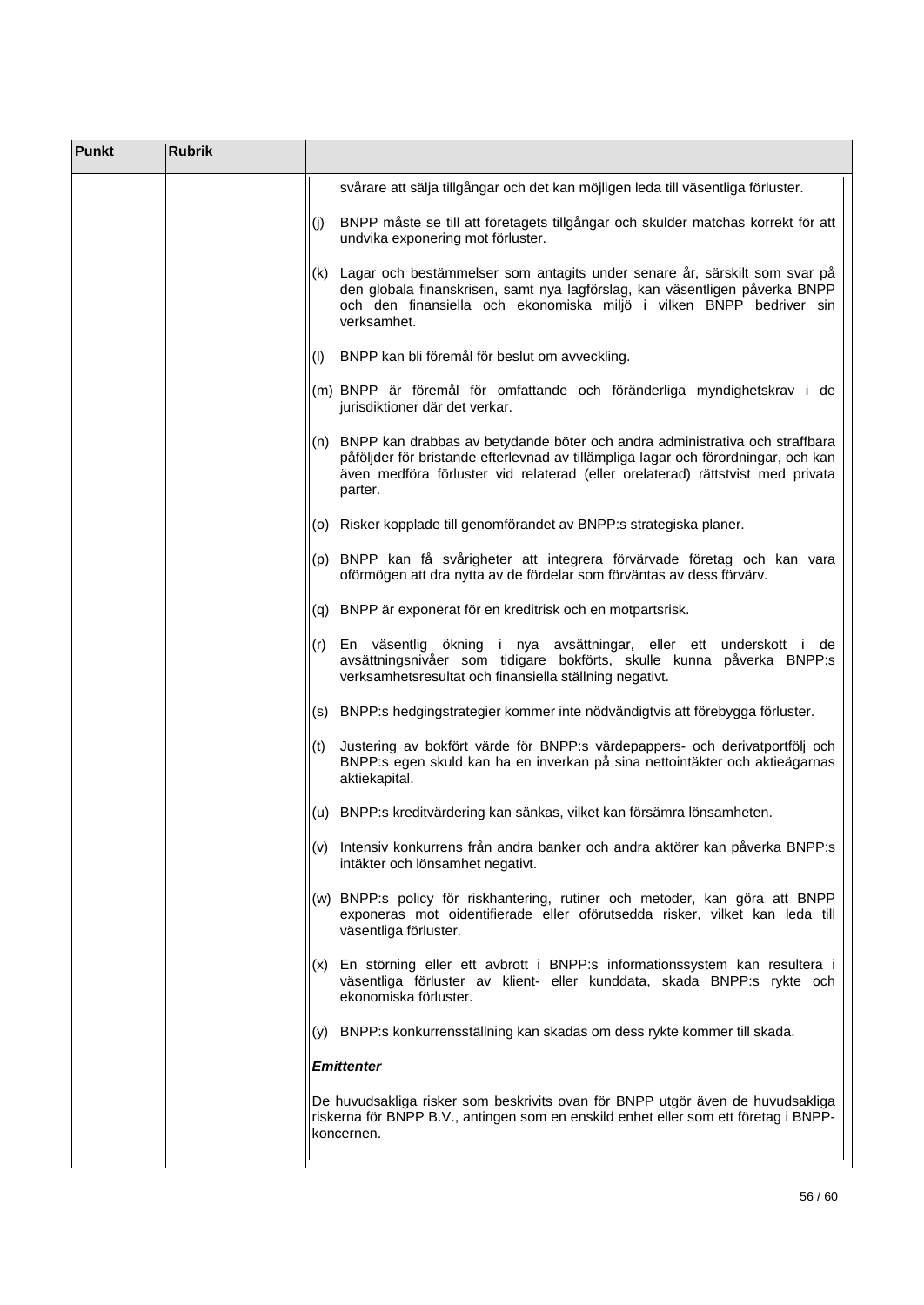| Punkt | Rubrik | |
|---|---|---|
| | | svårare att sälja tillgångar och det kan möjligen leda till väsentliga förluster.<br><br>(j) BNPP måste se till att företagets tillgångar och skulder matchas korrekt för att undvika exponering mot förluster.<br><br>(k) Lagar och bestämmelser som antagits under senare år, särskilt som svar på den globala finanskrisen, samt nya lagförslag, kan väsentligen påverka BNPP och den finansiella och ekonomiska miljö i vilken BNPP bedriver sin verksamhet.<br><br>(l) BNPP kan bli föremål för beslut om avveckling.<br><br>(m) BNPP är föremål för omfattande och föränderliga myndighetskrav i de jurisdiktioner där det verkar.<br><br>(n) BNPP kan drabbas av betydande böter och andra administrativa och straffbara påföljder för bristande efterlevnad av tillämpliga lagar och förordningar, och kan även medföra förluster vid relaterad (eller orelaterad) rättstvist med privata parter.<br><br>(o) Risker kopplade till genomförandet av BNPP:s strategiska planer.<br><br>(p) BNPP kan få svårigheter att integrera förvärvade företag och kan vara oförmögen att dra nytta av de fördelar som förväntas av dess förvärv.<br><br>(q) BNPP är exponerat för en kreditrisk och en motpartsrisk.<br><br>(r) En väsentlig ökning i nya avsättningar, eller ett underskott i de avsättningsnivåer som tidigare bokförts, skulle kunna påverka BNPP:s verksamhetsresultat och finansiella ställning negativt.<br><br>(s) BNPP:s hedgingstrategier kommer inte nödvändigtvis att förebygga förluster.<br><br>(t) Justering av bokfört värde för BNPP:s värdepappers- och derivatportfölj och BNPP:s egen skuld kan ha en inverkan på sina nettointäkter och aktieägarnas aktiekapital.<br><br>(u) BNPP:s kreditvärdering kan sänkas, vilket kan försämra lönsamheten.<br><br>(v) Intensiv konkurrens från andra banker och andra aktörer kan påverka BNPP:s intäkter och lönsamhet negativt.<br><br>(w) BNPP:s policy för riskhantering, rutiner och metoder, kan göra att BNPP exponeras mot oidentifierade eller oförutsedda risker, vilket kan leda till väsentliga förluster.<br><br>(x) En störning eller ett avbrott i BNPP:s informationssystem kan resultera i väsentliga förluster av klient- eller kunddata, skada BNPP:s rykte och ekonomiska förluster.<br><br>(y) BNPP:s konkurrensställning kan skadas om dess rykte kommer till skada.<br><br>***Emittenter***<br><br>De huvudsakliga risker som beskrivits ovan för BNPP utgör även de huvudsakliga riskerna för BNPP B.V., antingen som en enskild enhet eller som ett företag i BNPP-koncernen. |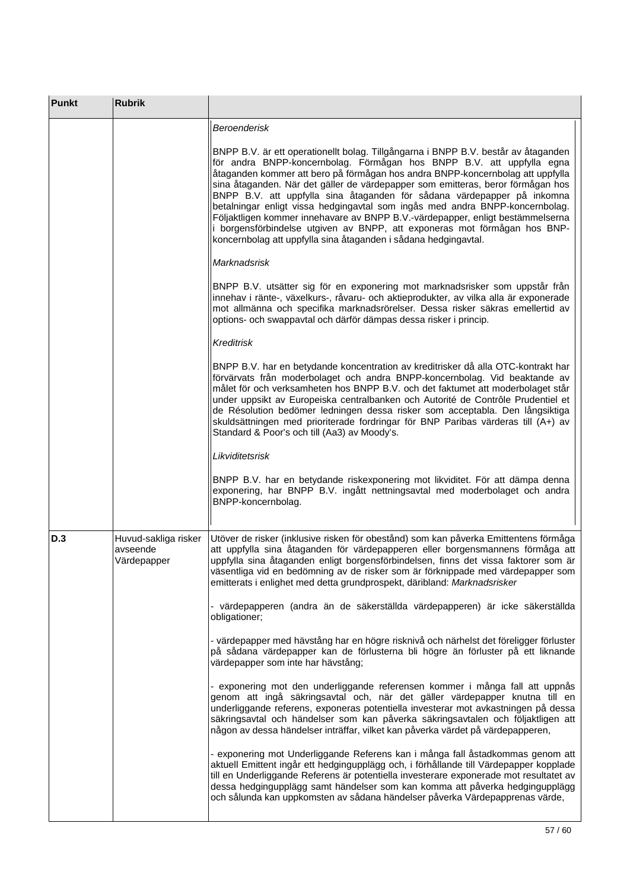| Punkt | Rubrik | |
|---|---|---|
| | | *Beroenderisk*<br><br>BNPP B.V. är ett operationellt bolag. Tillgångarna i BNPP B.V. består av åtaganden för andra BNPP-koncernbolag. Förmågan hos BNPP B.V. att uppfylla egna åtaganden kommer att bero på förmågan hos andra BNPP-koncernbolag att uppfylla sina åtaganden. När det gäller de värdepapper som emitteras, beror förmågan hos BNPP B.V. att uppfylla sina åtaganden för sådana värdepapper på inkomna betalningar enligt vissa hedgingavtal som ingås med andra BNPP-koncernbolag. Följaktligen kommer innehavare av BNPP B.V.-värdepapper, enligt bestämmelserna i borgensförbindelse utgiven av BNPP, att exponeras mot förmågan hos BNP-koncernbolag att uppfylla sina åtaganden i sådana hedgingavtal.<br><br>*Marknadsrisk*<br><br>BNPP B.V. utsätter sig för en exponering mot marknadsrisker som uppstår från innehav i ränte-, växelkurs-, råvaru- och aktieprodukter, av vilka alla är exponerade mot allmänna och specifika marknadsrörelser. Dessa risker säkras emellertid av options- och swappavtal och därför dämpas dessa risker i princip.<br><br>*Kreditrisk*<br><br>BNPP B.V. har en betydande koncentration av kreditrisker då alla OTC-kontrakt har förvärvats från moderbolaget och andra BNPP-koncernbolag. Vid beaktande av målet för och verksamheten hos BNPP B.V. och det faktumet att moderbolaget står under uppsikt av Europeiska centralbanken och Autorité de Contrôle Prudentiel et de Résolution bedömer ledningen dessa risker som acceptabla. Den långsiktiga skuldsättningen med prioriterade fordringar för BNP Paribas värderas till (A+) av Standard & Poor's och till (Aa3) av Moody's.<br><br>*Likviditetsrisk*<br><br>BNPP B.V. har en betydande riskexponering mot likviditet. För att dämpa denna exponering, har BNPP B.V. ingått nettningsavtal med moderbolaget och andra BNPP-koncernbolag. |
| **D.3** | Huvud-sakliga risker avseende Värdepapper | Utöver de risker (inklusive risken för obestånd) som kan påverka Emittentens förmåga att uppfylla sina åtaganden för värdepapper eller borgensmannens förmåga att uppfylla sina åtaganden enligt borgensförbindelsen, finns det vissa faktorer som är väsentliga vid en bedömning av de risker som är förknippade med värdepapper som emitterats i enlighet med detta grundprospekt, däribland: *Marknadsrisker*<br><br>- värdepapperen (andra än de säkerställda värdepapperen) är icke säkerställda obligationer;<br><br>- värdepapper med hävstång har en högre risknivå och närhelst det föreligger förluster på sådana värdepapper kan de förlusterna bli högre än förluster på ett liknande värdepapper som inte har hävstång;<br><br>- exponering mot den underliggande referensen kommer i många fall att uppnås genom att ingå säkringsavtal och, när det gäller värdepapper knutna till en underliggande referens, exponeras potentiella investerar mot avkastningen på dessa säkringsavtal och händelser som kan påverka säkringsavtalen och följaktligen att någon av dessa händelser inträffar, vilket kan påverka värdet på värdepapperen,<br><br>- exponering mot Underliggande Referens kan i många fall åstadkommas genom att aktuell Emittent ingår ett hedgingupplägg och, i förhållande till Värdepapper kopplade till en Underliggande Referens är potentiella investerare exponerade mot resultatet av dessa hedgingupplägg samt händelser som kan komma att påverka hedgingupplägg och sålunda kan uppkomsten av sådana händelser påverka Värdepapprenas värde, |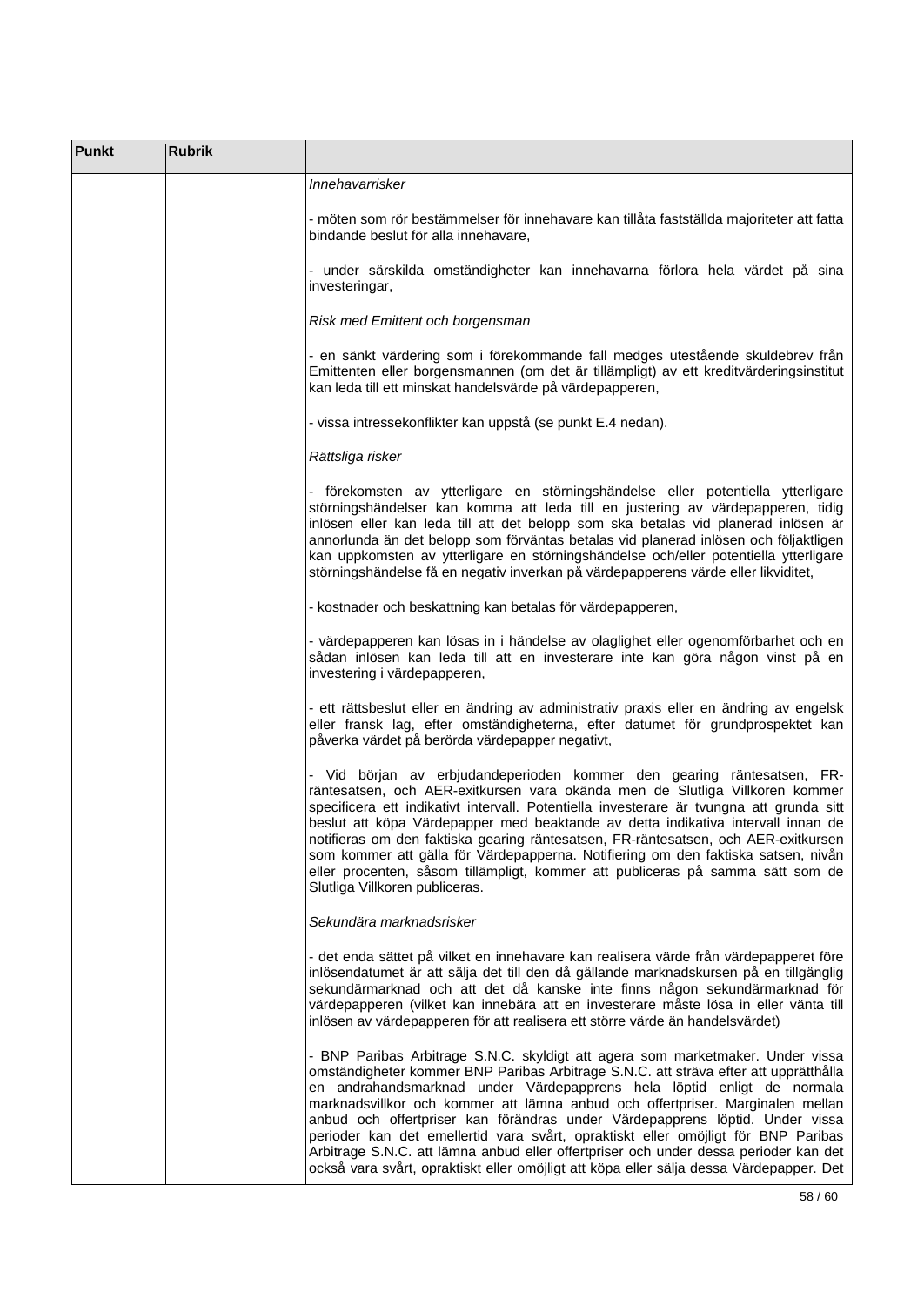| Punkt | Rubrik | |
|---|---|---|
| | | *Innehavarrisker*<br><br>- möten som rör bestämmelser för innehavare kan tillåta fastställda majoriteter att fatta bindande beslut för alla innehavare,<br><br>- under särskilda omständigheter kan innehavarna förlora hela värdet på sina investeringar,<br><br>*Risk med Emittent och borgensman*<br><br>- en sänkt värdering som i förekommande fall medges utestående skuldebrev från Emittenten eller borgensmannen (om det är tillämpligt) av ett kreditvärderingsinstitut kan leda till ett minskat handelsvärde på värdepapperen,<br><br>- vissa intressekonflikter kan uppstå (se punkt E.4 nedan).<br><br>*Rättsliga risker*<br><br>- förekomsten av ytterligare en störningshändelse eller potentiella ytterligare störningshändelser kan komma att leda till en justering av värdepapperen, tidig inlösen eller kan leda till att det belopp som ska betalas vid planerad inlösen är annorlunda än det belopp som förväntas betalas vid planerad inlösen och följaktligen kan uppkomsten av ytterligare en störningshändelse och/eller potentiella ytterligare störningshändelse få en negativ inverkan på värdepapperens värde eller likviditet,<br><br>- kostnader och beskattning kan betalas för värdepapperen,<br><br>- värdepapperen kan lösas in i händelse av olaglighet eller ogenomförbarhet och en sådan inlösen kan leda till att en investerare inte kan göra någon vinst på en investering i värdepapperen,<br><br>- ett rättsbeslut eller en ändring av administrativ praxis eller en ändring av engelsk eller fransk lag, efter omständigheterna, efter datumet för grundprospektet kan påverka värdet på berörda värdepapper negativt,<br><br>- Vid början av erbjudandeperioden kommer den gearing räntesatsen, FR-räntesatsen, och AER-exitkursen vara okända men de Slutliga Villkoren kommer specificera ett indikativt intervall. Potentiella investerare är tvungna att grunda sitt beslut att köpa Värdepapper med beaktande av detta indikativa intervall innan de notifieras om den faktiska gearing räntesatsen, FR-räntesatsen, och AER-exitkursen som kommer att gälla för Värdepapperna. Notifiering om den faktiska satsen, nivån eller procenten, såsom tillämpligt, kommer att publiceras på samma sätt som de Slutliga Villkoren publiceras.<br><br>*Sekundära marknadsrisker*<br><br>- det enda sättet på vilket en innehavare kan realisera värde från värdepapperet före inlösendatumet är att sälja det till den då gällande marknadskursen på en tillgänglig sekundärmarknad och att det då kanske inte finns någon sekundärmarknad för värdepapperen (vilket kan innebära att en investerare måste lösa in eller vänta till inlösen av värdepapperen för att realisera ett större värde än handelsvärdet)<br><br>- BNP Paribas Arbitrage S.N.C. skyldigt att agera som marketmaker. Under vissa omständigheter kommer BNP Paribas Arbitrage S.N.C. att sträva efter att upprätthålla en andrahandsmarknad under Värdepapprens hela löptid enligt de normala marknadsvillkor och kommer att lämna anbud och offertpriser. Marginalen mellan anbud och offertpriser kan förändras under Värdepapprens löptid. Under vissa perioder kan det emellertid vara svårt, opraktiskt eller omöjligt för BNP Paribas Arbitrage S.N.C. att lämna anbud eller offertpriser och under dessa perioder kan det också vara svårt, opraktiskt eller omöjligt att köpa eller sälja dessa Värdepapper. Det |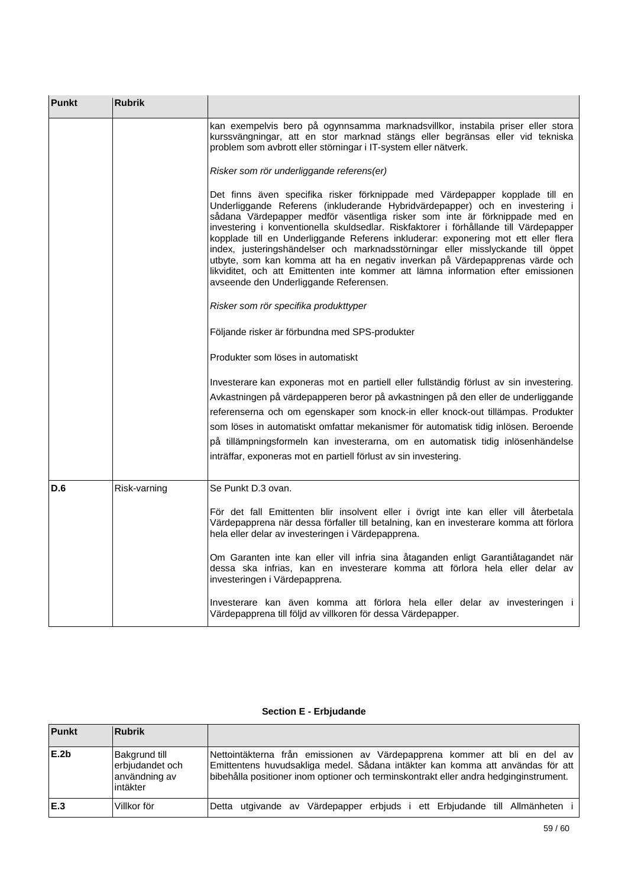| Punkt | Rubrik | |
|---|---|---|
| | | kan exempelvis bero på ogynnsamma marknadsvillkor, instabila priser eller stora kurssvängningar, att en stor marknad stängs eller begränsas eller vid tekniska problem som avbrott eller störningar i IT-system eller nätverk.<br><br>*Risker som rör underliggande referens(er)*<br><br>Det finns även specifika risker förknippade med Värdepapper kopplade till en Underliggande Referens (inkluderande Hybridvärdepapper) och en investering i sådana Värdepapper medför väsentliga risker som inte är förknippade med en investering i konventionella skuldsedlar. Riskfaktorer i förhållande till Värdepapper kopplade till en Underliggande Referens inkluderar: exponering mot ett eller flera index, justeringshändelser och marknadsstörningar eller misslyckande till öppet utbyte, som kan komma att ha en negativ inverkan på Värdepapprenas värde och likviditet, och att Emittenten inte kommer att lämna information efter emissionen avseende den Underliggande Referensen.<br><br>*Risker som rör specifika produkttyper*<br><br>Följande risker är förbundna med SPS-produkter<br><br>Produkter som löses in automatiskt<br><br>Investerare kan exponeras mot en partiell eller fullständig förlust av sin investering. Avkastningen på värdepapperen beror på avkastningen på den eller de underliggande referenserna och om egenskaper som knock-in eller knock-out tillämpas. Produkter som löses in automatiskt omfattar mekanismer för automatisk tidig inlösen. Beroende på tillämpningsformeln kan investerarna, om en automatisk tidig inlösenhändelse inträffar, exponeras mot en partiell förlust av sin investering. |
| **D.6** | Risk-varning | Se Punkt D.3 ovan.<br><br>För det fall Emittenten blir insolvent eller i övrigt inte kan eller vill återbetala Värdepapprena när dessa förfaller till betalning, kan en investerare komma att förlora hela eller delar av investeringen i Värdepapprena.<br><br>Om Garanten inte kan eller vill infria sina åtaganden enligt Garantiåtagandet när dessa ska infrias, kan en investerare komma att förlora hela eller delar av investeringen i Värdepapprena.<br><br>Investerare kan även komma att förlora hela eller delar av investeringen i Värdepapprena till följd av villkoren för dessa Värdepapper. |

**Section E - Erbjudande**

| Punkt | Rubrik | |
|---|---|---|
| **E.2b** | Bakgrund till erbjudandet och användning av intäkter | Nettointäkterna från emissionen av Värdepapprena kommer att bli en del av Emittentens huvudsakliga medel. Sådana intäkter kan komma att användas för att bibehålla positioner inom optioner och terminskontrakt eller andra hedginginstrument. |
| **E.3** | Villkor för | Detta utgivande av Värdepapper erbjuds i ett Erbjudande till Allmänheten i |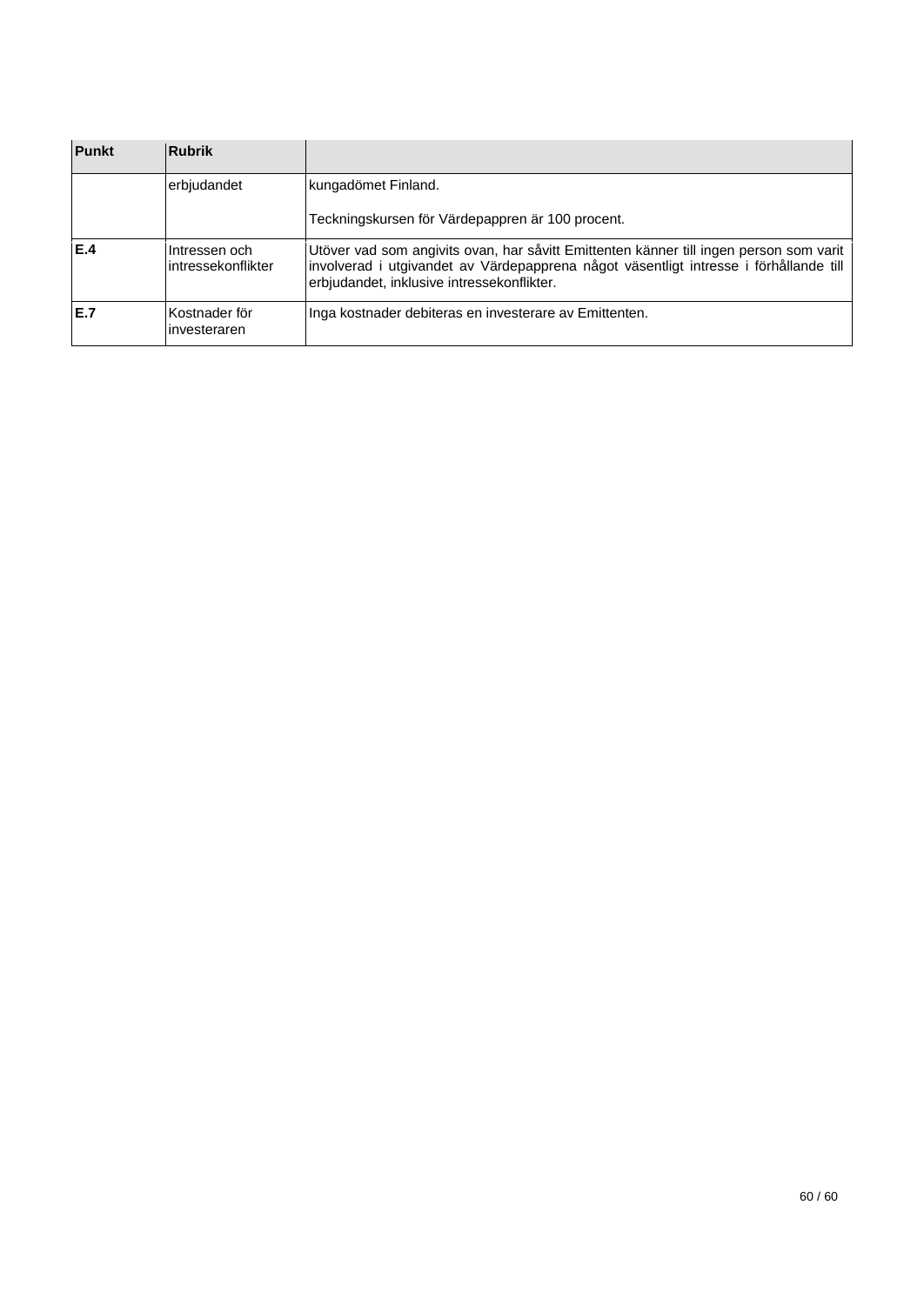| Punkt | Rubrik | |
|---|---|---|
| | erbjudandet | kungadömet Finland.<br><br>Teckningskursen för Värdepappren är 100 procent. |
| **E.4** | Intressen och intressekonflikter | Utöver vad som angivits ovan, har såvitt Emittenten känner till ingen person som varit involverad i utgivandet av Värdepapprena något väsentligt intresse i förhållande till erbjudandet, inklusive intressekonflikter. |
| **E.7** | Kostnader för investeraren | Inga kostnader debiteras en investerare av Emittenten. |